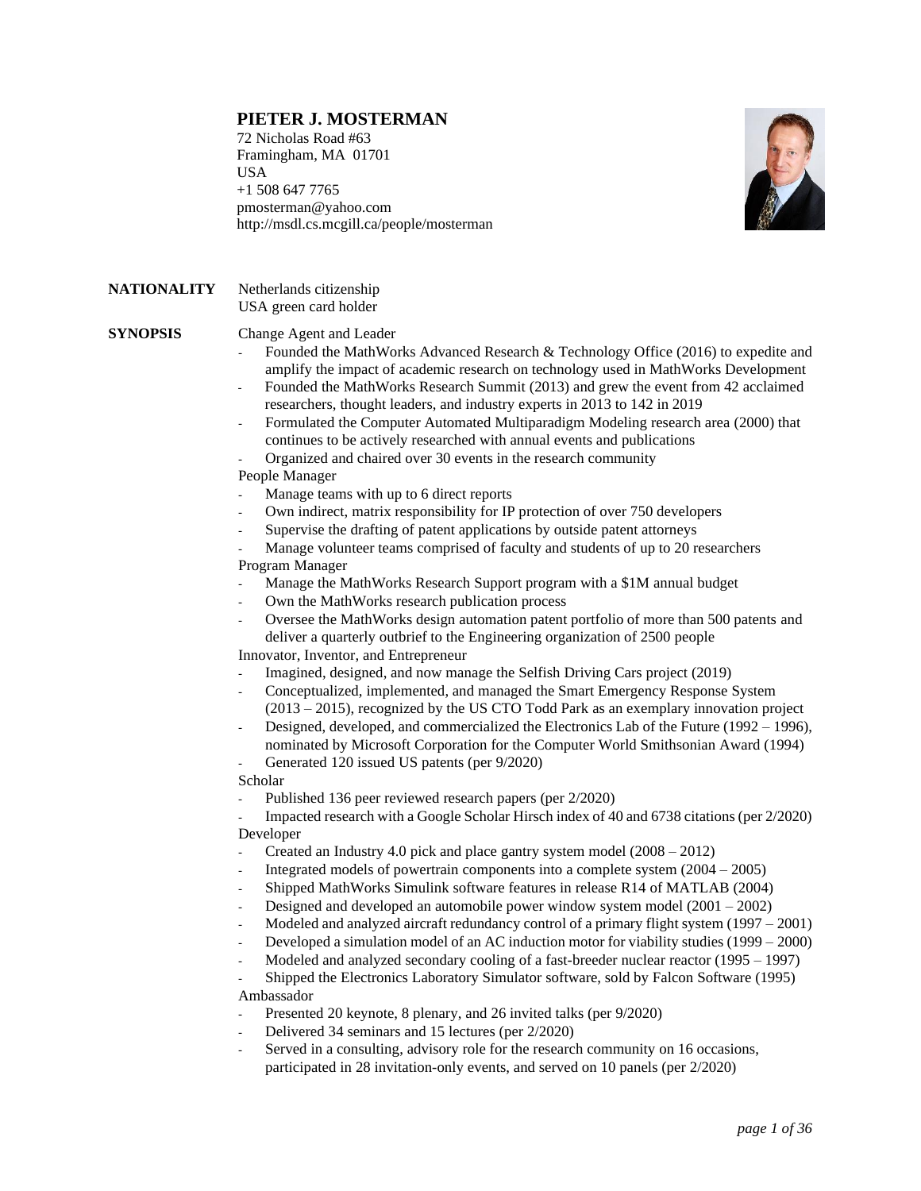# PIETER J. MOSTERMAN

72 Nicholas Road #63
Framingham, MA 01701
USA
+1 508 647 7765
pmosterman@yahoo.com
http://msdl.cs.mcgill.ca/people/mosterman

**NATIONALITY**

Netherlands citizenship
USA green card holder

**SYNOPSIS**

Change Agent and Leader

- Founded the MathWorks Advanced Research & Technology Office (2016) to expedite and amplify the impact of academic research on technology used in MathWorks Development
- Founded the MathWorks Research Summit (2013) and grew the event from 42 acclaimed researchers, thought leaders, and industry experts in 2013 to 142 in 2019
- Formulated the Computer Automated Multiparadigm Modeling research area (2000) that continues to be actively researched with annual events and publications
- Organized and chaired over 30 events in the research community

People Manager

- Manage teams with up to 6 direct reports
- Own indirect, matrix responsibility for IP protection of over 750 developers
- Supervise the drafting of patent applications by outside patent attorneys
- Manage volunteer teams comprised of faculty and students of up to 20 researchers

Program Manager

- Manage the MathWorks Research Support program with a $1M annual budget
- Own the MathWorks research publication process
- Oversee the MathWorks design automation patent portfolio of more than 500 patents and deliver a quarterly outbrief to the Engineering organization of 2500 people

Innovator, Inventor, and Entrepreneur

- Imagined, designed, and now manage the Selfish Driving Cars project (2019)
- Conceptualized, implemented, and managed the Smart Emergency Response System (2013 – 2015), recognized by the US CTO Todd Park as an exemplary innovation project
- Designed, developed, and commercialized the Electronics Lab of the Future (1992 – 1996), nominated by Microsoft Corporation for the Computer World Smithsonian Award (1994)
- Generated 120 issued US patents (per 9/2020)

Scholar

- Published 136 peer reviewed research papers (per 2/2020)
- Impacted research with a Google Scholar Hirsch index of 40 and 6738 citations (per 2/2020)

Developer

- Created an Industry 4.0 pick and place gantry system model (2008 – 2012)
- Integrated models of powertrain components into a complete system (2004 – 2005)
- Shipped MathWorks Simulink software features in release R14 of MATLAB (2004)
- Designed and developed an automobile power window system model (2001 – 2002)
- Modeled and analyzed aircraft redundancy control of a primary flight system (1997 – 2001)
- Developed a simulation model of an AC induction motor for viability studies (1999 – 2000)
- Modeled and analyzed secondary cooling of a fast-breeder nuclear reactor (1995 – 1997)
- Shipped the Electronics Laboratory Simulator software, sold by Falcon Software (1995)

Ambassador

- Presented 20 keynote, 8 plenary, and 26 invited talks (per 9/2020)
- Delivered 34 seminars and 15 lectures (per 2/2020)
- Served in a consulting, advisory role for the research community on 16 occasions, participated in 28 invitation-only events, and served on 10 panels (per 2/2020)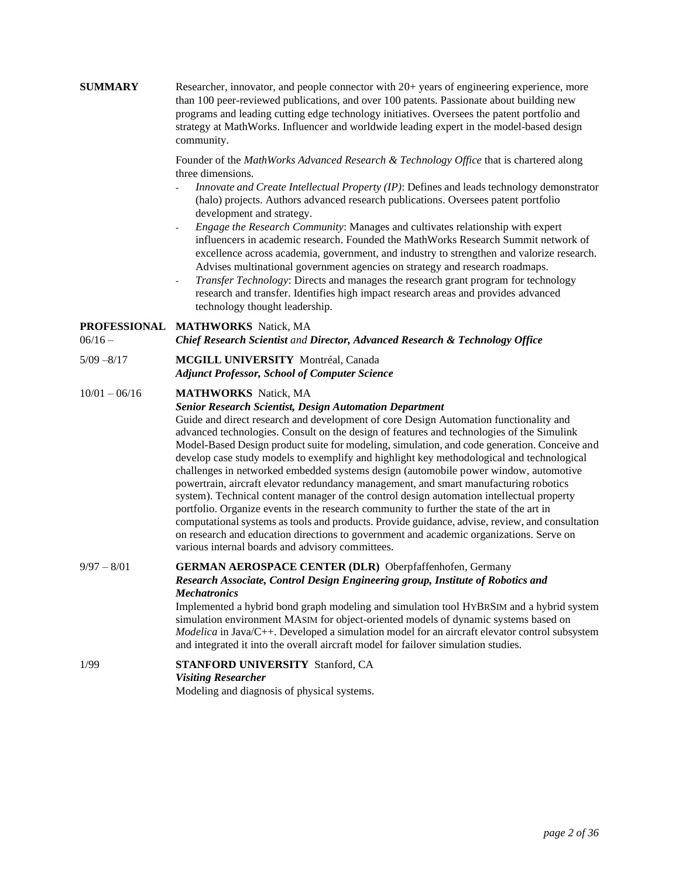**SUMMARY**

Researcher, innovator, and people connector with 20+ years of engineering experience, more than 100 peer-reviewed publications, and over 100 patents. Passionate about building new programs and leading cutting edge technology initiatives. Oversees the patent portfolio and strategy at MathWorks. Influencer and worldwide leading expert in the model-based design community.

Founder of the *MathWorks Advanced Research & Technology Office* that is chartered along three dimensions.

- *Innovate and Create Intellectual Property (IP)*: Defines and leads technology demonstrator (halo) projects. Authors advanced research publications. Oversees patent portfolio development and strategy.
- *Engage the Research Community*: Manages and cultivates relationship with expert influencers in academic research. Founded the MathWorks Research Summit network of excellence across academia, government, and industry to strengthen and valorize research. Advises multinational government agencies on strategy and research roadmaps.
- *Transfer Technology*: Directs and manages the research grant program for technology research and transfer. Identifies high impact research areas and provides advanced technology thought leadership.

**PROFESSIONAL**

06/16 – **MATHWORKS** Natick, MA
***Chief Research Scientist*** *and* ***Director, Advanced Research & Technology Office***

5/09 –8/17 **MCGILL UNIVERSITY** Montréal, Canada
***Adjunct Professor, School of Computer Science***

10/01 – 06/16 **MATHWORKS** Natick, MA
***Senior Research Scientist, Design Automation Department***
Guide and direct research and development of core Design Automation functionality and advanced technologies. Consult on the design of features and technologies of the Simulink Model-Based Design product suite for modeling, simulation, and code generation. Conceive and develop case study models to exemplify and highlight key methodological and technological challenges in networked embedded systems design (automobile power window, automotive powertrain, aircraft elevator redundancy management, and smart manufacturing robotics system). Technical content manager of the control design automation intellectual property portfolio. Organize events in the research community to further the state of the art in computational systems as tools and products. Provide guidance, advise, review, and consultation on research and education directions to government and academic organizations. Serve on various internal boards and advisory committees.

9/97 – 8/01 **GERMAN AEROSPACE CENTER (DLR)** Oberpfaffenhofen, Germany
***Research Associate, Control Design Engineering group, Institute of Robotics and Mechatronics***
Implemented a hybrid bond graph modeling and simulation tool HYBRSIM and a hybrid system simulation environment MASIM for object-oriented models of dynamic systems based on *Modelica* in Java/C++. Developed a simulation model for an aircraft elevator control subsystem and integrated it into the overall aircraft model for failover simulation studies.

1/99 **STANFORD UNIVERSITY** Stanford, CA
***Visiting Researcher***
Modeling and diagnosis of physical systems.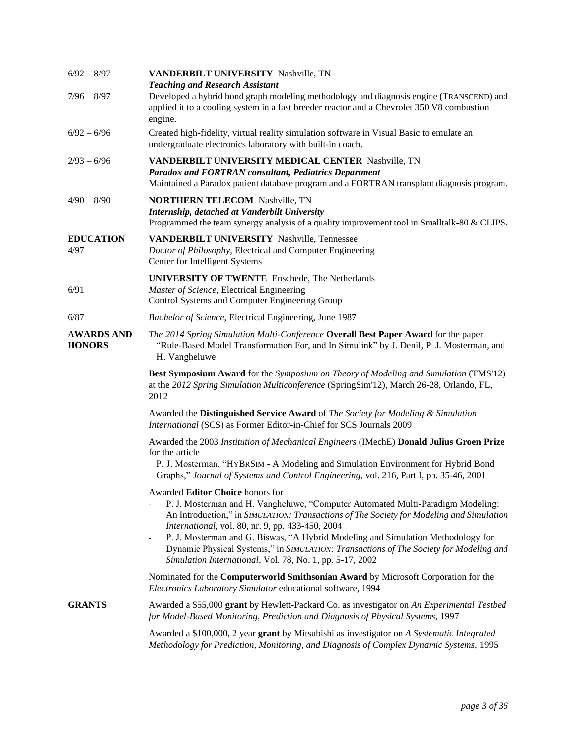6/92 – 8/97 **VANDERBILT UNIVERSITY** Nashville, TN
***Teaching and Research Assistant***

7/96 – 8/97 Developed a hybrid bond graph modeling methodology and diagnosis engine (TRANSCEND) and applied it to a cooling system in a fast breeder reactor and a Chevrolet 350 V8 combustion engine.

6/92 – 6/96 Created high-fidelity, virtual reality simulation software in Visual Basic to emulate an undergraduate electronics laboratory with built-in coach.

2/93 – 6/96 **VANDERBILT UNIVERSITY MEDICAL CENTER** Nashville, TN
***Paradox and FORTRAN consultant, Pediatrics Department***
Maintained a Paradox patient database program and a FORTRAN transplant diagnosis program.

4/90 – 8/90 **NORTHERN TELECOM** Nashville, TN
***Internship, detached at Vanderbilt University***
Programmed the team synergy analysis of a quality improvement tool in Smalltalk-80 & CLIPS.

## EDUCATION

4/97 **VANDERBILT UNIVERSITY** Nashville, Tennessee
*Doctor of Philosophy*, Electrical and Computer Engineering
Center for Intelligent Systems

6/91 **UNIVERSITY OF TWENTE** Enschede, The Netherlands
*Master of Science*, Electrical Engineering
Control Systems and Computer Engineering Group

6/87 *Bachelor of Science*, Electrical Engineering, June 1987

## AWARDS AND HONORS

*The 2014 Spring Simulation Multi-Conference* **Overall Best Paper Award** for the paper "Rule-Based Model Transformation For, and In Simulink" by J. Denil, P. J. Mosterman, and H. Vangheluwe

**Best Symposium Award** for the *Symposium on Theory of Modeling and Simulation* (TMS'12) at the *2012 Spring Simulation Multiconference* (SpringSim'12), March 26-28, Orlando, FL, 2012

Awarded the **Distinguished Service Award** of *The Society for Modeling & Simulation International* (SCS) as Former Editor-in-Chief for SCS Journals 2009

Awarded the 2003 *Institution of Mechanical Engineers* (IMechE) **Donald Julius Groen Prize** for the article
P. J. Mosterman, "HYBRSIM - A Modeling and Simulation Environment for Hybrid Bond Graphs," *Journal of Systems and Control Engineering*, vol. 216, Part I, pp. 35-46, 2001

Awarded **Editor Choice** honors for

- P. J. Mosterman and H. Vangheluwe, "Computer Automated Multi-Paradigm Modeling: An Introduction," in *SIMULATION: Transactions of The Society for Modeling and Simulation International*, vol. 80, nr. 9, pp. 433-450, 2004
- P. J. Mosterman and G. Biswas, "A Hybrid Modeling and Simulation Methodology for Dynamic Physical Systems," in *SIMULATION: Transactions of The Society for Modeling and Simulation International*, Vol. 78, No. 1, pp. 5-17, 2002

Nominated for the **Computerworld Smithsonian Award** by Microsoft Corporation for the *Electronics Laboratory Simulator* educational software, 1994

## GRANTS

Awarded a $55,000 **grant** by Hewlett-Packard Co. as investigator on *An Experimental Testbed for Model-Based Monitoring, Prediction and Diagnosis of Physical Systems*, 1997

Awarded a $100,000, 2 year **grant** by Mitsubishi as investigator on *A Systematic Integrated Methodology for Prediction, Monitoring, and Diagnosis of Complex Dynamic Systems*, 1995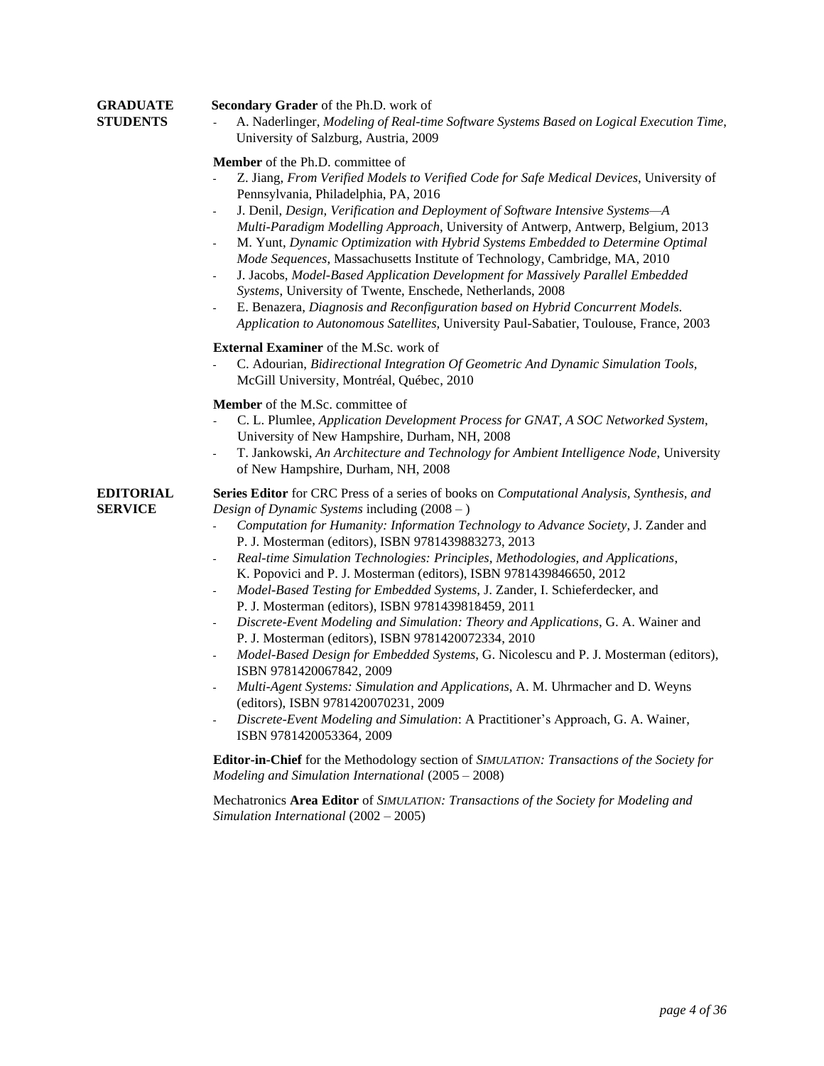## GRADUATE STUDENTS

**Secondary Grader** of the Ph.D. work of

- A. Naderlinger, *Modeling of Real-time Software Systems Based on Logical Execution Time*, University of Salzburg, Austria, 2009

**Member** of the Ph.D. committee of

- Z. Jiang, *From Verified Models to Verified Code for Safe Medical Devices*, University of Pennsylvania, Philadelphia, PA, 2016
- J. Denil, *Design, Verification and Deployment of Software Intensive Systems—A Multi-Paradigm Modelling Approach*, University of Antwerp, Antwerp, Belgium, 2013
- M. Yunt, *Dynamic Optimization with Hybrid Systems Embedded to Determine Optimal Mode Sequences*, Massachusetts Institute of Technology, Cambridge, MA, 2010
- J. Jacobs, *Model-Based Application Development for Massively Parallel Embedded Systems*, University of Twente, Enschede, Netherlands, 2008
- E. Benazera, *Diagnosis and Reconfiguration based on Hybrid Concurrent Models. Application to Autonomous Satellites*, University Paul-Sabatier, Toulouse, France, 2003

**External Examiner** of the M.Sc. work of

- C. Adourian, *Bidirectional Integration Of Geometric And Dynamic Simulation Tools*, McGill University, Montréal, Québec, 2010

**Member** of the M.Sc. committee of

- C. L. Plumlee, *Application Development Process for GNAT, A SOC Networked System*, University of New Hampshire, Durham, NH, 2008
- T. Jankowski, *An Architecture and Technology for Ambient Intelligence Node*, University of New Hampshire, Durham, NH, 2008

## EDITORIAL SERVICE

**Series Editor** for CRC Press of a series of books on *Computational Analysis, Synthesis, and Design of Dynamic Systems* including (2008 – )

- *Computation for Humanity: Information Technology to Advance Society*, J. Zander and P. J. Mosterman (editors), ISBN 9781439883273, 2013
- *Real-time Simulation Technologies: Principles, Methodologies, and Applications*, K. Popovici and P. J. Mosterman (editors), ISBN 9781439846650, 2012
- *Model-Based Testing for Embedded Systems*, J. Zander, I. Schieferdecker, and P. J. Mosterman (editors), ISBN 9781439818459, 2011
- *Discrete-Event Modeling and Simulation: Theory and Applications*, G. A. Wainer and P. J. Mosterman (editors), ISBN 9781420072334, 2010
- *Model-Based Design for Embedded Systems*, G. Nicolescu and P. J. Mosterman (editors), ISBN 9781420067842, 2009
- *Multi-Agent Systems: Simulation and Applications*, A. M. Uhrmacher and D. Weyns (editors), ISBN 9781420070231, 2009
- *Discrete-Event Modeling and Simulation*: A Practitioner's Approach, G. A. Wainer, ISBN 9781420053364, 2009

**Editor-in-Chief** for the Methodology section of *SIMULATION: Transactions of the Society for Modeling and Simulation International* (2005 – 2008)

Mechatronics **Area Editor** of *SIMULATION: Transactions of the Society for Modeling and Simulation International* (2002 – 2005)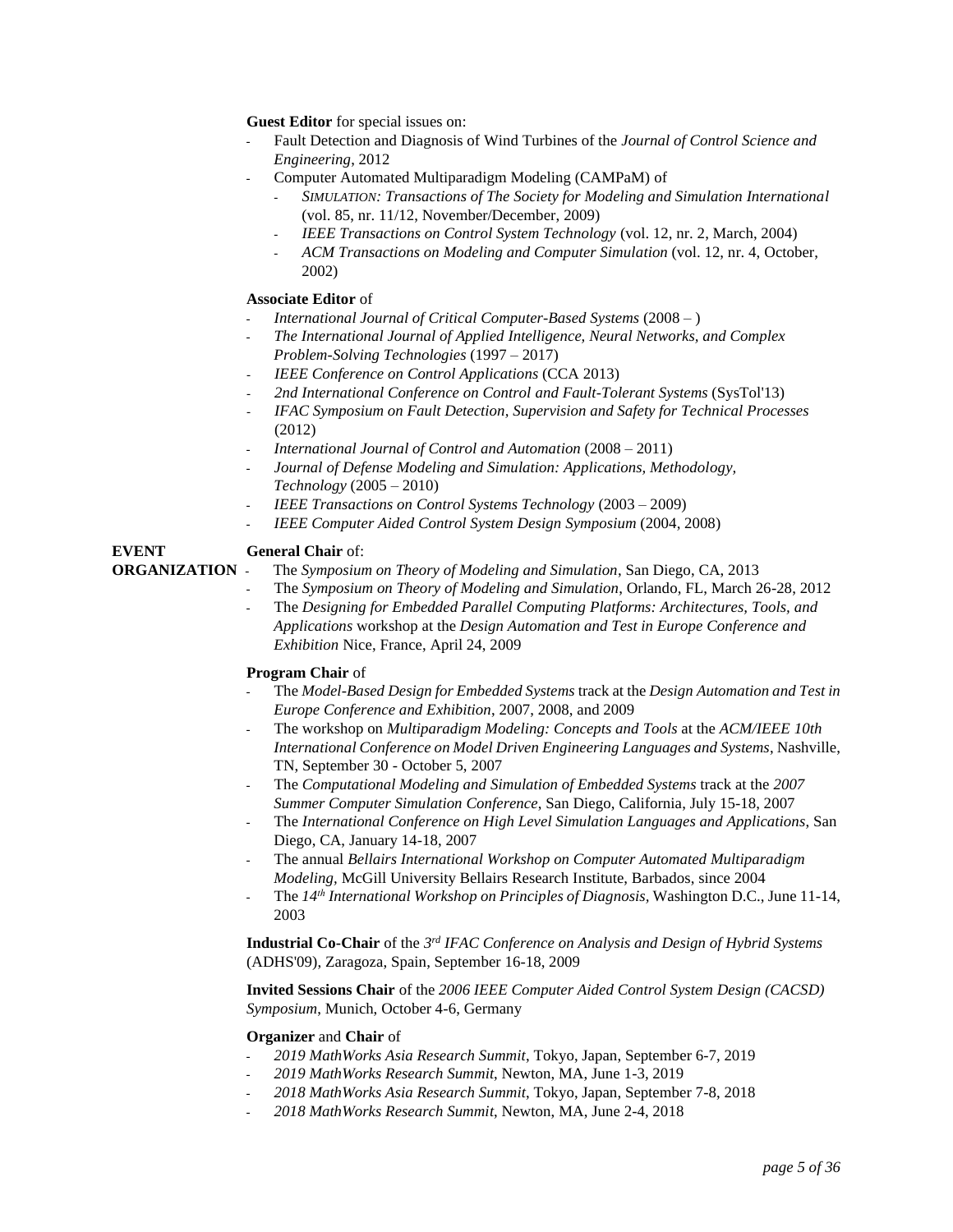**Guest Editor** for special issues on:

- Fault Detection and Diagnosis of Wind Turbines of the *Journal of Control Science and Engineering*, 2012
- Computer Automated Multiparadigm Modeling (CAMPaM) of
    - *SIMULATION: Transactions of The Society for Modeling and Simulation International* (vol. 85, nr. 11/12, November/December, 2009)
    - *IEEE Transactions on Control System Technology* (vol. 12, nr. 2, March, 2004)
    - *ACM Transactions on Modeling and Computer Simulation* (vol. 12, nr. 4, October, 2002)

**Associate Editor** of

- *International Journal of Critical Computer-Based Systems* (2008 – )
- *The International Journal of Applied Intelligence, Neural Networks, and Complex Problem-Solving Technologies* (1997 – 2017)
- *IEEE Conference on Control Applications* (CCA 2013)
- *2nd International Conference on Control and Fault-Tolerant Systems* (SysTol'13)
- *IFAC Symposium on Fault Detection, Supervision and Safety for Technical Processes* (2012)
- *International Journal of Control and Automation* (2008 – 2011)
- *Journal of Defense Modeling and Simulation: Applications, Methodology, Technology* (2005 – 2010)
- *IEEE Transactions on Control Systems Technology* (2003 – 2009)
- *IEEE Computer Aided Control System Design Symposium* (2004, 2008)

## EVENT ORGANIZATION

**General Chair** of:

- The *Symposium on Theory of Modeling and Simulation*, San Diego, CA, 2013
- The *Symposium on Theory of Modeling and Simulation*, Orlando, FL, March 26-28, 2012
- The *Designing for Embedded Parallel Computing Platforms: Architectures, Tools, and Applications* workshop at the *Design Automation and Test in Europe Conference and Exhibition* Nice, France, April 24, 2009

**Program Chair** of

- The *Model-Based Design for Embedded Systems* track at the *Design Automation and Test in Europe Conference and Exhibition*, 2007, 2008, and 2009
- The workshop on *Multiparadigm Modeling: Concepts and Tools* at the *ACM/IEEE 10th International Conference on Model Driven Engineering Languages and Systems*, Nashville, TN, September 30 - October 5, 2007
- The *Computational Modeling and Simulation of Embedded Systems* track at the *2007 Summer Computer Simulation Conference*, San Diego, California, July 15-18, 2007
- The *International Conference on High Level Simulation Languages and Applications*, San Diego, CA, January 14-18, 2007
- The annual *Bellairs International Workshop on Computer Automated Multiparadigm Modeling*, McGill University Bellairs Research Institute, Barbados, since 2004
- The *14th International Workshop on Principles of Diagnosis*, Washington D.C., June 11-14, 2003

**Industrial Co-Chair** of the *3rd IFAC Conference on Analysis and Design of Hybrid Systems* (ADHS'09), Zaragoza, Spain, September 16-18, 2009

**Invited Sessions Chair** of the *2006 IEEE Computer Aided Control System Design (CACSD) Symposium*, Munich, October 4-6, Germany

**Organizer** and **Chair** of

- *2019 MathWorks Asia Research Summit*, Tokyo, Japan, September 6-7, 2019
- *2019 MathWorks Research Summit*, Newton, MA, June 1-3, 2019
- *2018 MathWorks Asia Research Summit*, Tokyo, Japan, September 7-8, 2018
- *2018 MathWorks Research Summit*, Newton, MA, June 2-4, 2018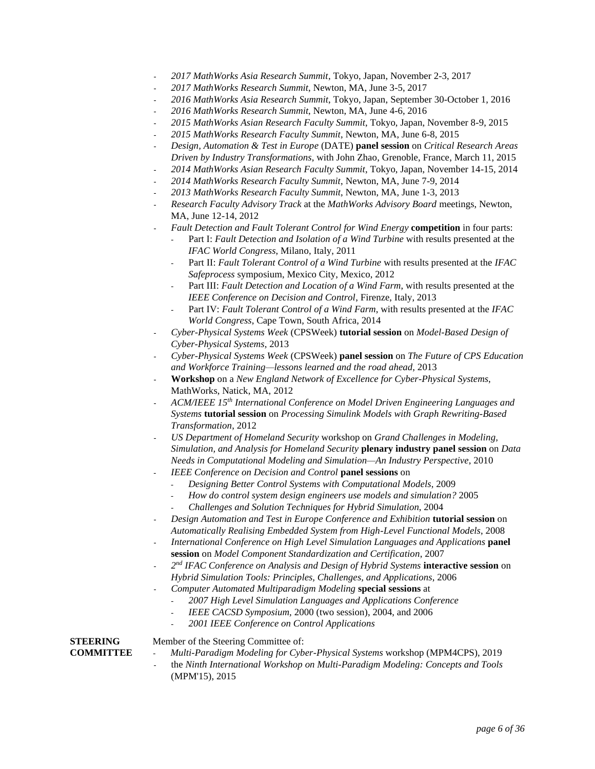- *2017 MathWorks Asia Research Summit*, Tokyo, Japan, November 2-3, 2017
- *2017 MathWorks Research Summit*, Newton, MA, June 3-5, 2017
- *2016 MathWorks Asia Research Summit*, Tokyo, Japan, September 30-October 1, 2016
- *2016 MathWorks Research Summit*, Newton, MA, June 4-6, 2016
- *2015 MathWorks Asian Research Faculty Summit*, Tokyo, Japan, November 8-9, 2015
- *2015 MathWorks Research Faculty Summit*, Newton, MA, June 6-8, 2015
- *Design, Automation & Test in Europe* (DATE) **panel session** on *Critical Research Areas Driven by Industry Transformations*, with John Zhao, Grenoble, France, March 11, 2015
- *2014 MathWorks Asian Research Faculty Summit*, Tokyo, Japan, November 14-15, 2014
- *2014 MathWorks Research Faculty Summit*, Newton, MA, June 7-9, 2014
- *2013 MathWorks Research Faculty Summit*, Newton, MA, June 1-3, 2013
- *Research Faculty Advisory Track* at the *MathWorks Advisory Board* meetings, Newton, MA, June 12-14, 2012
- *Fault Detection and Fault Tolerant Control for Wind Energy* **competition** in four parts:
  - Part I: *Fault Detection and Isolation of a Wind Turbine* with results presented at the *IFAC World Congress*, Milano, Italy, 2011
  - Part II: *Fault Tolerant Control of a Wind Turbine* with results presented at the *IFAC Safeprocess* symposium, Mexico City, Mexico, 2012
  - Part III: *Fault Detection and Location of a Wind Farm*, with results presented at the *IEEE Conference on Decision and Control*, Firenze, Italy, 2013
  - Part IV: *Fault Tolerant Control of a Wind Farm*, with results presented at the *IFAC World Congress*, Cape Town, South Africa, 2014
- *Cyber-Physical Systems Week* (CPSWeek) **tutorial session** on *Model-Based Design of Cyber-Physical Systems*, 2013
- *Cyber-Physical Systems Week* (CPSWeek) **panel session** on *The Future of CPS Education and Workforce Training—lessons learned and the road ahead*, 2013
- **Workshop** on a *New England Network of Excellence for Cyber-Physical Systems*, MathWorks, Natick, MA, 2012
- *ACM/IEEE 15th International Conference on Model Driven Engineering Languages and Systems* **tutorial session** on *Processing Simulink Models with Graph Rewriting-Based Transformation*, 2012
- *US Department of Homeland Security* workshop on *Grand Challenges in Modeling, Simulation, and Analysis for Homeland Security* **plenary industry panel session** on *Data Needs in Computational Modeling and Simulation—An Industry Perspective*, 2010
- *IEEE Conference on Decision and Control* **panel sessions** on
  - *Designing Better Control Systems with Computational Models*, 2009
  - *How do control system design engineers use models and simulation?* 2005
  - *Challenges and Solution Techniques for Hybrid Simulation*, 2004
- *Design Automation and Test in Europe Conference and Exhibition* **tutorial session** on *Automatically Realising Embedded System from High-Level Functional Models*, 2008
- *International Conference on High Level Simulation Languages and Applications* **panel session** on *Model Component Standardization and Certification*, 2007
- *2nd IFAC Conference on Analysis and Design of Hybrid Systems* **interactive session** on *Hybrid Simulation Tools: Principles, Challenges, and Applications*, 2006
- *Computer Automated Multiparadigm Modeling* **special sessions** at
  - *2007 High Level Simulation Languages and Applications Conference*
  - *IEEE CACSD Symposium*, 2000 (two session), 2004, and 2006
  - *2001 IEEE Conference on Control Applications*

**STEERING COMMITTEE**

Member of the Steering Committee of:
- *Multi-Paradigm Modeling for Cyber-Physical Systems* workshop (MPM4CPS), 2019
- the *Ninth International Workshop on Multi-Paradigm Modeling: Concepts and Tools* (MPM'15), 2015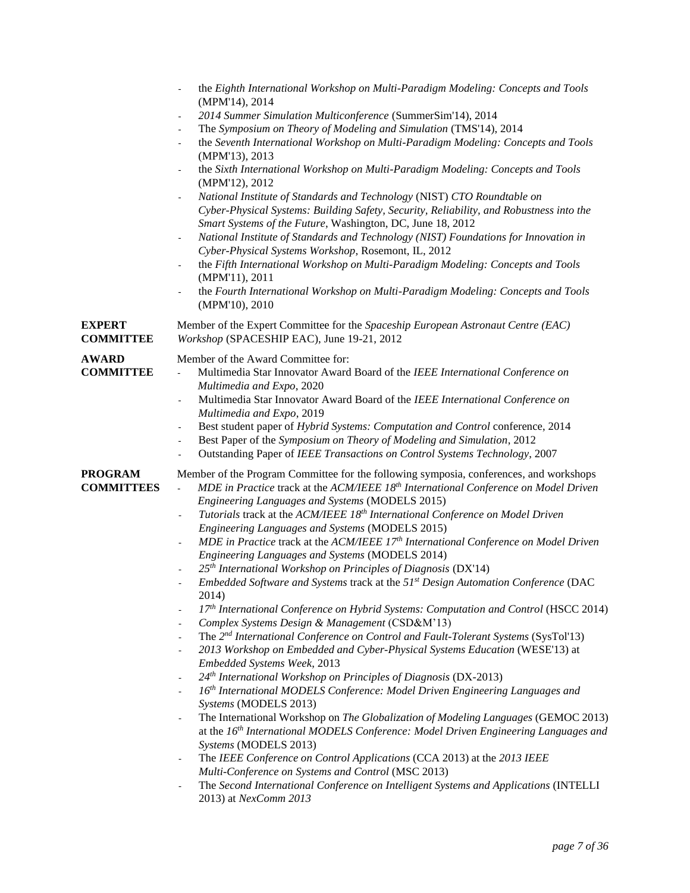- the *Eighth International Workshop on Multi-Paradigm Modeling: Concepts and Tools* (MPM'14), 2014
- *2014 Summer Simulation Multiconference* (SummerSim'14), 2014
- The *Symposium on Theory of Modeling and Simulation* (TMS'14), 2014
- the *Seventh International Workshop on Multi-Paradigm Modeling: Concepts and Tools* (MPM'13), 2013
- the *Sixth International Workshop on Multi-Paradigm Modeling: Concepts and Tools* (MPM'12), 2012
- *National Institute of Standards and Technology* (NIST) *CTO Roundtable on Cyber-Physical Systems: Building Safety, Security, Reliability, and Robustness into the Smart Systems of the Future*, Washington, DC, June 18, 2012
- *National Institute of Standards and Technology (NIST) Foundations for Innovation in Cyber-Physical Systems Workshop*, Rosemont, IL, 2012
- the *Fifth International Workshop on Multi-Paradigm Modeling: Concepts and Tools* (MPM'11), 2011
- the *Fourth International Workshop on Multi-Paradigm Modeling: Concepts and Tools* (MPM'10), 2010

**EXPERT COMMITTEE**

Member of the Expert Committee for the *Spaceship European Astronaut Centre (EAC) Workshop* (SPACESHIP EAC), June 19-21, 2012

**AWARD COMMITTEE**

Member of the Award Committee for:

- Multimedia Star Innovator Award Board of the *IEEE International Conference on Multimedia and Expo*, 2020
- Multimedia Star Innovator Award Board of the *IEEE International Conference on Multimedia and Expo*, 2019
- Best student paper of *Hybrid Systems: Computation and Control* conference, 2014
- Best Paper of the *Symposium on Theory of Modeling and Simulation*, 2012
- Outstanding Paper of *IEEE Transactions on Control Systems Technology*, 2007

**PROGRAM COMMITTEES**

Member of the Program Committee for the following symposia, conferences, and workshops

- *MDE in Practice* track at the *ACM/IEEE 18th International Conference on Model Driven Engineering Languages and Systems* (MODELS 2015)
- *Tutorials* track at the *ACM/IEEE 18th International Conference on Model Driven Engineering Languages and Systems* (MODELS 2015)
- *MDE in Practice* track at the *ACM/IEEE 17th International Conference on Model Driven Engineering Languages and Systems* (MODELS 2014)
- *25th International Workshop on Principles of Diagnosis* (DX'14)
- *Embedded Software and Systems* track at the *51st Design Automation Conference* (DAC 2014)
- *17th International Conference on Hybrid Systems: Computation and Control* (HSCC 2014)
- *Complex Systems Design & Management* (CSD&M'13)
- The *2nd International Conference on Control and Fault-Tolerant Systems* (SysTol'13)
- *2013 Workshop on Embedded and Cyber-Physical Systems Education* (WESE'13) at *Embedded Systems Week*, 2013
- *24th International Workshop on Principles of Diagnosis* (DX-2013)
- *16th International MODELS Conference: Model Driven Engineering Languages and Systems* (MODELS 2013)
- The International Workshop on *The Globalization of Modeling Languages* (GEMOC 2013) at the *16th International MODELS Conference: Model Driven Engineering Languages and Systems* (MODELS 2013)
- The *IEEE Conference on Control Applications* (CCA 2013) at the *2013 IEEE Multi-Conference on Systems and Control* (MSC 2013)
- The *Second International Conference on Intelligent Systems and Applications* (INTELLI 2013) at *NexComm 2013*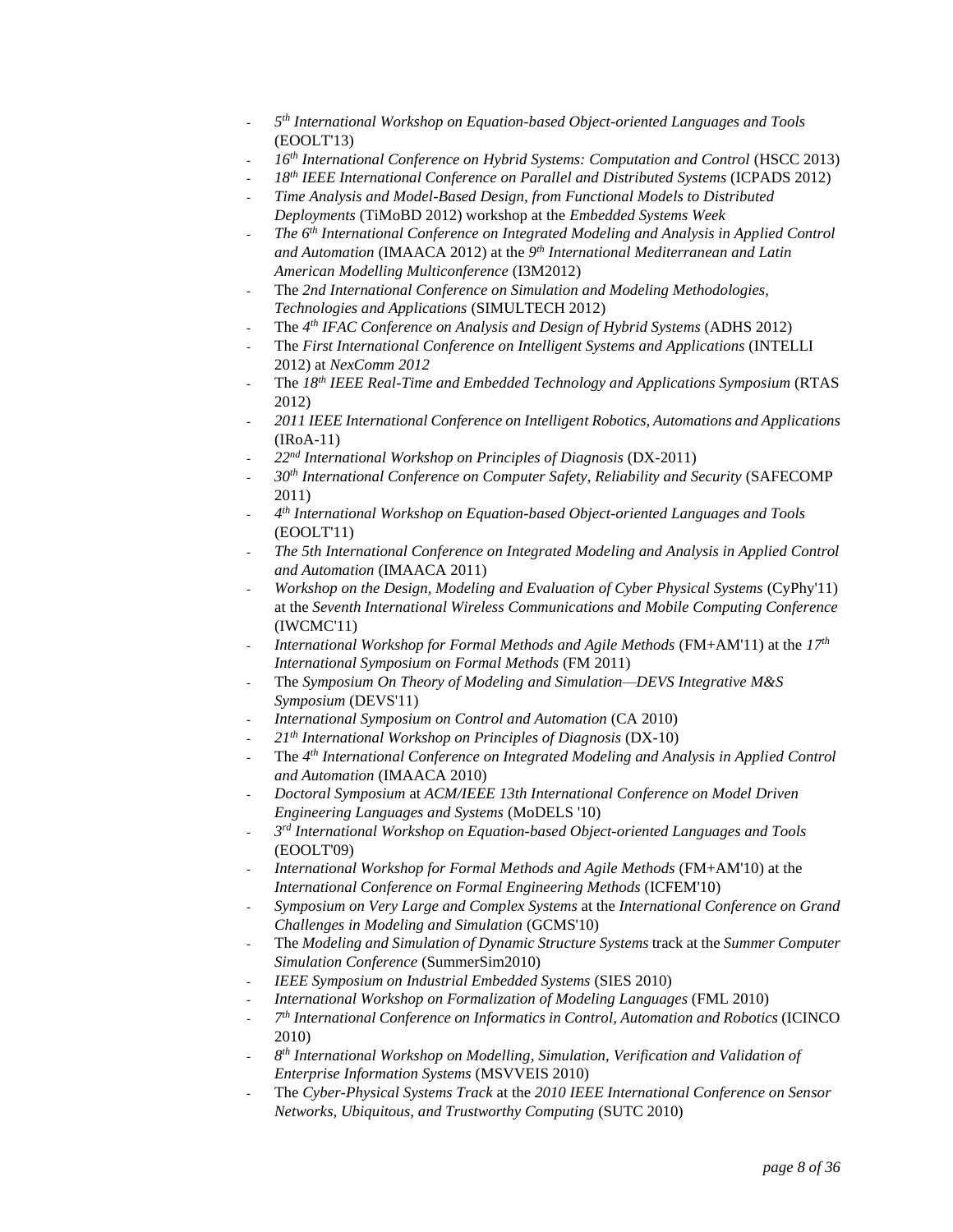- *5th International Workshop on Equation-based Object-oriented Languages and Tools* (EOOLT'13)
- *16th International Conference on Hybrid Systems: Computation and Control* (HSCC 2013)
- *18th IEEE International Conference on Parallel and Distributed Systems* (ICPADS 2012)
- *Time Analysis and Model-Based Design, from Functional Models to Distributed Deployments* (TiMoBD 2012) workshop at the *Embedded Systems Week*
- *The 6th International Conference on Integrated Modeling and Analysis in Applied Control and Automation* (IMAACA 2012) at the *9th International Mediterranean and Latin American Modelling Multiconference* (I3M2012)
- The *2nd International Conference on Simulation and Modeling Methodologies, Technologies and Applications* (SIMULTECH 2012)
- The *4th IFAC Conference on Analysis and Design of Hybrid Systems* (ADHS 2012)
- The *First International Conference on Intelligent Systems and Applications* (INTELLI 2012) at *NexComm 2012*
- The *18th IEEE Real-Time and Embedded Technology and Applications Symposium* (RTAS 2012)
- *2011 IEEE International Conference on Intelligent Robotics, Automations and Applications* (IRoA-11)
- *22nd International Workshop on Principles of Diagnosis* (DX-2011)
- *30th International Conference on Computer Safety, Reliability and Security* (SAFECOMP 2011)
- *4th International Workshop on Equation-based Object-oriented Languages and Tools* (EOOLT'11)
- *The 5th International Conference on Integrated Modeling and Analysis in Applied Control and Automation* (IMAACA 2011)
- *Workshop on the Design, Modeling and Evaluation of Cyber Physical Systems* (CyPhy'11) at the *Seventh International Wireless Communications and Mobile Computing Conference* (IWCMC'11)
- *International Workshop for Formal Methods and Agile Methods* (FM+AM'11) at the *17th International Symposium on Formal Methods* (FM 2011)
- The *Symposium On Theory of Modeling and Simulation—DEVS Integrative M&S Symposium* (DEVS'11)
- *International Symposium on Control and Automation* (CA 2010)
- *21th International Workshop on Principles of Diagnosis* (DX-10)
- The *4th International Conference on Integrated Modeling and Analysis in Applied Control and Automation* (IMAACA 2010)
- *Doctoral Symposium* at *ACM/IEEE 13th International Conference on Model Driven Engineering Languages and Systems* (MoDELS '10)
- *3rd International Workshop on Equation-based Object-oriented Languages and Tools* (EOOLT'09)
- *International Workshop for Formal Methods and Agile Methods* (FM+AM'10) at the *International Conference on Formal Engineering Methods* (ICFEM'10)
- *Symposium on Very Large and Complex Systems* at the *International Conference on Grand Challenges in Modeling and Simulation* (GCMS'10)
- The *Modeling and Simulation of Dynamic Structure Systems* track at the *Summer Computer Simulation Conference* (SummerSim2010)
- *IEEE Symposium on Industrial Embedded Systems* (SIES 2010)
- *International Workshop on Formalization of Modeling Languages* (FML 2010)
- *7th International Conference on Informatics in Control, Automation and Robotics* (ICINCO 2010)
- *8th International Workshop on Modelling, Simulation, Verification and Validation of Enterprise Information Systems* (MSVVEIS 2010)
- The *Cyber-Physical Systems Track* at the *2010 IEEE International Conference on Sensor Networks, Ubiquitous, and Trustworthy Computing* (SUTC 2010)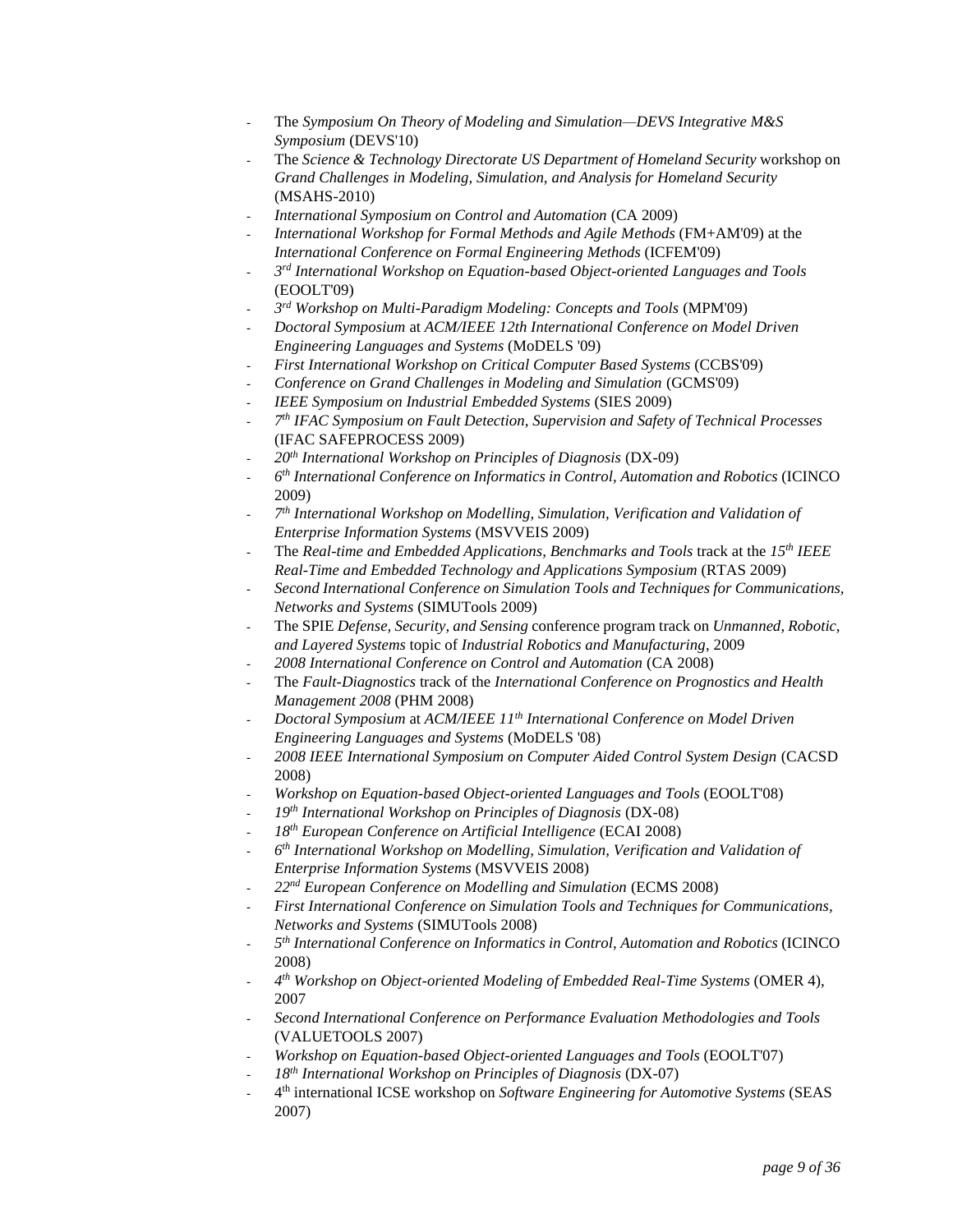- The *Symposium On Theory of Modeling and Simulation—DEVS Integrative M&S Symposium* (DEVS'10)
- The *Science & Technology Directorate US Department of Homeland Security* workshop on *Grand Challenges in Modeling, Simulation, and Analysis for Homeland Security* (MSAHS-2010)
- *International Symposium on Control and Automation* (CA 2009)
- *International Workshop for Formal Methods and Agile Methods* (FM+AM'09) at the *International Conference on Formal Engineering Methods* (ICFEM'09)
- *3rd International Workshop on Equation-based Object-oriented Languages and Tools* (EOOLT'09)
- *3rd Workshop on Multi-Paradigm Modeling: Concepts and Tools* (MPM'09)
- *Doctoral Symposium* at *ACM/IEEE 12th International Conference on Model Driven Engineering Languages and Systems* (MoDELS '09)
- *First International Workshop on Critical Computer Based Systems* (CCBS'09)
- *Conference on Grand Challenges in Modeling and Simulation* (GCMS'09)
- *IEEE Symposium on Industrial Embedded Systems* (SIES 2009)
- *7th IFAC Symposium on Fault Detection, Supervision and Safety of Technical Processes* (IFAC SAFEPROCESS 2009)
- *20th International Workshop on Principles of Diagnosis* (DX-09)
- *6th International Conference on Informatics in Control, Automation and Robotics* (ICINCO 2009)
- *7th International Workshop on Modelling, Simulation, Verification and Validation of Enterprise Information Systems* (MSVVEIS 2009)
- The *Real-time and Embedded Applications, Benchmarks and Tools* track at the *15th IEEE Real-Time and Embedded Technology and Applications Symposium* (RTAS 2009)
- *Second International Conference on Simulation Tools and Techniques for Communications, Networks and Systems* (SIMUTools 2009)
- The SPIE *Defense, Security, and Sensing* conference program track on *Unmanned, Robotic, and Layered Systems* topic of *Industrial Robotics and Manufacturing*, 2009
- *2008 International Conference on Control and Automation* (CA 2008)
- The *Fault-Diagnostics* track of the *International Conference on Prognostics and Health Management 2008* (PHM 2008)
- *Doctoral Symposium* at *ACM/IEEE 11th International Conference on Model Driven Engineering Languages and Systems* (MoDELS '08)
- *2008 IEEE International Symposium on Computer Aided Control System Design* (CACSD 2008)
- *Workshop on Equation-based Object-oriented Languages and Tools* (EOOLT'08)
- *19th International Workshop on Principles of Diagnosis* (DX-08)
- *18th European Conference on Artificial Intelligence* (ECAI 2008)
- *6th International Workshop on Modelling, Simulation, Verification and Validation of Enterprise Information Systems* (MSVVEIS 2008)
- *22nd European Conference on Modelling and Simulation* (ECMS 2008)
- *First International Conference on Simulation Tools and Techniques for Communications, Networks and Systems* (SIMUTools 2008)
- *5th International Conference on Informatics in Control, Automation and Robotics* (ICINCO 2008)
- *4th Workshop on Object-oriented Modeling of Embedded Real-Time Systems* (OMER 4), 2007
- *Second International Conference on Performance Evaluation Methodologies and Tools* (VALUETOOLS 2007)
- *Workshop on Equation-based Object-oriented Languages and Tools* (EOOLT'07)
- *18th International Workshop on Principles of Diagnosis* (DX-07)
- 4th international ICSE workshop on *Software Engineering for Automotive Systems* (SEAS 2007)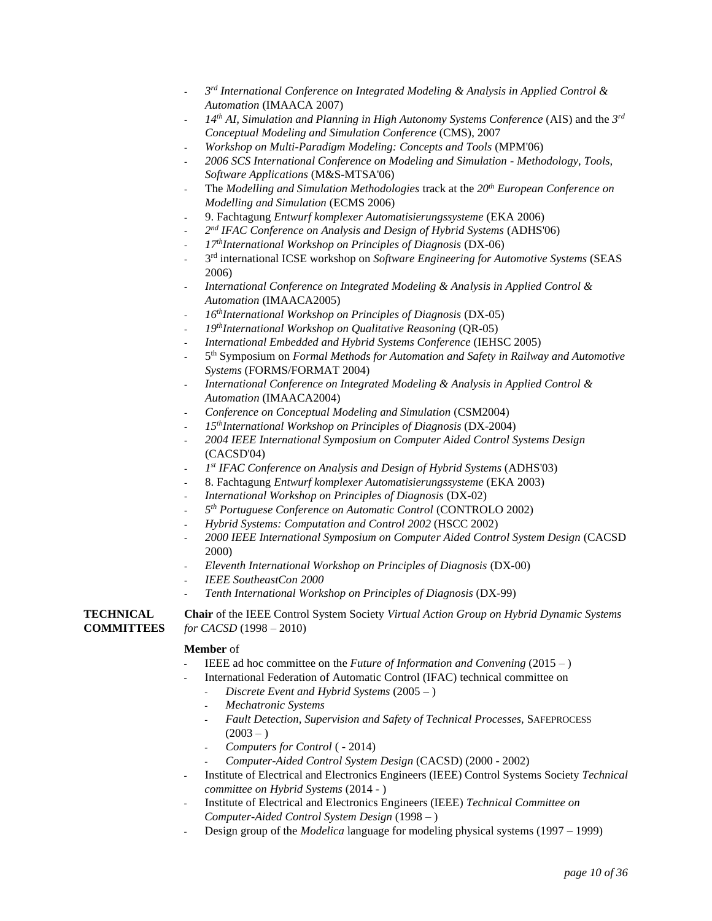- *3rd International Conference on Integrated Modeling & Analysis in Applied Control & Automation* (IMAACA 2007)
- *14th AI, Simulation and Planning in High Autonomy Systems Conference* (AIS) and the *3rd Conceptual Modeling and Simulation Conference* (CMS), 2007
- *Workshop on Multi-Paradigm Modeling: Concepts and Tools* (MPM'06)
- *2006 SCS International Conference on Modeling and Simulation - Methodology, Tools, Software Applications* (M&S-MTSA'06)
- The *Modelling and Simulation Methodologies* track at the *20th European Conference on Modelling and Simulation* (ECMS 2006)
- 9. Fachtagung *Entwurf komplexer Automatisierungssysteme* (EKA 2006)
- *2nd IFAC Conference on Analysis and Design of Hybrid Systems* (ADHS'06)
- *17thInternational Workshop on Principles of Diagnosis* (DX-06)
- 3rd international ICSE workshop on *Software Engineering for Automotive Systems* (SEAS 2006)
- *International Conference on Integrated Modeling & Analysis in Applied Control & Automation* (IMAACA2005)
- *16thInternational Workshop on Principles of Diagnosis* (DX-05)
- *19thInternational Workshop on Qualitative Reasoning* (QR-05)
- *International Embedded and Hybrid Systems Conference* (IEHSC 2005)
- 5th Symposium on *Formal Methods for Automation and Safety in Railway and Automotive Systems* (FORMS/FORMAT 2004)
- *International Conference on Integrated Modeling & Analysis in Applied Control & Automation* (IMAACA2004)
- *Conference on Conceptual Modeling and Simulation* (CSM2004)
- *15thInternational Workshop on Principles of Diagnosis* (DX-2004)
- *2004 IEEE International Symposium on Computer Aided Control Systems Design* (CACSD'04)
- *1st IFAC Conference on Analysis and Design of Hybrid Systems* (ADHS'03)
- 8. Fachtagung *Entwurf komplexer Automatisierungssysteme* (EKA 2003)
- *International Workshop on Principles of Diagnosis* (DX-02)
- *5th Portuguese Conference on Automatic Control* (CONTROLO 2002)
- *Hybrid Systems: Computation and Control 2002* (HSCC 2002)
- *2000 IEEE International Symposium on Computer Aided Control System Design* (CACSD 2000)
- *Eleventh International Workshop on Principles of Diagnosis* (DX-00)
- *IEEE SoutheastCon 2000*
- *Tenth International Workshop on Principles of Diagnosis* (DX-99)

**TECHNICAL COMMITTEES**

**Chair** of the IEEE Control System Society *Virtual Action Group on Hybrid Dynamic Systems for CACSD* (1998 – 2010)

**Member** of

- IEEE ad hoc committee on the *Future of Information and Convening* (2015 – )
- International Federation of Automatic Control (IFAC) technical committee on
  - *Discrete Event and Hybrid Systems* (2005 – )
  - *Mechatronic Systems*
  - *Fault Detection, Supervision and Safety of Technical Processes*, SAFEPROCESS (2003 – )
  - *Computers for Control* ( - 2014)
  - *Computer-Aided Control System Design* (CACSD) (2000 - 2002)
- Institute of Electrical and Electronics Engineers (IEEE) Control Systems Society *Technical committee on Hybrid Systems* (2014 - )
- Institute of Electrical and Electronics Engineers (IEEE) *Technical Committee on Computer-Aided Control System Design* (1998 – )
- Design group of the *Modelica* language for modeling physical systems (1997 – 1999)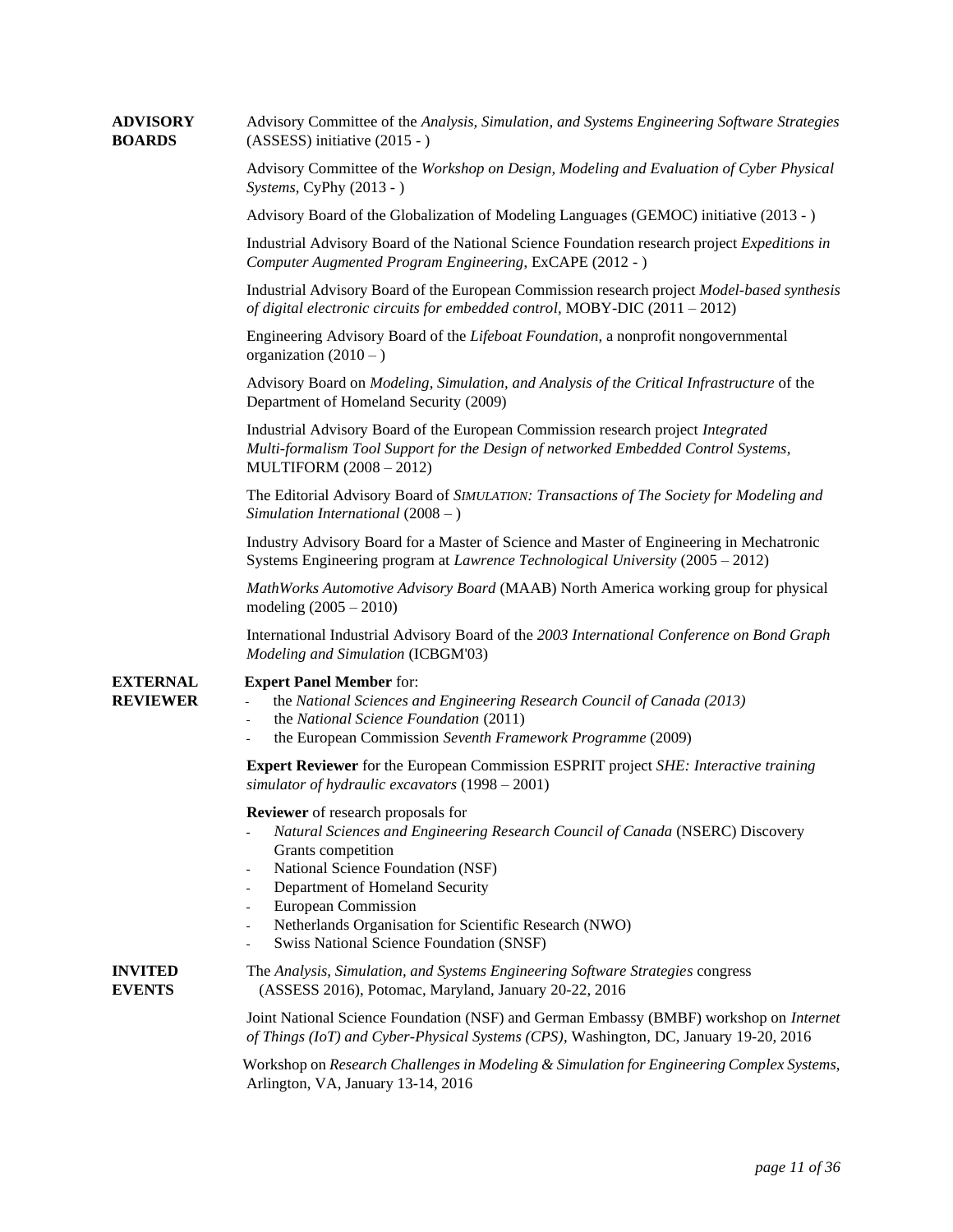## ADVISORY BOARDS

Advisory Committee of the *Analysis, Simulation, and Systems Engineering Software Strategies* (ASSESS) initiative (2015 - )

Advisory Committee of the *Workshop on Design, Modeling and Evaluation of Cyber Physical Systems*, CyPhy (2013 - )

Advisory Board of the Globalization of Modeling Languages (GEMOC) initiative (2013 - )

Industrial Advisory Board of the National Science Foundation research project *Expeditions in Computer Augmented Program Engineering*, ExCAPE (2012 - )

Industrial Advisory Board of the European Commission research project *Model-based synthesis of digital electronic circuits for embedded control*, MOBY-DIC (2011 – 2012)

Engineering Advisory Board of the *Lifeboat Foundation*, a nonprofit nongovernmental organization (2010 – )

Advisory Board on *Modeling, Simulation, and Analysis of the Critical Infrastructure* of the Department of Homeland Security (2009)

Industrial Advisory Board of the European Commission research project *Integrated Multi-formalism Tool Support for the Design of networked Embedded Control Systems*, MULTIFORM (2008 – 2012)

The Editorial Advisory Board of *SIMULATION: Transactions of The Society for Modeling and Simulation International* (2008 – )

Industry Advisory Board for a Master of Science and Master of Engineering in Mechatronic Systems Engineering program at *Lawrence Technological University* (2005 – 2012)

*MathWorks Automotive Advisory Board* (MAAB) North America working group for physical modeling (2005 – 2010)

International Industrial Advisory Board of the *2003 International Conference on Bond Graph Modeling and Simulation* (ICBGM'03)

## EXTERNAL REVIEWER

**Expert Panel Member** for:

- the *National Sciences and Engineering Research Council of Canada (2013)*
- the *National Science Foundation* (2011)
- the European Commission *Seventh Framework Programme* (2009)

**Expert Reviewer** for the European Commission ESPRIT project *SHE: Interactive training simulator of hydraulic excavators* (1998 – 2001)

**Reviewer** of research proposals for

- *Natural Sciences and Engineering Research Council of Canada* (NSERC) Discovery Grants competition
- National Science Foundation (NSF)
- Department of Homeland Security
- European Commission
- Netherlands Organisation for Scientific Research (NWO)
- Swiss National Science Foundation (SNSF)

## INVITED EVENTS

The *Analysis, Simulation, and Systems Engineering Software Strategies* congress (ASSESS 2016), Potomac, Maryland, January 20-22, 2016

Joint National Science Foundation (NSF) and German Embassy (BMBF) workshop on *Internet of Things (IoT) and Cyber-Physical Systems (CPS)*, Washington, DC, January 19-20, 2016

Workshop on *Research Challenges in Modeling & Simulation for Engineering Complex Systems*, Arlington, VA, January 13-14, 2016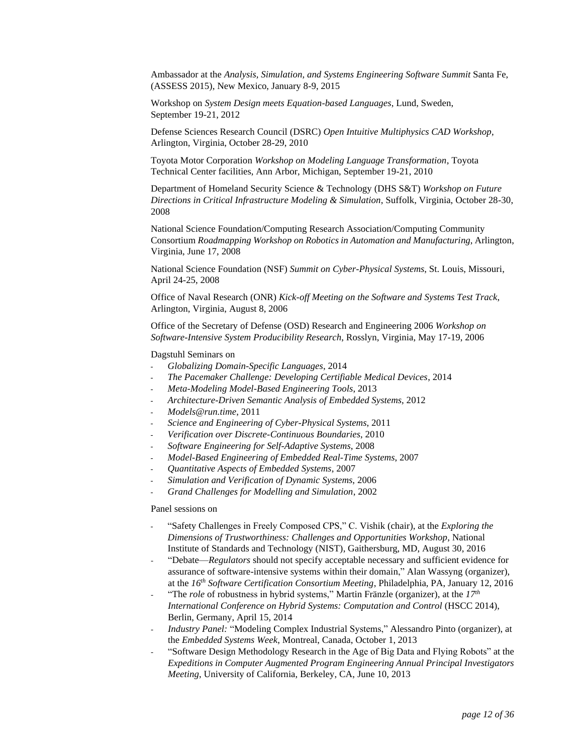Ambassador at the *Analysis, Simulation, and Systems Engineering Software Summit* Santa Fe, (ASSESS 2015), New Mexico, January 8-9, 2015

Workshop on *System Design meets Equation-based Languages*, Lund, Sweden, September 19-21, 2012

Defense Sciences Research Council (DSRC) *Open Intuitive Multiphysics CAD Workshop*, Arlington, Virginia, October 28-29, 2010

Toyota Motor Corporation *Workshop on Modeling Language Transformation*, Toyota Technical Center facilities, Ann Arbor, Michigan, September 19-21, 2010

Department of Homeland Security Science & Technology (DHS S&T) *Workshop on Future Directions in Critical Infrastructure Modeling & Simulation*, Suffolk, Virginia, October 28-30, 2008

National Science Foundation/Computing Research Association/Computing Community Consortium *Roadmapping Workshop on Robotics in Automation and Manufacturing*, Arlington, Virginia, June 17, 2008

National Science Foundation (NSF) *Summit on Cyber-Physical Systems*, St. Louis, Missouri, April 24-25, 2008

Office of Naval Research (ONR) *Kick-off Meeting on the Software and Systems Test Track*, Arlington, Virginia, August 8, 2006

Office of the Secretary of Defense (OSD) Research and Engineering 2006 *Workshop on Software-Intensive System Producibility Research*, Rosslyn, Virginia, May 17-19, 2006

Dagstuhl Seminars on

- *Globalizing Domain-Specific Languages*, 2014
- *The Pacemaker Challenge: Developing Certifiable Medical Devices*, 2014
- *Meta-Modeling Model-Based Engineering Tools*, 2013
- *Architecture-Driven Semantic Analysis of Embedded Systems*, 2012
- *Models@run.time*, 2011
- *Science and Engineering of Cyber-Physical Systems*, 2011
- *Verification over Discrete-Continuous Boundaries*, 2010
- *Software Engineering for Self-Adaptive Systems*, 2008
- *Model-Based Engineering of Embedded Real-Time Systems*, 2007
- *Quantitative Aspects of Embedded Systems*, 2007
- *Simulation and Verification of Dynamic Systems*, 2006
- *Grand Challenges for Modelling and Simulation*, 2002

Panel sessions on

- "Safety Challenges in Freely Composed CPS," C. Vishik (chair), at the *Exploring the Dimensions of Trustworthiness: Challenges and Opportunities Workshop*, National Institute of Standards and Technology (NIST), Gaithersburg, MD, August 30, 2016
- "Debate—*Regulators* should not specify acceptable necessary and sufficient evidence for assurance of software-intensive systems within their domain," Alan Wassyng (organizer), at the *16th Software Certification Consortium Meeting*, Philadelphia, PA, January 12, 2016
- "The *role* of robustness in hybrid systems," Martin Fränzle (organizer), at the *17th International Conference on Hybrid Systems: Computation and Control* (HSCC 2014), Berlin, Germany, April 15, 2014
- *Industry Panel:* "Modeling Complex Industrial Systems," Alessandro Pinto (organizer), at the *Embedded Systems Week*, Montreal, Canada, October 1, 2013
- "Software Design Methodology Research in the Age of Big Data and Flying Robots" at the *Expeditions in Computer Augmented Program Engineering Annual Principal Investigators Meeting*, University of California, Berkeley, CA, June 10, 2013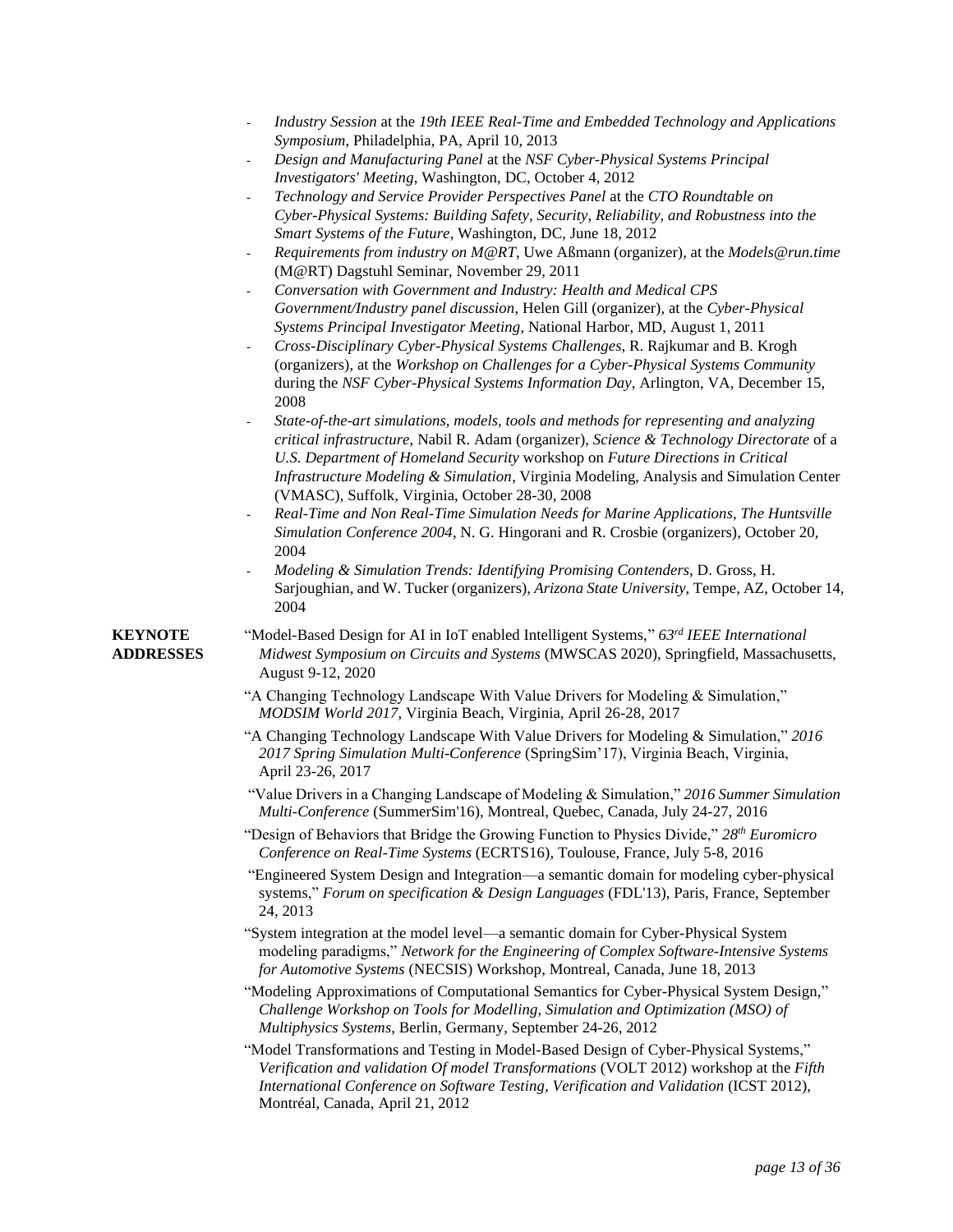- *Industry Session* at the *19th IEEE Real-Time and Embedded Technology and Applications Symposium*, Philadelphia, PA, April 10, 2013
- *Design and Manufacturing Panel* at the *NSF Cyber-Physical Systems Principal Investigators' Meeting*, Washington, DC, October 4, 2012
- *Technology and Service Provider Perspectives Panel* at the *CTO Roundtable on Cyber-Physical Systems: Building Safety, Security, Reliability, and Robustness into the Smart Systems of the Future*, Washington, DC, June 18, 2012
- *Requirements from industry on M@RT*, Uwe Aßmann (organizer), at the *Models@run.time* (M@RT) Dagstuhl Seminar, November 29, 2011
- *Conversation with Government and Industry: Health and Medical CPS Government/Industry panel discussion*, Helen Gill (organizer), at the *Cyber-Physical Systems Principal Investigator Meeting*, National Harbor, MD, August 1, 2011
- *Cross-Disciplinary Cyber-Physical Systems Challenges*, R. Rajkumar and B. Krogh (organizers), at the *Workshop on Challenges for a Cyber-Physical Systems Community* during the *NSF Cyber-Physical Systems Information Day*, Arlington, VA, December 15, 2008
- *State-of-the-art simulations, models, tools and methods for representing and analyzing critical infrastructure*, Nabil R. Adam (organizer), *Science & Technology Directorate* of a *U.S. Department of Homeland Security* workshop on *Future Directions in Critical Infrastructure Modeling & Simulation*, Virginia Modeling, Analysis and Simulation Center (VMASC), Suffolk, Virginia, October 28-30, 2008
- *Real-Time and Non Real-Time Simulation Needs for Marine Applications*, *The Huntsville Simulation Conference 2004*, N. G. Hingorani and R. Crosbie (organizers), October 20, 2004
- *Modeling & Simulation Trends: Identifying Promising Contenders*, D. Gross, H. Sarjoughian, and W. Tucker (organizers), *Arizona State University*, Tempe, AZ, October 14, 2004

**KEYNOTE ADDRESSES**

"Model-Based Design for AI in IoT enabled Intelligent Systems," *63rd IEEE International Midwest Symposium on Circuits and Systems* (MWSCAS 2020), Springfield, Massachusetts, August 9-12, 2020

"A Changing Technology Landscape With Value Drivers for Modeling & Simulation," *MODSIM World 2017*, Virginia Beach, Virginia, April 26-28, 2017

"A Changing Technology Landscape With Value Drivers for Modeling & Simulation," *2016 2017 Spring Simulation Multi-Conference* (SpringSim'17), Virginia Beach, Virginia, April 23-26, 2017

"Value Drivers in a Changing Landscape of Modeling & Simulation," *2016 Summer Simulation Multi-Conference* (SummerSim'16), Montreal, Quebec, Canada, July 24-27, 2016

"Design of Behaviors that Bridge the Growing Function to Physics Divide," *28th Euromicro Conference on Real-Time Systems* (ECRTS16), Toulouse, France, July 5-8, 2016

"Engineered System Design and Integration—a semantic domain for modeling cyber-physical systems," *Forum on specification & Design Languages* (FDL'13), Paris, France, September 24, 2013

"System integration at the model level—a semantic domain for Cyber-Physical System modeling paradigms," *Network for the Engineering of Complex Software-Intensive Systems for Automotive Systems* (NECSIS) Workshop, Montreal, Canada, June 18, 2013

"Modeling Approximations of Computational Semantics for Cyber-Physical System Design," *Challenge Workshop on Tools for Modelling, Simulation and Optimization (MSO) of Multiphysics Systems*, Berlin, Germany, September 24-26, 2012

"Model Transformations and Testing in Model-Based Design of Cyber-Physical Systems," *Verification and validation Of model Transformations* (VOLT 2012) workshop at the *Fifth International Conference on Software Testing, Verification and Validation* (ICST 2012), Montréal, Canada, April 21, 2012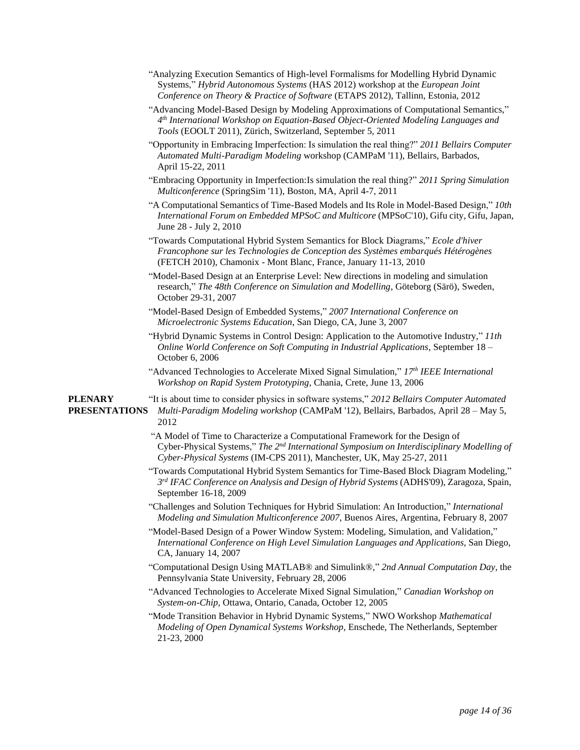"Analyzing Execution Semantics of High-level Formalisms for Modelling Hybrid Dynamic Systems," *Hybrid Autonomous Systems* (HAS 2012) workshop at the *European Joint Conference on Theory & Practice of Software* (ETAPS 2012), Tallinn, Estonia, 2012

"Advancing Model-Based Design by Modeling Approximations of Computational Semantics," *4th International Workshop on Equation-Based Object-Oriented Modeling Languages and Tools* (EOOLT 2011), Zürich, Switzerland, September 5, 2011

"Opportunity in Embracing Imperfection: Is simulation the real thing?" *2011 Bellairs Computer Automated Multi-Paradigm Modeling* workshop (CAMPaM '11), Bellairs, Barbados, April 15-22, 2011

"Embracing Opportunity in Imperfection:Is simulation the real thing?" *2011 Spring Simulation Multiconference* (SpringSim '11), Boston, MA, April 4-7, 2011

"A Computational Semantics of Time-Based Models and Its Role in Model-Based Design," *10th International Forum on Embedded MPSoC and Multicore* (MPSoC'10), Gifu city, Gifu, Japan, June 28 - July 2, 2010

"Towards Computational Hybrid System Semantics for Block Diagrams," *Ecole d'hiver Francophone sur les Technologies de Conception des Systèmes embarqués Hétérogènes* (FETCH 2010), Chamonix - Mont Blanc, France, January 11-13, 2010

"Model-Based Design at an Enterprise Level: New directions in modeling and simulation research," *The 48th Conference on Simulation and Modelling*, Göteborg (Särö), Sweden, October 29-31, 2007

"Model-Based Design of Embedded Systems," *2007 International Conference on Microelectronic Systems Education*, San Diego, CA, June 3, 2007

"Hybrid Dynamic Systems in Control Design: Application to the Automotive Industry," *11th Online World Conference on Soft Computing in Industrial Applications*, September 18 – October 6, 2006

"Advanced Technologies to Accelerate Mixed Signal Simulation," *17th IEEE International Workshop on Rapid System Prototyping*, Chania, Crete, June 13, 2006

**PLENARY PRESENTATIONS**

"It is about time to consider physics in software systems," *2012 Bellairs Computer Automated Multi-Paradigm Modeling workshop* (CAMPaM '12), Bellairs, Barbados, April 28 – May 5, 2012

"A Model of Time to Characterize a Computational Framework for the Design of Cyber-Physical Systems," *The 2nd International Symposium on Interdisciplinary Modelling of Cyber-Physical Systems* (IM-CPS 2011), Manchester, UK, May 25-27, 2011

"Towards Computational Hybrid System Semantics for Time-Based Block Diagram Modeling," *3rd IFAC Conference on Analysis and Design of Hybrid Systems* (ADHS'09), Zaragoza, Spain, September 16-18, 2009

"Challenges and Solution Techniques for Hybrid Simulation: An Introduction," *International Modeling and Simulation Multiconference 2007*, Buenos Aires, Argentina, February 8, 2007

"Model-Based Design of a Power Window System: Modeling, Simulation, and Validation," *International Conference on High Level Simulation Languages and Applications*, San Diego, CA, January 14, 2007

"Computational Design Using MATLAB® and Simulink®," *2nd Annual Computation Day*, the Pennsylvania State University, February 28, 2006

"Advanced Technologies to Accelerate Mixed Signal Simulation," *Canadian Workshop on System-on-Chip*, Ottawa, Ontario, Canada, October 12, 2005

"Mode Transition Behavior in Hybrid Dynamic Systems," NWO Workshop *Mathematical Modeling of Open Dynamical Systems Workshop*, Enschede, The Netherlands, September 21-23, 2000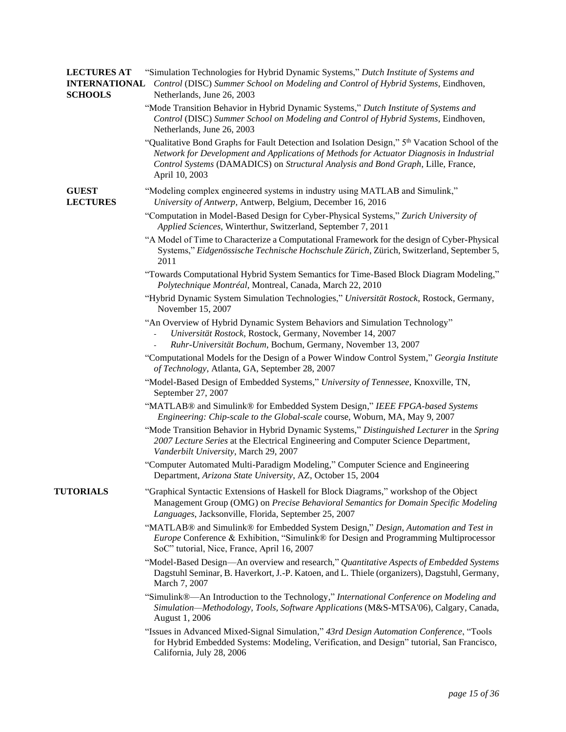**LECTURES AT INTERNATIONAL SCHOOLS**

"Simulation Technologies for Hybrid Dynamic Systems," *Dutch Institute of Systems and Control* (DISC) *Summer School on Modeling and Control of Hybrid Systems*, Eindhoven, Netherlands, June 26, 2003

"Mode Transition Behavior in Hybrid Dynamic Systems," *Dutch Institute of Systems and Control* (DISC) *Summer School on Modeling and Control of Hybrid Systems*, Eindhoven, Netherlands, June 26, 2003

"Qualitative Bond Graphs for Fault Detection and Isolation Design," 5th Vacation School of the *Network for Development and Applications of Methods for Actuator Diagnosis in Industrial Control Systems* (DAMADICS) on *Structural Analysis and Bond Graph*, Lille, France, April 10, 2003

**GUEST LECTURES**

"Modeling complex engineered systems in industry using MATLAB and Simulink," *University of Antwerp*, Antwerp, Belgium, December 16, 2016

"Computation in Model-Based Design for Cyber-Physical Systems," *Zurich University of Applied Sciences*, Winterthur, Switzerland, September 7, 2011

"A Model of Time to Characterize a Computational Framework for the design of Cyber-Physical Systems," *Eidgenössische Technische Hochschule Zürich*, Zürich, Switzerland, September 5, 2011

"Towards Computational Hybrid System Semantics for Time-Based Block Diagram Modeling," *Polytechnique Montréal*, Montreal, Canada, March 22, 2010

"Hybrid Dynamic System Simulation Technologies," *Universität Rostock*, Rostock, Germany, November 15, 2007

"An Overview of Hybrid Dynamic System Behaviors and Simulation Technology"
- *Universität Rostock*, Rostock, Germany, November 14, 2007
- *Ruhr-Universität Bochum*, Bochum, Germany, November 13, 2007

"Computational Models for the Design of a Power Window Control System," *Georgia Institute of Technology*, Atlanta, GA, September 28, 2007

"Model-Based Design of Embedded Systems," *University of Tennessee*, Knoxville, TN, September 27, 2007

"MATLAB® and Simulink® for Embedded System Design," *IEEE FPGA-based Systems Engineering: Chip-scale to the Global-scale* course, Woburn, MA, May 9, 2007

"Mode Transition Behavior in Hybrid Dynamic Systems," *Distinguished Lecturer* in the *Spring 2007 Lecture Series* at the Electrical Engineering and Computer Science Department, *Vanderbilt University*, March 29, 2007

"Computer Automated Multi-Paradigm Modeling," Computer Science and Engineering Department, *Arizona State University*, AZ, October 15, 2004

**TUTORIALS**

"Graphical Syntactic Extensions of Haskell for Block Diagrams," workshop of the Object Management Group (OMG) on *Precise Behavioral Semantics for Domain Specific Modeling Languages*, Jacksonville, Florida, September 25, 2007

"MATLAB® and Simulink® for Embedded System Design," *Design, Automation and Test in Europe* Conference & Exhibition, "Simulink® for Design and Programming Multiprocessor SoC" tutorial, Nice, France, April 16, 2007

"Model-Based Design—An overview and research," *Quantitative Aspects of Embedded Systems* Dagstuhl Seminar, B. Haverkort, J.-P. Katoen, and L. Thiele (organizers), Dagstuhl, Germany, March 7, 2007

"Simulink®—An Introduction to the Technology," *International Conference on Modeling and Simulation—Methodology, Tools, Software Applications* (M&S-MTSA'06), Calgary, Canada, August 1, 2006

"Issues in Advanced Mixed-Signal Simulation," *43rd Design Automation Conference*, "Tools for Hybrid Embedded Systems: Modeling, Verification, and Design" tutorial, San Francisco, California, July 28, 2006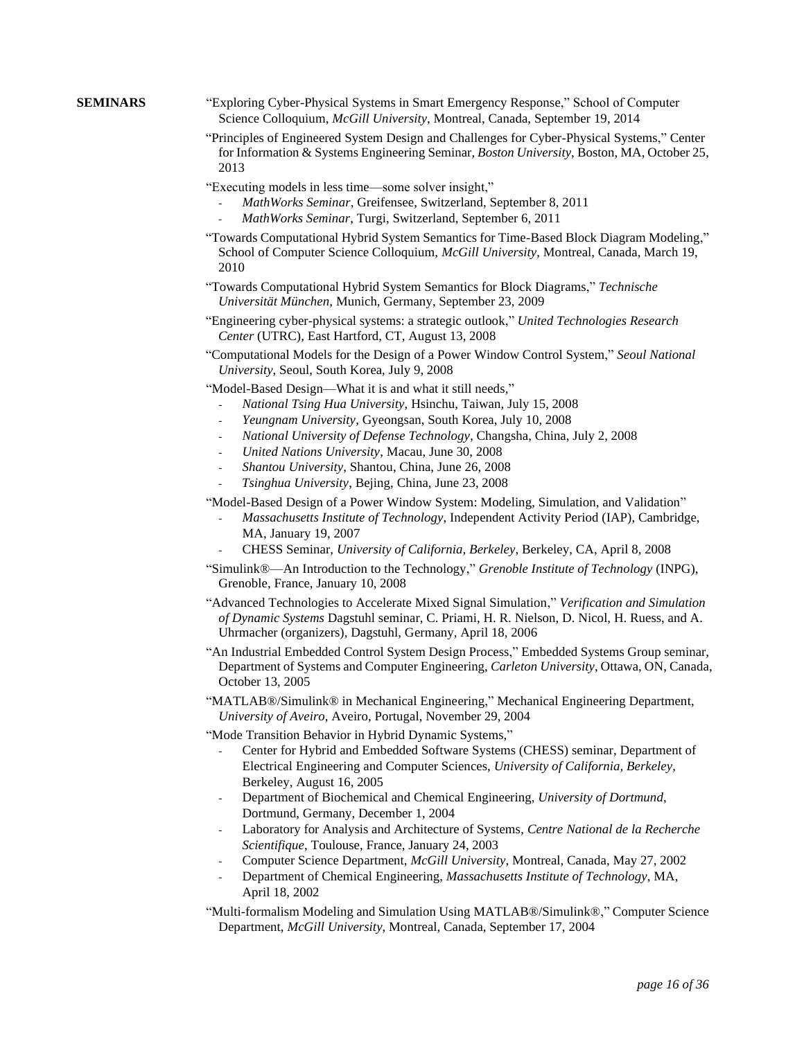**SEMINARS**

"Exploring Cyber-Physical Systems in Smart Emergency Response," School of Computer Science Colloquium, *McGill University*, Montreal, Canada, September 19, 2014

"Principles of Engineered System Design and Challenges for Cyber-Physical Systems," Center for Information & Systems Engineering Seminar, *Boston University*, Boston, MA, October 25, 2013

"Executing models in less time—some solver insight,"

- *MathWorks Seminar*, Greifensee, Switzerland, September 8, 2011
- *MathWorks Seminar*, Turgi, Switzerland, September 6, 2011

"Towards Computational Hybrid System Semantics for Time-Based Block Diagram Modeling," School of Computer Science Colloquium, *McGill University*, Montreal, Canada, March 19, 2010

"Towards Computational Hybrid System Semantics for Block Diagrams," *Technische Universität München,* Munich, Germany, September 23, 2009

"Engineering cyber-physical systems: a strategic outlook," *United Technologies Research Center* (UTRC), East Hartford, CT, August 13, 2008

"Computational Models for the Design of a Power Window Control System," *Seoul National University*, Seoul, South Korea, July 9, 2008

"Model-Based Design—What it is and what it still needs,"

- *National Tsing Hua University*, Hsinchu, Taiwan, July 15, 2008
- *Yeungnam University*, Gyeongsan, South Korea, July 10, 2008
- *National University of Defense Technology*, Changsha, China, July 2, 2008
- *United Nations University*, Macau, June 30, 2008
- *Shantou University*, Shantou, China, June 26, 2008
- *Tsinghua University*, Bejing, China, June 23, 2008

"Model-Based Design of a Power Window System: Modeling, Simulation, and Validation"

- *Massachusetts Institute of Technology*, Independent Activity Period (IAP), Cambridge, MA, January 19, 2007
- CHESS Seminar, *University of California, Berkeley*, Berkeley, CA, April 8, 2008

"Simulink®—An Introduction to the Technology," *Grenoble Institute of Technology* (INPG), Grenoble, France, January 10, 2008

"Advanced Technologies to Accelerate Mixed Signal Simulation," *Verification and Simulation of Dynamic Systems* Dagstuhl seminar, C. Priami, H. R. Nielson, D. Nicol, H. Ruess, and A. Uhrmacher (organizers), Dagstuhl, Germany, April 18, 2006

"An Industrial Embedded Control System Design Process," Embedded Systems Group seminar, Department of Systems and Computer Engineering, *Carleton University*, Ottawa, ON, Canada, October 13, 2005

"MATLAB®/Simulink® in Mechanical Engineering," Mechanical Engineering Department, *University of Aveiro*, Aveiro, Portugal, November 29, 2004

"Mode Transition Behavior in Hybrid Dynamic Systems,"

- Center for Hybrid and Embedded Software Systems (CHESS) seminar, Department of Electrical Engineering and Computer Sciences, *University of California, Berkeley*, Berkeley, August 16, 2005
- Department of Biochemical and Chemical Engineering, *University of Dortmund*, Dortmund, Germany, December 1, 2004
- Laboratory for Analysis and Architecture of Systems, *Centre National de la Recherche Scientifique*, Toulouse, France, January 24, 2003
- Computer Science Department, *McGill University*, Montreal, Canada, May 27, 2002
- Department of Chemical Engineering, *Massachusetts Institute of Technology*, MA, April 18, 2002

"Multi-formalism Modeling and Simulation Using MATLAB®/Simulink®," Computer Science Department, *McGill University*, Montreal, Canada, September 17, 2004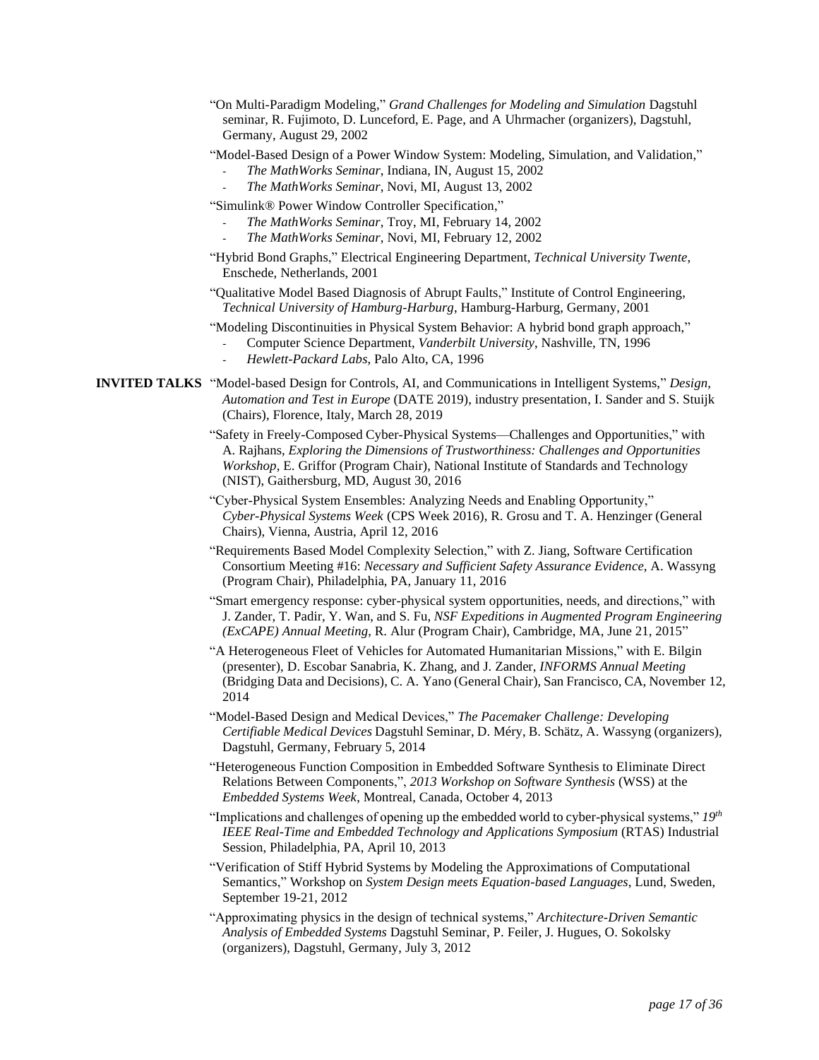"On Multi-Paradigm Modeling," *Grand Challenges for Modeling and Simulation* Dagstuhl seminar, R. Fujimoto, D. Lunceford, E. Page, and A Uhrmacher (organizers), Dagstuhl, Germany, August 29, 2002

"Model-Based Design of a Power Window System: Modeling, Simulation, and Validation,"

- *The MathWorks Seminar*, Indiana, IN, August 15, 2002
- *The MathWorks Seminar*, Novi, MI, August 13, 2002

"Simulink® Power Window Controller Specification,"

- *The MathWorks Seminar*, Troy, MI, February 14, 2002
- *The MathWorks Seminar*, Novi, MI, February 12, 2002

"Hybrid Bond Graphs," Electrical Engineering Department, *Technical University Twente*, Enschede, Netherlands, 2001

"Qualitative Model Based Diagnosis of Abrupt Faults," Institute of Control Engineering, *Technical University of Hamburg-Harburg*, Hamburg-Harburg, Germany, 2001

"Modeling Discontinuities in Physical System Behavior: A hybrid bond graph approach,"

- Computer Science Department, *Vanderbilt University*, Nashville, TN, 1996
- *Hewlett-Packard Labs*, Palo Alto, CA, 1996

**INVITED TALKS**

"Model-based Design for Controls, AI, and Communications in Intelligent Systems," *Design, Automation and Test in Europe* (DATE 2019), industry presentation, I. Sander and S. Stuijk (Chairs), Florence, Italy, March 28, 2019

"Safety in Freely-Composed Cyber-Physical Systems—Challenges and Opportunities," with A. Rajhans, *Exploring the Dimensions of Trustworthiness: Challenges and Opportunities Workshop*, E. Griffor (Program Chair), National Institute of Standards and Technology (NIST), Gaithersburg, MD, August 30, 2016

"Cyber-Physical System Ensembles: Analyzing Needs and Enabling Opportunity," *Cyber-Physical Systems Week* (CPS Week 2016), R. Grosu and T. A. Henzinger (General Chairs), Vienna, Austria, April 12, 2016

"Requirements Based Model Complexity Selection," with Z. Jiang, Software Certification Consortium Meeting #16: *Necessary and Sufficient Safety Assurance Evidence*, A. Wassyng (Program Chair), Philadelphia, PA, January 11, 2016

"Smart emergency response: cyber-physical system opportunities, needs, and directions," with J. Zander, T. Padir, Y. Wan, and S. Fu, *NSF Expeditions in Augmented Program Engineering (ExCAPE) Annual Meeting*, R. Alur (Program Chair), Cambridge, MA, June 21, 2015"

"A Heterogeneous Fleet of Vehicles for Automated Humanitarian Missions," with E. Bilgin (presenter), D. Escobar Sanabria, K. Zhang, and J. Zander, *INFORMS Annual Meeting* (Bridging Data and Decisions), C. A. Yano (General Chair), San Francisco, CA, November 12, 2014

"Model-Based Design and Medical Devices," *The Pacemaker Challenge: Developing Certifiable Medical Devices* Dagstuhl Seminar, D. Méry, B. Schätz, A. Wassyng (organizers), Dagstuhl, Germany, February 5, 2014

"Heterogeneous Function Composition in Embedded Software Synthesis to Eliminate Direct Relations Between Components,", *2013 Workshop on Software Synthesis* (WSS) at the *Embedded Systems Week*, Montreal, Canada, October 4, 2013

"Implications and challenges of opening up the embedded world to cyber-physical systems," *19th IEEE Real-Time and Embedded Technology and Applications Symposium* (RTAS) Industrial Session, Philadelphia, PA, April 10, 2013

"Verification of Stiff Hybrid Systems by Modeling the Approximations of Computational Semantics," Workshop on *System Design meets Equation-based Languages*, Lund, Sweden, September 19-21, 2012

"Approximating physics in the design of technical systems," *Architecture-Driven Semantic Analysis of Embedded Systems* Dagstuhl Seminar, P. Feiler, J. Hugues, O. Sokolsky (organizers), Dagstuhl, Germany, July 3, 2012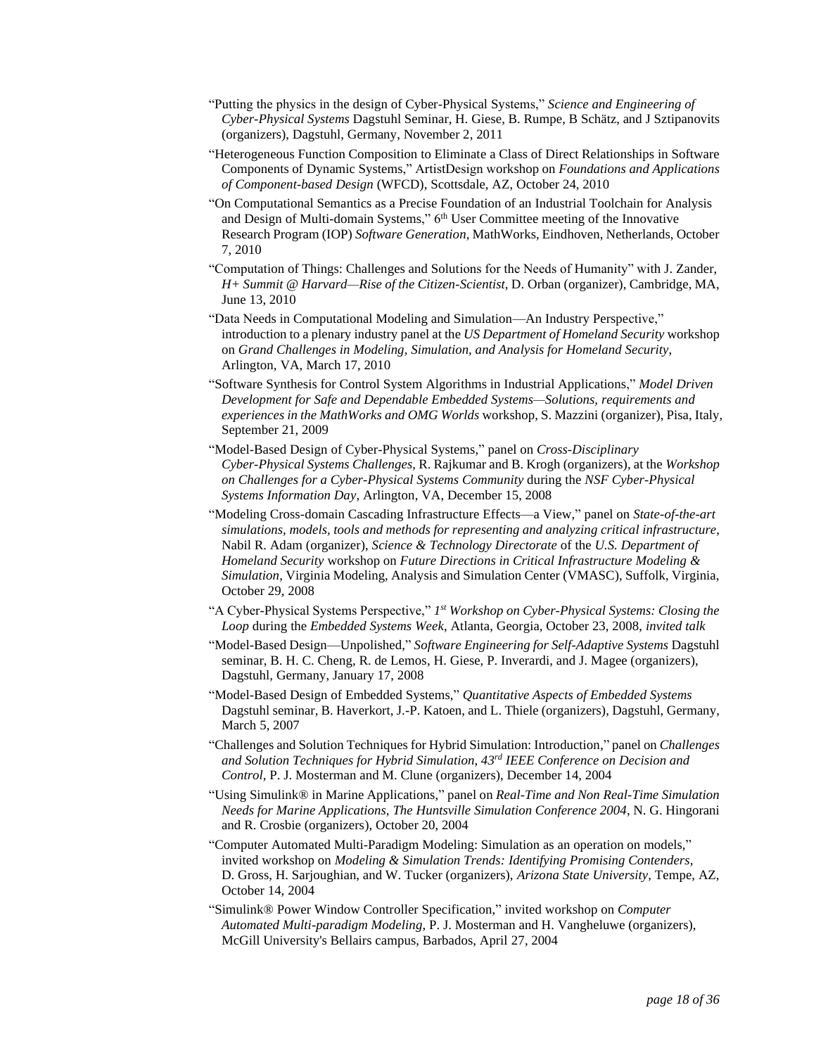"Putting the physics in the design of Cyber-Physical Systems," *Science and Engineering of Cyber-Physical Systems* Dagstuhl Seminar, H. Giese, B. Rumpe, B Schätz, and J Sztipanovits (organizers), Dagstuhl, Germany, November 2, 2011

"Heterogeneous Function Composition to Eliminate a Class of Direct Relationships in Software Components of Dynamic Systems," ArtistDesign workshop on *Foundations and Applications of Component-based Design* (WFCD), Scottsdale, AZ, October 24, 2010

"On Computational Semantics as a Precise Foundation of an Industrial Toolchain for Analysis and Design of Multi-domain Systems," 6th User Committee meeting of the Innovative Research Program (IOP) *Software Generation*, MathWorks, Eindhoven, Netherlands, October 7, 2010

"Computation of Things: Challenges and Solutions for the Needs of Humanity" with J. Zander, *H+ Summit @ Harvard—Rise of the Citizen-Scientist*, D. Orban (organizer), Cambridge, MA, June 13, 2010

"Data Needs in Computational Modeling and Simulation—An Industry Perspective," introduction to a plenary industry panel at the *US Department of Homeland Security* workshop on *Grand Challenges in Modeling, Simulation, and Analysis for Homeland Security*, Arlington, VA, March 17, 2010

"Software Synthesis for Control System Algorithms in Industrial Applications," *Model Driven Development for Safe and Dependable Embedded Systems—Solutions, requirements and experiences in the MathWorks and OMG Worlds* workshop, S. Mazzini (organizer), Pisa, Italy, September 21, 2009

"Model-Based Design of Cyber-Physical Systems," panel on *Cross-Disciplinary Cyber-Physical Systems Challenges*, R. Rajkumar and B. Krogh (organizers), at the *Workshop on Challenges for a Cyber-Physical Systems Community* during the *NSF Cyber-Physical Systems Information Day*, Arlington, VA, December 15, 2008

"Modeling Cross-domain Cascading Infrastructure Effects—a View," panel on *State-of-the-art simulations, models, tools and methods for representing and analyzing critical infrastructure*, Nabil R. Adam (organizer), *Science & Technology Directorate* of the *U.S. Department of Homeland Security* workshop on *Future Directions in Critical Infrastructure Modeling & Simulation*, Virginia Modeling, Analysis and Simulation Center (VMASC), Suffolk, Virginia, October 29, 2008

"A Cyber-Physical Systems Perspective," *1st Workshop on Cyber-Physical Systems: Closing the Loop* during the *Embedded Systems Week*, Atlanta, Georgia, October 23, 2008, *invited talk*

"Model-Based Design—Unpolished," *Software Engineering for Self-Adaptive Systems* Dagstuhl seminar, B. H. C. Cheng, R. de Lemos, H. Giese, P. Inverardi, and J. Magee (organizers), Dagstuhl, Germany, January 17, 2008

"Model-Based Design of Embedded Systems," *Quantitative Aspects of Embedded Systems* Dagstuhl seminar, B. Haverkort, J.-P. Katoen, and L. Thiele (organizers), Dagstuhl, Germany, March 5, 2007

"Challenges and Solution Techniques for Hybrid Simulation: Introduction," panel on *Challenges and Solution Techniques for Hybrid Simulation*, *43rd IEEE Conference on Decision and Control*, P. J. Mosterman and M. Clune (organizers), December 14, 2004

"Using Simulink® in Marine Applications," panel on *Real-Time and Non Real-Time Simulation Needs for Marine Applications*, *The Huntsville Simulation Conference 2004*, N. G. Hingorani and R. Crosbie (organizers), October 20, 2004

"Computer Automated Multi-Paradigm Modeling: Simulation as an operation on models," invited workshop on *Modeling & Simulation Trends: Identifying Promising Contenders*, D. Gross, H. Sarjoughian, and W. Tucker (organizers), *Arizona State University*, Tempe, AZ, October 14, 2004

"Simulink® Power Window Controller Specification," invited workshop on *Computer Automated Multi-paradigm Modeling*, P. J. Mosterman and H. Vangheluwe (organizers), McGill University's Bellairs campus, Barbados, April 27, 2004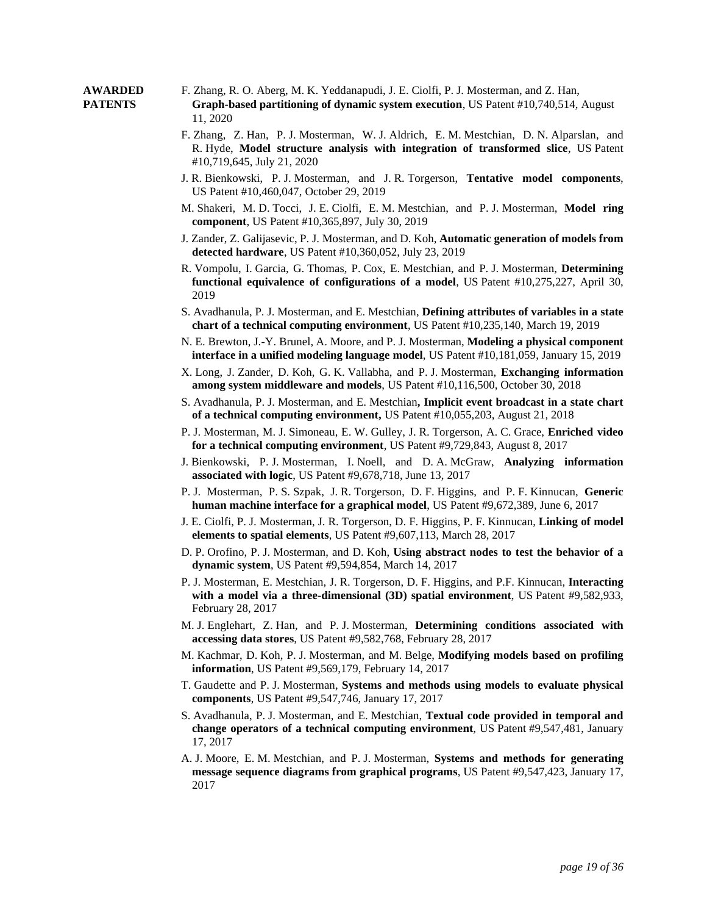## AWARDED PATENTS

F. Zhang, R. O. Aberg, M. K. Yeddanapudi, J. E. Ciolfi, P. J. Mosterman, and Z. Han, **Graph-based partitioning of dynamic system execution**, US Patent #10,740,514, August 11, 2020

F. Zhang, Z. Han, P. J. Mosterman, W. J. Aldrich, E. M. Mestchian, D. N. Alparslan, and R. Hyde, **Model structure analysis with integration of transformed slice**, US Patent #10,719,645, July 21, 2020

J. R. Bienkowski, P. J. Mosterman, and J. R. Torgerson, **Tentative model components**, US Patent #10,460,047, October 29, 2019

M. Shakeri, M. D. Tocci, J. E. Ciolfi, E. M. Mestchian, and P. J. Mosterman, **Model ring component**, US Patent #10,365,897, July 30, 2019

J. Zander, Z. Galijasevic, P. J. Mosterman, and D. Koh, **Automatic generation of models from detected hardware**, US Patent #10,360,052, July 23, 2019

R. Vompolu, I. Garcia, G. Thomas, P. Cox, E. Mestchian, and P. J. Mosterman, **Determining functional equivalence of configurations of a model**, US Patent #10,275,227, April 30, 2019

S. Avadhanula, P. J. Mosterman, and E. Mestchian, **Defining attributes of variables in a state chart of a technical computing environment**, US Patent #10,235,140, March 19, 2019

N. E. Brewton, J.-Y. Brunel, A. Moore, and P. J. Mosterman, **Modeling a physical component interface in a unified modeling language model**, US Patent #10,181,059, January 15, 2019

X. Long, J. Zander, D. Koh, G. K. Vallabha, and P. J. Mosterman, **Exchanging information among system middleware and models**, US Patent #10,116,500, October 30, 2018

S. Avadhanula, P. J. Mosterman, and E. Mestchian**, Implicit event broadcast in a state chart of a technical computing environment,** US Patent #10,055,203, August 21, 2018

P. J. Mosterman, M. J. Simoneau, E. W. Gulley, J. R. Torgerson, A. C. Grace, **Enriched video for a technical computing environment**, US Patent #9,729,843, August 8, 2017

J. Bienkowski, P. J. Mosterman, I. Noell, and D. A. McGraw, **Analyzing information associated with logic**, US Patent #9,678,718, June 13, 2017

P. J. Mosterman, P. S. Szpak, J. R. Torgerson, D. F. Higgins, and P. F. Kinnucan, **Generic human machine interface for a graphical model**, US Patent #9,672,389, June 6, 2017

J. E. Ciolfi, P. J. Mosterman, J. R. Torgerson, D. F. Higgins, P. F. Kinnucan, **Linking of model elements to spatial elements**, US Patent #9,607,113, March 28, 2017

D. P. Orofino, P. J. Mosterman, and D. Koh, **Using abstract nodes to test the behavior of a dynamic system**, US Patent #9,594,854, March 14, 2017

P. J. Mosterman, E. Mestchian, J. R. Torgerson, D. F. Higgins, and P.F. Kinnucan, **Interacting with a model via a three-dimensional (3D) spatial environment**, US Patent #9,582,933, February 28, 2017

M. J. Englehart, Z. Han, and P. J. Mosterman, **Determining conditions associated with accessing data stores**, US Patent #9,582,768, February 28, 2017

M. Kachmar, D. Koh, P. J. Mosterman, and M. Belge, **Modifying models based on profiling information**, US Patent #9,569,179, February 14, 2017

T. Gaudette and P. J. Mosterman, **Systems and methods using models to evaluate physical components**, US Patent #9,547,746, January 17, 2017

S. Avadhanula, P. J. Mosterman, and E. Mestchian, **Textual code provided in temporal and change operators of a technical computing environment**, US Patent #9,547,481, January 17, 2017

A. J. Moore, E. M. Mestchian, and P. J. Mosterman, **Systems and methods for generating message sequence diagrams from graphical programs**, US Patent #9,547,423, January 17, 2017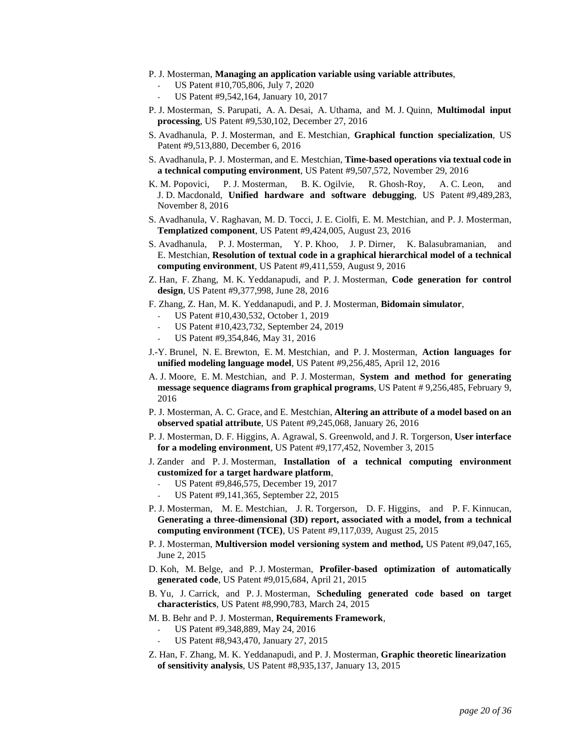P. J. Mosterman, **Managing an application variable using variable attributes**,

- US Patent #10,705,806, July 7, 2020
- US Patent #9,542,164, January 10, 2017

P. J. Mosterman, S. Parupati, A. A. Desai, A. Uthama, and M. J. Quinn, **Multimodal input processing**, US Patent #9,530,102, December 27, 2016

S. Avadhanula, P. J. Mosterman, and E. Mestchian, **Graphical function specialization**, US Patent #9,513,880, December 6, 2016

S. Avadhanula, P. J. Mosterman, and E. Mestchian, **Time-based operations via textual code in a technical computing environment**, US Patent #9,507,572, November 29, 2016

K. M. Popovici, P. J. Mosterman, B. K. Ogilvie, R. Ghosh-Roy, A. C. Leon, and J. D. Macdonald, **Unified hardware and software debugging**, US Patent #9,489,283, November 8, 2016

S. Avadhanula, V. Raghavan, M. D. Tocci, J. E. Ciolfi, E. M. Mestchian, and P. J. Mosterman, **Templatized component**, US Patent #9,424,005, August 23, 2016

S. Avadhanula, P. J. Mosterman, Y. P. Khoo, J. P. Dirner, K. Balasubramanian, and E. Mestchian, **Resolution of textual code in a graphical hierarchical model of a technical computing environment**, US Patent #9,411,559, August 9, 2016

Z. Han, F. Zhang, M. K. Yeddanapudi, and P. J. Mosterman, **Code generation for control design**, US Patent #9,377,998, June 28, 2016

F. Zhang, Z. Han, M. K. Yeddanapudi, and P. J. Mosterman, **Bidomain simulator**,

- US Patent #10,430,532, October 1, 2019
- US Patent #10,423,732, September 24, 2019
- US Patent #9,354,846, May 31, 2016

J.-Y. Brunel, N. E. Brewton, E. M. Mestchian, and P. J. Mosterman, **Action languages for unified modeling language model**, US Patent #9,256,485, April 12, 2016

A. J. Moore, E. M. Mestchian, and P. J. Mosterman, **System and method for generating message sequence diagrams from graphical programs**, US Patent # 9,256,485, February 9, 2016

P. J. Mosterman, A. C. Grace, and E. Mestchian, **Altering an attribute of a model based on an observed spatial attribute**, US Patent #9,245,068, January 26, 2016

P. J. Mosterman, D. F. Higgins, A. Agrawal, S. Greenwold, and J. R. Torgerson, **User interface for a modeling environment**, US Patent #9,177,452, November 3, 2015

J. Zander and P. J. Mosterman, **Installation of a technical computing environment customized for a target hardware platform**,

- US Patent #9,846,575, December 19, 2017
- US Patent #9,141,365, September 22, 2015

P. J. Mosterman, M. E. Mestchian, J. R. Torgerson, D. F. Higgins, and P. F. Kinnucan, **Generating a three-dimensional (3D) report, associated with a model, from a technical computing environment (TCE)**, US Patent #9,117,039, August 25, 2015

P. J. Mosterman, **Multiversion model versioning system and method,** US Patent #9,047,165, June 2, 2015

D. Koh, M. Belge, and P. J. Mosterman, **Profiler-based optimization of automatically generated code**, US Patent #9,015,684, April 21, 2015

B. Yu, J. Carrick, and P. J. Mosterman, **Scheduling generated code based on target characteristics**, US Patent #8,990,783, March 24, 2015

M. B. Behr and P. J. Mosterman, **Requirements Framework**,

- US Patent #9,348,889, May 24, 2016
- US Patent #8,943,470, January 27, 2015

Z. Han, F. Zhang, M. K. Yeddanapudi, and P. J. Mosterman, **Graphic theoretic linearization of sensitivity analysis**, US Patent #8,935,137, January 13, 2015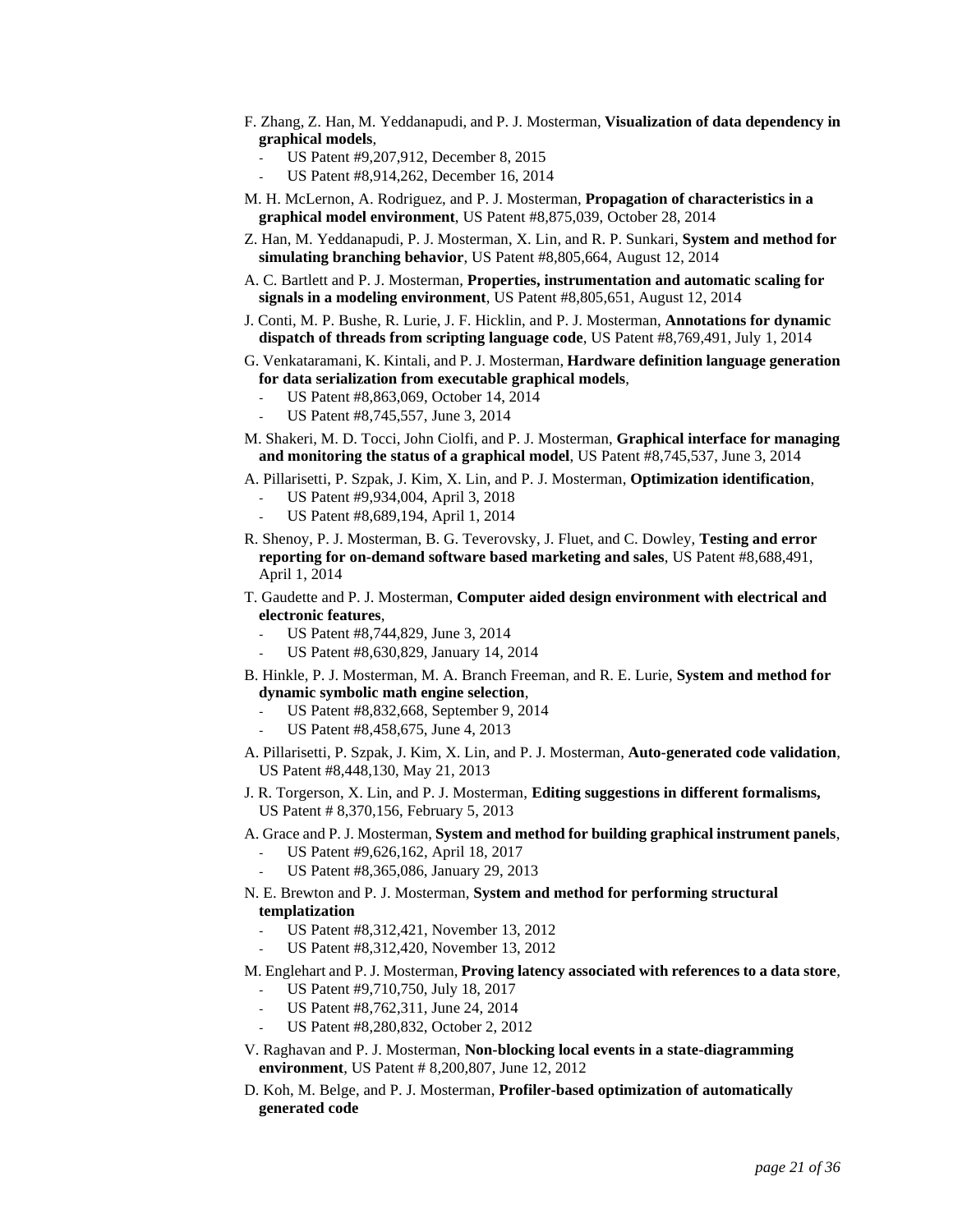F. Zhang, Z. Han, M. Yeddanapudi, and P. J. Mosterman, **Visualization of data dependency in graphical models**,

- US Patent #9,207,912, December 8, 2015
- US Patent #8,914,262, December 16, 2014

M. H. McLernon, A. Rodriguez, and P. J. Mosterman, **Propagation of characteristics in a graphical model environment**, US Patent #8,875,039, October 28, 2014

Z. Han, M. Yeddanapudi, P. J. Mosterman, X. Lin, and R. P. Sunkari, **System and method for simulating branching behavior**, US Patent #8,805,664, August 12, 2014

A. C. Bartlett and P. J. Mosterman, **Properties, instrumentation and automatic scaling for signals in a modeling environment**, US Patent #8,805,651, August 12, 2014

J. Conti, M. P. Bushe, R. Lurie, J. F. Hicklin, and P. J. Mosterman, **Annotations for dynamic dispatch of threads from scripting language code**, US Patent #8,769,491, July 1, 2014

G. Venkataramani, K. Kintali, and P. J. Mosterman, **Hardware definition language generation for data serialization from executable graphical models**,

- US Patent #8,863,069, October 14, 2014
- US Patent #8,745,557, June 3, 2014

M. Shakeri, M. D. Tocci, John Ciolfi, and P. J. Mosterman, **Graphical interface for managing and monitoring the status of a graphical model**, US Patent #8,745,537, June 3, 2014

A. Pillarisetti, P. Szpak, J. Kim, X. Lin, and P. J. Mosterman, **Optimization identification**,

- US Patent #9,934,004, April 3, 2018
- US Patent #8,689,194, April 1, 2014

R. Shenoy, P. J. Mosterman, B. G. Teverovsky, J. Fluet, and C. Dowley, **Testing and error reporting for on-demand software based marketing and sales**, US Patent #8,688,491, April 1, 2014

T. Gaudette and P. J. Mosterman, **Computer aided design environment with electrical and electronic features**,

- US Patent #8,744,829, June 3, 2014
- US Patent #8,630,829, January 14, 2014

B. Hinkle, P. J. Mosterman, M. A. Branch Freeman, and R. E. Lurie, **System and method for dynamic symbolic math engine selection**,

- US Patent #8,832,668, September 9, 2014
- US Patent #8,458,675, June 4, 2013

A. Pillarisetti, P. Szpak, J. Kim, X. Lin, and P. J. Mosterman, **Auto-generated code validation**, US Patent #8,448,130, May 21, 2013

J. R. Torgerson, X. Lin, and P. J. Mosterman, **Editing suggestions in different formalisms,** US Patent # 8,370,156, February 5, 2013

A. Grace and P. J. Mosterman, **System and method for building graphical instrument panels**,

- US Patent #9,626,162, April 18, 2017
- US Patent #8,365,086, January 29, 2013

N. E. Brewton and P. J. Mosterman, **System and method for performing structural templatization**

- US Patent #8,312,421, November 13, 2012
- US Patent #8,312,420, November 13, 2012

M. Englehart and P. J. Mosterman, **Proving latency associated with references to a data store**,

- US Patent #9,710,750, July 18, 2017
- US Patent #8,762,311, June 24, 2014
- US Patent #8,280,832, October 2, 2012

V. Raghavan and P. J. Mosterman, **Non-blocking local events in a state-diagramming environment**, US Patent # 8,200,807, June 12, 2012

D. Koh, M. Belge, and P. J. Mosterman, **Profiler-based optimization of automatically generated code**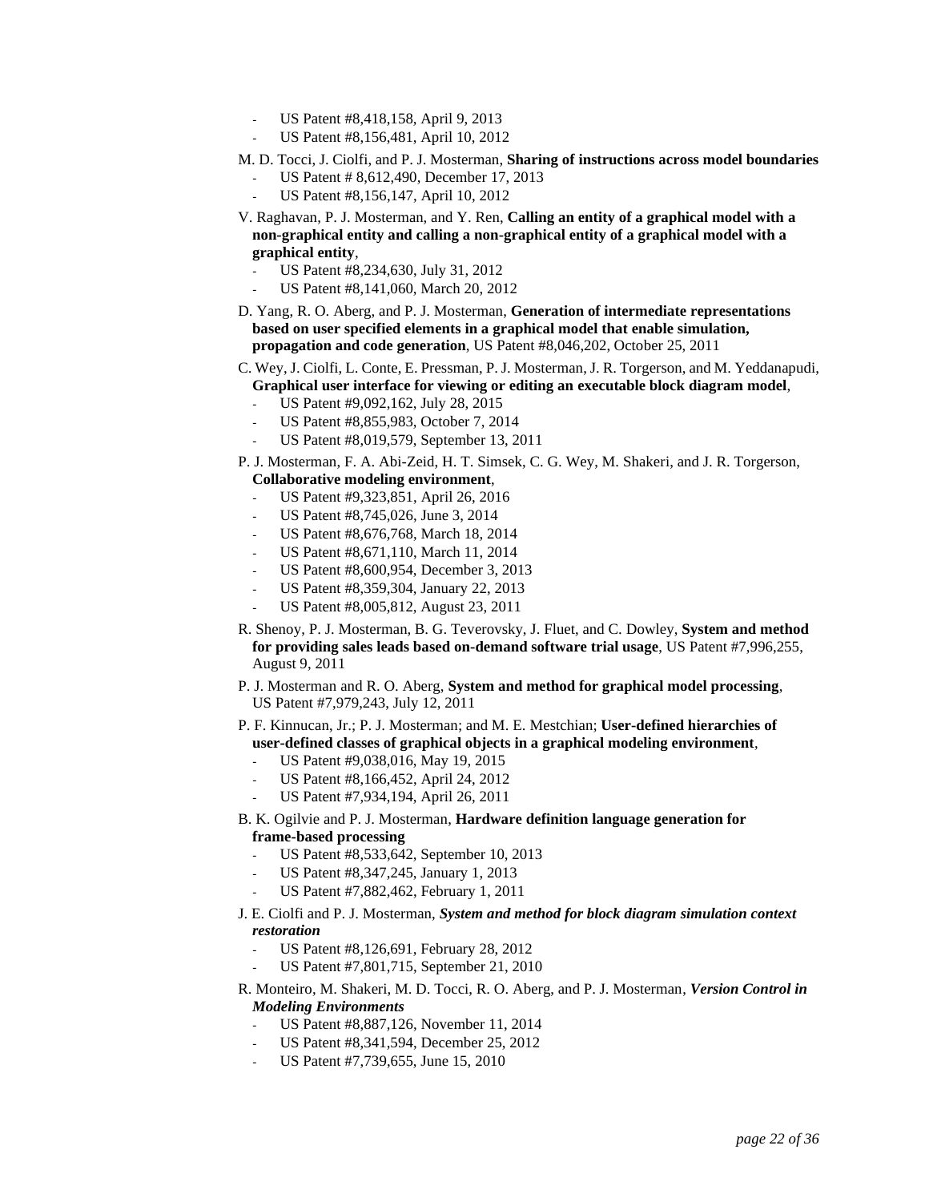- US Patent #8,418,158, April 9, 2013
- US Patent #8,156,481, April 10, 2012

M. D. Tocci, J. Ciolfi, and P. J. Mosterman, **Sharing of instructions across model boundaries**
- US Patent # 8,612,490, December 17, 2013
- US Patent #8,156,147, April 10, 2012

V. Raghavan, P. J. Mosterman, and Y. Ren, **Calling an entity of a graphical model with a non-graphical entity and calling a non-graphical entity of a graphical model with a graphical entity**,
- US Patent #8,234,630, July 31, 2012
- US Patent #8,141,060, March 20, 2012

D. Yang, R. O. Aberg, and P. J. Mosterman, **Generation of intermediate representations based on user specified elements in a graphical model that enable simulation, propagation and code generation**, US Patent #8,046,202, October 25, 2011

C. Wey, J. Ciolfi, L. Conte, E. Pressman, P. J. Mosterman, J. R. Torgerson, and M. Yeddanapudi, **Graphical user interface for viewing or editing an executable block diagram model**,
- US Patent #9,092,162, July 28, 2015
- US Patent #8,855,983, October 7, 2014
- US Patent #8,019,579, September 13, 2011

P. J. Mosterman, F. A. Abi-Zeid, H. T. Simsek, C. G. Wey, M. Shakeri, and J. R. Torgerson, **Collaborative modeling environment**,
- US Patent #9,323,851, April 26, 2016
- US Patent #8,745,026, June 3, 2014
- US Patent #8,676,768, March 18, 2014
- US Patent #8,671,110, March 11, 2014
- US Patent #8,600,954, December 3, 2013
- US Patent #8,359,304, January 22, 2013
- US Patent #8,005,812, August 23, 2011

R. Shenoy, P. J. Mosterman, B. G. Teverovsky, J. Fluet, and C. Dowley, **System and method for providing sales leads based on-demand software trial usage**, US Patent #7,996,255, August 9, 2011

P. J. Mosterman and R. O. Aberg, **System and method for graphical model processing**, US Patent #7,979,243, July 12, 2011

P. F. Kinnucan, Jr.; P. J. Mosterman; and M. E. Mestchian; **User-defined hierarchies of user-defined classes of graphical objects in a graphical modeling environment**,
- US Patent #9,038,016, May 19, 2015
- US Patent #8,166,452, April 24, 2012
- US Patent #7,934,194, April 26, 2011

B. K. Ogilvie and P. J. Mosterman, **Hardware definition language generation for frame-based processing**
- US Patent #8,533,642, September 10, 2013
- US Patent #8,347,245, January 1, 2013
- US Patent #7,882,462, February 1, 2011

J. E. Ciolfi and P. J. Mosterman, ***System and method for block diagram simulation context restoration***
- US Patent #8,126,691, February 28, 2012
- US Patent #7,801,715, September 21, 2010

R. Monteiro, M. Shakeri, M. D. Tocci, R. O. Aberg, and P. J. Mosterman, ***Version Control in Modeling Environments***
- US Patent #8,887,126, November 11, 2014
- US Patent #8,341,594, December 25, 2012
- US Patent #7,739,655, June 15, 2010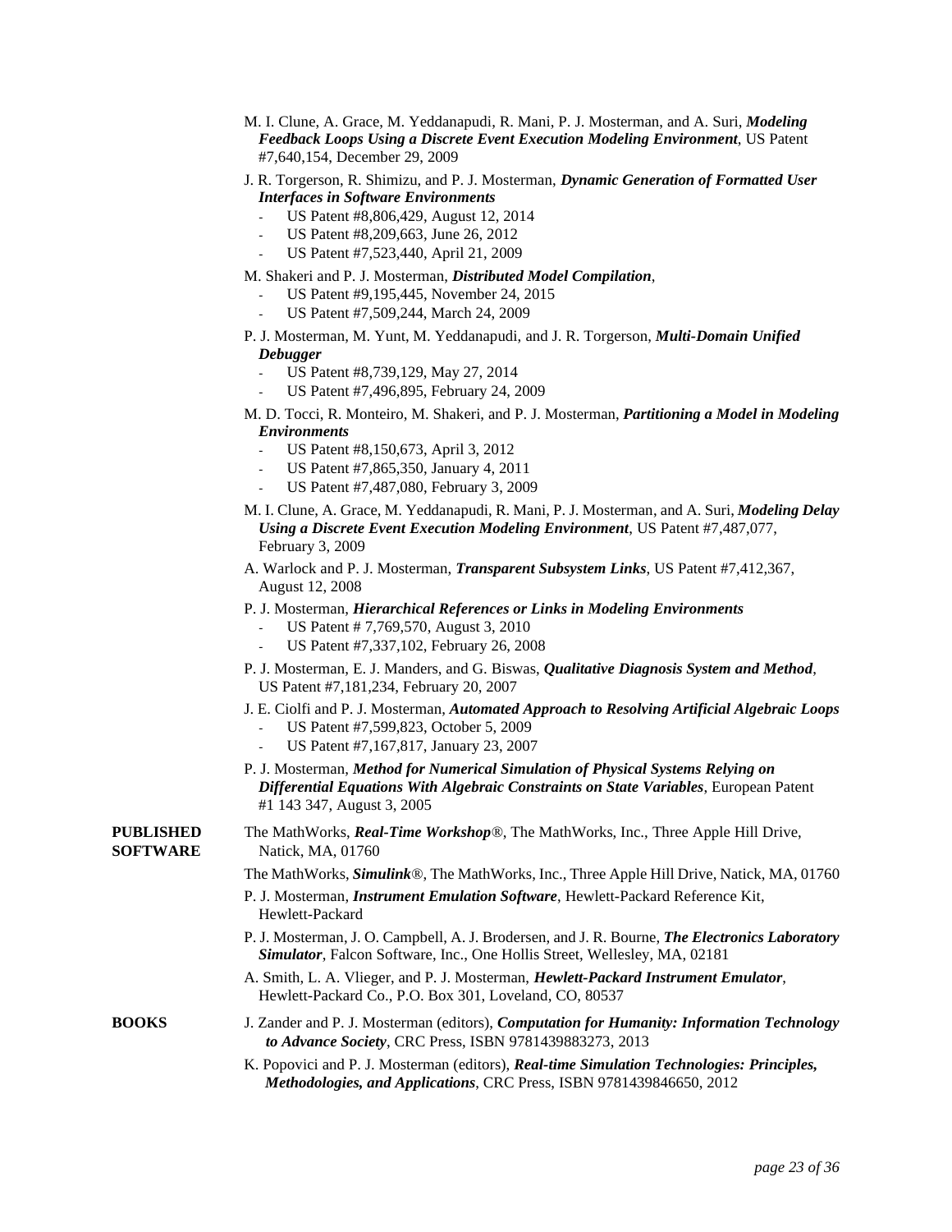M. I. Clune, A. Grace, M. Yeddanapudi, R. Mani, P. J. Mosterman, and A. Suri, ***Modeling Feedback Loops Using a Discrete Event Execution Modeling Environment***, US Patent #7,640,154, December 29, 2009

J. R. Torgerson, R. Shimizu, and P. J. Mosterman, ***Dynamic Generation of Formatted User Interfaces in Software Environments***

- US Patent #8,806,429, August 12, 2014
- US Patent #8,209,663, June 26, 2012
- US Patent #7,523,440, April 21, 2009

M. Shakeri and P. J. Mosterman, ***Distributed Model Compilation***,

- US Patent #9,195,445, November 24, 2015
- US Patent #7,509,244, March 24, 2009

P. J. Mosterman, M. Yunt, M. Yeddanapudi, and J. R. Torgerson, ***Multi-Domain Unified Debugger***

- US Patent #8,739,129, May 27, 2014
- US Patent #7,496,895, February 24, 2009

M. D. Tocci, R. Monteiro, M. Shakeri, and P. J. Mosterman, ***Partitioning a Model in Modeling Environments***

- US Patent #8,150,673, April 3, 2012
- US Patent #7,865,350, January 4, 2011
- US Patent #7,487,080, February 3, 2009

M. I. Clune, A. Grace, M. Yeddanapudi, R. Mani, P. J. Mosterman, and A. Suri, ***Modeling Delay Using a Discrete Event Execution Modeling Environment***, US Patent #7,487,077, February 3, 2009

A. Warlock and P. J. Mosterman, ***Transparent Subsystem Links***, US Patent #7,412,367, August 12, 2008

P. J. Mosterman, ***Hierarchical References or Links in Modeling Environments***

- US Patent # 7,769,570, August 3, 2010
- US Patent #7,337,102, February 26, 2008

P. J. Mosterman, E. J. Manders, and G. Biswas, ***Qualitative Diagnosis System and Method***, US Patent #7,181,234, February 20, 2007

J. E. Ciolfi and P. J. Mosterman, ***Automated Approach to Resolving Artificial Algebraic Loops***

- US Patent #7,599,823, October 5, 2009
- US Patent #7,167,817, January 23, 2007

P. J. Mosterman, ***Method for Numerical Simulation of Physical Systems Relying on Differential Equations With Algebraic Constraints on State Variables***, European Patent #1 143 347, August 3, 2005

**PUBLISHED SOFTWARE**

The MathWorks, ***Real-Time Workshop***®, The MathWorks, Inc., Three Apple Hill Drive, Natick, MA, 01760

The MathWorks, ***Simulink***®, The MathWorks, Inc., Three Apple Hill Drive, Natick, MA, 01760

P. J. Mosterman, ***Instrument Emulation Software***, Hewlett-Packard Reference Kit, Hewlett-Packard

P. J. Mosterman, J. O. Campbell, A. J. Brodersen, and J. R. Bourne, ***The Electronics Laboratory Simulator***, Falcon Software, Inc., One Hollis Street, Wellesley, MA, 02181

A. Smith, L. A. Vlieger, and P. J. Mosterman, ***Hewlett-Packard Instrument Emulator***, Hewlett-Packard Co., P.O. Box 301, Loveland, CO, 80537

**BOOKS**

J. Zander and P. J. Mosterman (editors), ***Computation for Humanity: Information Technology to Advance Society***, CRC Press, ISBN 9781439883273, 2013

K. Popovici and P. J. Mosterman (editors), ***Real-time Simulation Technologies: Principles, Methodologies, and Applications***, CRC Press, ISBN 9781439846650, 2012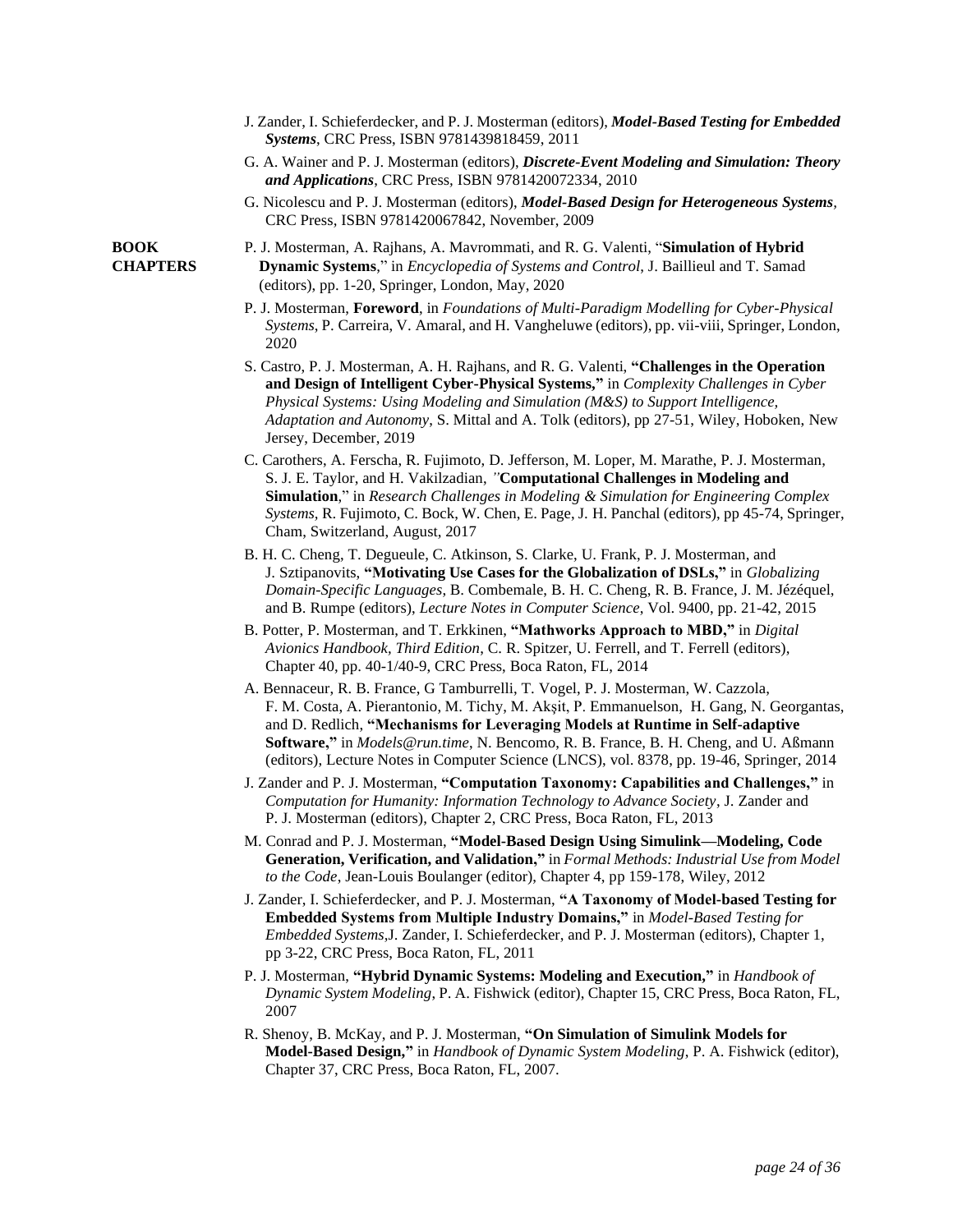J. Zander, I. Schieferdecker, and P. J. Mosterman (editors), ***Model-Based Testing for Embedded Systems***, CRC Press, ISBN 9781439818459, 2011

G. A. Wainer and P. J. Mosterman (editors), ***Discrete-Event Modeling and Simulation: Theory and Applications***, CRC Press, ISBN 9781420072334, 2010

G. Nicolescu and P. J. Mosterman (editors), ***Model-Based Design for Heterogeneous Systems***, CRC Press, ISBN 9781420067842, November, 2009

## BOOK CHAPTERS

P. J. Mosterman, A. Rajhans, A. Mavrommati, and R. G. Valenti, "**Simulation of Hybrid Dynamic Systems**," in *Encyclopedia of Systems and Control*, J. Baillieul and T. Samad (editors), pp. 1-20, Springer, London, May, 2020

P. J. Mosterman, **Foreword**, in *Foundations of Multi-Paradigm Modelling for Cyber-Physical Systems*, P. Carreira, V. Amaral, and H. Vangheluwe (editors), pp. vii-viii, Springer, London, 2020

S. Castro, P. J. Mosterman, A. H. Rajhans, and R. G. Valenti, **"Challenges in the Operation and Design of Intelligent Cyber-Physical Systems,"** in *Complexity Challenges in Cyber Physical Systems: Using Modeling and Simulation (M&S) to Support Intelligence, Adaptation and Autonomy*, S. Mittal and A. Tolk (editors), pp 27-51, Wiley, Hoboken, New Jersey, December, 2019

C. Carothers, A. Ferscha, R. Fujimoto, D. Jefferson, M. Loper, M. Marathe, P. J. Mosterman, S. J. E. Taylor, and H. Vakilzadian, "**Computational Challenges in Modeling and Simulation**," in *Research Challenges in Modeling & Simulation for Engineering Complex Systems*, R. Fujimoto, C. Bock, W. Chen, E. Page, J. H. Panchal (editors), pp 45-74, Springer, Cham, Switzerland, August, 2017

B. H. C. Cheng, T. Degueule, C. Atkinson, S. Clarke, U. Frank, P. J. Mosterman, and J. Sztipanovits, **"Motivating Use Cases for the Globalization of DSLs,"** in *Globalizing Domain-Specific Languages*, B. Combemale, B. H. C. Cheng, R. B. France, J. M. Jézéquel, and B. Rumpe (editors), *Lecture Notes in Computer Science*, Vol. 9400, pp. 21-42, 2015

B. Potter, P. Mosterman, and T. Erkkinen, **"Mathworks Approach to MBD,"** in *Digital Avionics Handbook, Third Edition*, C. R. Spitzer, U. Ferrell, and T. Ferrell (editors), Chapter 40, pp. 40-1/40-9, CRC Press, Boca Raton, FL, 2014

A. Bennaceur, R. B. France, G Tamburrelli, T. Vogel, P. J. Mosterman, W. Cazzola, F. M. Costa, A. Pierantonio, M. Tichy, M. Akşit, P. Emmanuelson, H. Gang, N. Georgantas, and D. Redlich, **"Mechanisms for Leveraging Models at Runtime in Self-adaptive Software,"** in *Models@run.time*, N. Bencomo, R. B. France, B. H. Cheng, and U. Aßmann (editors), Lecture Notes in Computer Science (LNCS), vol. 8378, pp. 19-46, Springer, 2014

J. Zander and P. J. Mosterman, **"Computation Taxonomy: Capabilities and Challenges,"** in *Computation for Humanity: Information Technology to Advance Society*, J. Zander and P. J. Mosterman (editors), Chapter 2, CRC Press, Boca Raton, FL, 2013

M. Conrad and P. J. Mosterman, **"Model-Based Design Using Simulink—Modeling, Code Generation, Verification, and Validation,"** in *Formal Methods: Industrial Use from Model to the Code*, Jean-Louis Boulanger (editor), Chapter 4, pp 159-178, Wiley, 2012

J. Zander, I. Schieferdecker, and P. J. Mosterman, **"A Taxonomy of Model-based Testing for Embedded Systems from Multiple Industry Domains,"** in *Model-Based Testing for Embedded Systems*,J. Zander, I. Schieferdecker, and P. J. Mosterman (editors), Chapter 1, pp 3-22, CRC Press, Boca Raton, FL, 2011

P. J. Mosterman, **"Hybrid Dynamic Systems: Modeling and Execution,"** in *Handbook of Dynamic System Modeling*, P. A. Fishwick (editor), Chapter 15, CRC Press, Boca Raton, FL, 2007

R. Shenoy, B. McKay, and P. J. Mosterman, **"On Simulation of Simulink Models for Model-Based Design,"** in *Handbook of Dynamic System Modeling*, P. A. Fishwick (editor), Chapter 37, CRC Press, Boca Raton, FL, 2007.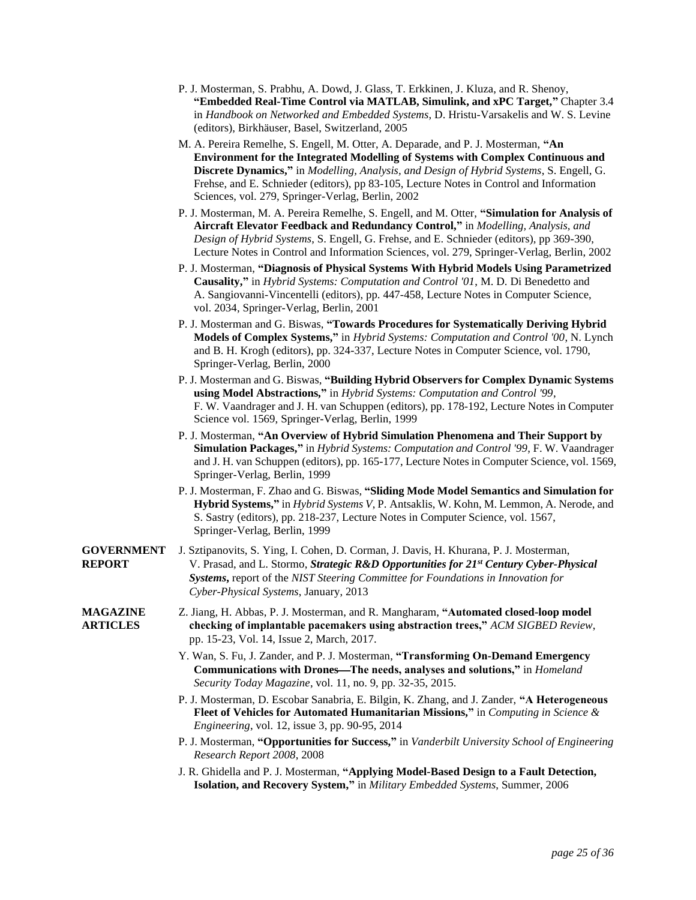P. J. Mosterman, S. Prabhu, A. Dowd, J. Glass, T. Erkkinen, J. Kluza, and R. Shenoy, **"Embedded Real-Time Control via MATLAB, Simulink, and xPC Target,"** Chapter 3.4 in *Handbook on Networked and Embedded Systems*, D. Hristu-Varsakelis and W. S. Levine (editors), Birkhäuser, Basel, Switzerland, 2005

M. A. Pereira Remelhe, S. Engell, M. Otter, A. Deparade, and P. J. Mosterman, **"An Environment for the Integrated Modelling of Systems with Complex Continuous and Discrete Dynamics,"** in *Modelling, Analysis, and Design of Hybrid Systems*, S. Engell, G. Frehse, and E. Schnieder (editors), pp 83-105, Lecture Notes in Control and Information Sciences, vol. 279, Springer-Verlag, Berlin, 2002

P. J. Mosterman, M. A. Pereira Remelhe, S. Engell, and M. Otter, **"Simulation for Analysis of Aircraft Elevator Feedback and Redundancy Control,"** in *Modelling, Analysis, and Design of Hybrid Systems*, S. Engell, G. Frehse, and E. Schnieder (editors), pp 369-390, Lecture Notes in Control and Information Sciences, vol. 279, Springer-Verlag, Berlin, 2002

P. J. Mosterman, **"Diagnosis of Physical Systems With Hybrid Models Using Parametrized Causality,"** in *Hybrid Systems: Computation and Control '01*, M. D. Di Benedetto and A. Sangiovanni-Vincentelli (editors), pp. 447-458, Lecture Notes in Computer Science, vol. 2034, Springer-Verlag, Berlin, 2001

P. J. Mosterman and G. Biswas, **"Towards Procedures for Systematically Deriving Hybrid Models of Complex Systems,"** in *Hybrid Systems: Computation and Control '00*, N. Lynch and B. H. Krogh (editors), pp. 324-337, Lecture Notes in Computer Science, vol. 1790, Springer-Verlag, Berlin, 2000

P. J. Mosterman and G. Biswas, **"Building Hybrid Observers for Complex Dynamic Systems using Model Abstractions,"** in *Hybrid Systems: Computation and Control '99*, F. W. Vaandrager and J. H. van Schuppen (editors), pp. 178-192, Lecture Notes in Computer Science vol. 1569, Springer-Verlag, Berlin, 1999

P. J. Mosterman, **"An Overview of Hybrid Simulation Phenomena and Their Support by Simulation Packages,"** in *Hybrid Systems: Computation and Control '99*, F. W. Vaandrager and J. H. van Schuppen (editors), pp. 165-177, Lecture Notes in Computer Science, vol. 1569, Springer-Verlag, Berlin, 1999

P. J. Mosterman, F. Zhao and G. Biswas, **"Sliding Mode Model Semantics and Simulation for Hybrid Systems,"** in *Hybrid Systems V*, P. Antsaklis, W. Kohn, M. Lemmon, A. Nerode, and S. Sastry (editors), pp. 218-237, Lecture Notes in Computer Science, vol. 1567, Springer-Verlag, Berlin, 1999

**GOVERNMENT REPORT**

J. Sztipanovits, S. Ying, I. Cohen, D. Corman, J. Davis, H. Khurana, P. J. Mosterman, V. Prasad, and L. Stormo, ***Strategic R&D Opportunities for 21st Century Cyber-Physical Systems***, report of the *NIST Steering Committee for Foundations in Innovation for Cyber-Physical Systems*, January, 2013

**MAGAZINE ARTICLES**

Z. Jiang, H. Abbas, P. J. Mosterman, and R. Mangharam, **"Automated closed-loop model checking of implantable pacemakers using abstraction trees,"** *ACM SIGBED Review*, pp. 15-23, Vol. 14, Issue 2, March, 2017.

Y. Wan, S. Fu, J. Zander, and P. J. Mosterman, **"Transforming On-Demand Emergency Communications with Drones—The needs, analyses and solutions,"** in *Homeland Security Today Magazine*, vol. 11, no. 9, pp. 32-35, 2015.

P. J. Mosterman, D. Escobar Sanabria, E. Bilgin, K. Zhang, and J. Zander, **"A Heterogeneous Fleet of Vehicles for Automated Humanitarian Missions,"** in *Computing in Science & Engineering*, vol. 12, issue 3, pp. 90-95, 2014

P. J. Mosterman, **"Opportunities for Success,"** in *Vanderbilt University School of Engineering Research Report 2008*, 2008

J. R. Ghidella and P. J. Mosterman, **"Applying Model-Based Design to a Fault Detection, Isolation, and Recovery System,"** in *Military Embedded Systems*, Summer, 2006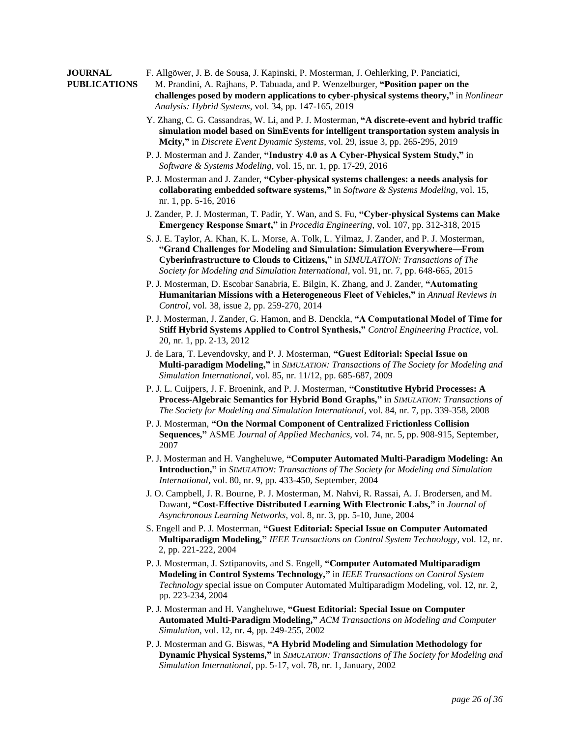## JOURNAL PUBLICATIONS

F. Allgöwer, J. B. de Sousa, J. Kapinski, P. Mosterman, J. Oehlerking, P. Panciatici, M. Prandini, A. Rajhans, P. Tabuada, and P. Wenzelburger, **"Position paper on the challenges posed by modern applications to cyber-physical systems theory,"** in *Nonlinear Analysis: Hybrid Systems*, vol. 34, pp. 147-165, 2019

Y. Zhang, C. G. Cassandras, W. Li, and P. J. Mosterman, **"A discrete-event and hybrid traffic simulation model based on SimEvents for intelligent transportation system analysis in Mcity,"** in *Discrete Event Dynamic Systems*, vol. 29, issue 3, pp. 265-295, 2019

P. J. Mosterman and J. Zander, **"Industry 4.0 as A Cyber-Physical System Study,"** in *Software & Systems Modeling*, vol. 15, nr. 1, pp. 17-29, 2016

P. J. Mosterman and J. Zander, **"Cyber-physical systems challenges: a needs analysis for collaborating embedded software systems,"** in *Software & Systems Modeling*, vol. 15, nr. 1, pp. 5-16, 2016

J. Zander, P. J. Mosterman, T. Padir, Y. Wan, and S. Fu, **"Cyber-physical Systems can Make Emergency Response Smart,"** in *Procedia Engineering*, vol. 107, pp. 312-318, 2015

S. J. E. Taylor, A. Khan, K. L. Morse, A. Tolk, L. Yilmaz, J. Zander, and P. J. Mosterman, **"Grand Challenges for Modeling and Simulation: Simulation Everywhere—From Cyberinfrastructure to Clouds to Citizens,"** in *SIMULATION: Transactions of The Society for Modeling and Simulation International*, vol. 91, nr. 7, pp. 648-665, 2015

P. J. Mosterman, D. Escobar Sanabria, E. Bilgin, K. Zhang, and J. Zander, **"Automating Humanitarian Missions with a Heterogeneous Fleet of Vehicles,"** in *Annual Reviews in Control*, vol. 38, issue 2, pp. 259-270, 2014

P. J. Mosterman, J. Zander, G. Hamon, and B. Denckla, **"A Computational Model of Time for Stiff Hybrid Systems Applied to Control Synthesis,"** *Control Engineering Practice*, vol. 20, nr. 1, pp. 2-13, 2012

J. de Lara, T. Levendovsky, and P. J. Mosterman, **"Guest Editorial: Special Issue on Multi-paradigm Modeling,"** in *SIMULATION: Transactions of The Society for Modeling and Simulation International*, vol. 85, nr. 11/12, pp. 685-687, 2009

P. J. L. Cuijpers, J. F. Broenink, and P. J. Mosterman, **"Constitutive Hybrid Processes: A Process-Algebraic Semantics for Hybrid Bond Graphs,"** in *SIMULATION: Transactions of The Society for Modeling and Simulation International*, vol. 84, nr. 7, pp. 339-358, 2008

P. J. Mosterman, **"On the Normal Component of Centralized Frictionless Collision Sequences,"** ASME *Journal of Applied Mechanics*, vol. 74, nr. 5, pp. 908-915, September, 2007

P. J. Mosterman and H. Vangheluwe, **"Computer Automated Multi-Paradigm Modeling: An Introduction,"** in *SIMULATION: Transactions of The Society for Modeling and Simulation International*, vol. 80, nr. 9, pp. 433-450, September, 2004

J. O. Campbell, J. R. Bourne, P. J. Mosterman, M. Nahvi, R. Rassai, A. J. Brodersen, and M. Dawant, **"Cost-Effective Distributed Learning With Electronic Labs,"** in *Journal of Asynchronous Learning Networks*, vol. 8, nr. 3, pp. 5-10, June, 2004

S. Engell and P. J. Mosterman, **"Guest Editorial: Special Issue on Computer Automated Multiparadigm Modeling,"** *IEEE Transactions on Control System Technology*, vol. 12, nr. 2, pp. 221-222, 2004

P. J. Mosterman, J. Sztipanovits, and S. Engell, **"Computer Automated Multiparadigm Modeling in Control Systems Technology,"** in *IEEE Transactions on Control System Technology* special issue on Computer Automated Multiparadigm Modeling, vol. 12, nr. 2, pp. 223-234, 2004

P. J. Mosterman and H. Vangheluwe, **"Guest Editorial: Special Issue on Computer Automated Multi-Paradigm Modeling,"** *ACM Transactions on Modeling and Computer Simulation*, vol. 12, nr. 4, pp. 249-255, 2002

P. J. Mosterman and G. Biswas, **"A Hybrid Modeling and Simulation Methodology for Dynamic Physical Systems,"** in *SIMULATION: Transactions of The Society for Modeling and Simulation International*, pp. 5-17, vol. 78, nr. 1, January, 2002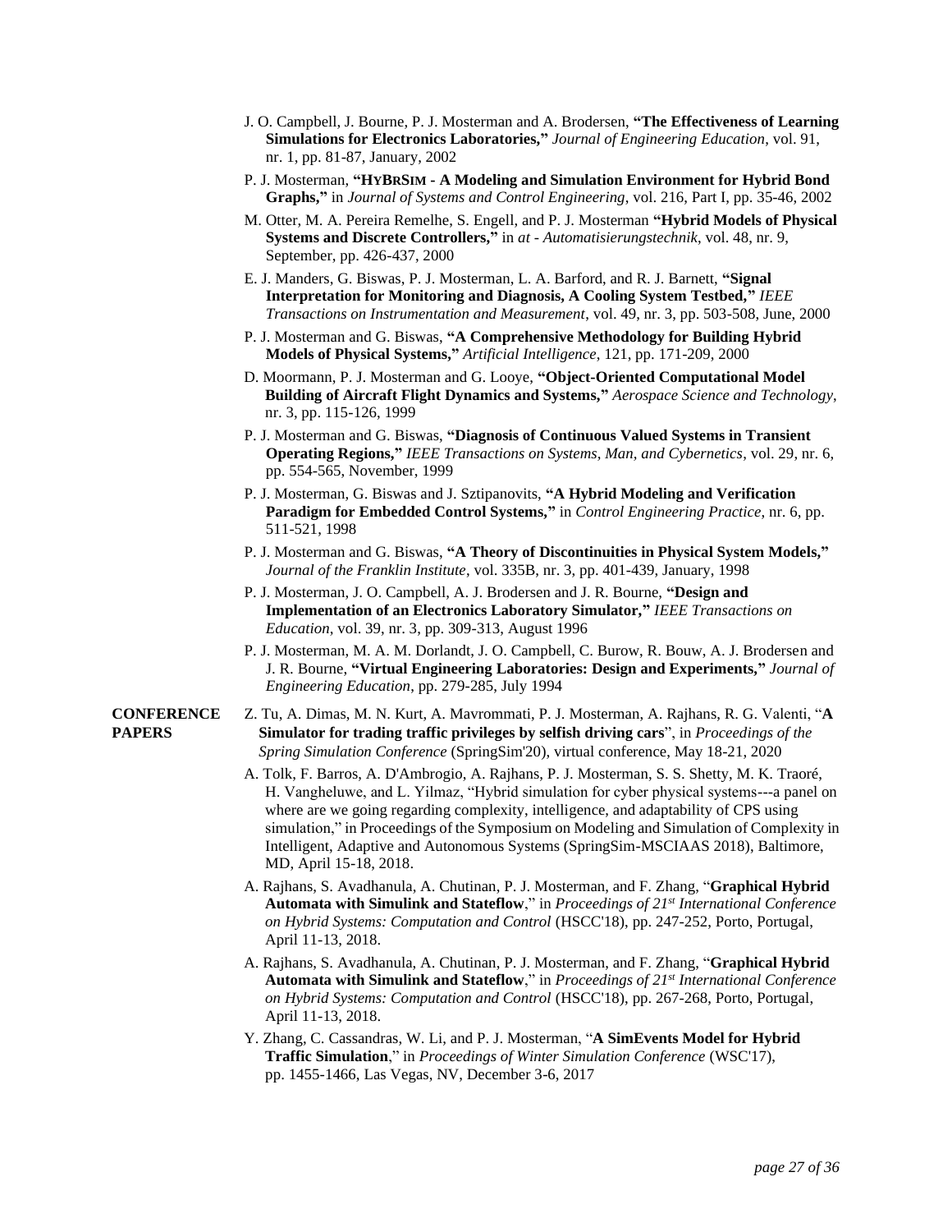- J. O. Campbell, J. Bourne, P. J. Mosterman and A. Brodersen, **"The Effectiveness of Learning Simulations for Electronics Laboratories,"** *Journal of Engineering Education*, vol. 91, nr. 1, pp. 81-87, January, 2002
- P. J. Mosterman, **"HYBRSIM - A Modeling and Simulation Environment for Hybrid Bond Graphs,"** in *Journal of Systems and Control Engineering*, vol. 216, Part I, pp. 35-46, 2002
- M. Otter, M. A. Pereira Remelhe, S. Engell, and P. J. Mosterman **"Hybrid Models of Physical Systems and Discrete Controllers,"** in *at - Automatisierungstechnik*, vol. 48, nr. 9, September, pp. 426-437, 2000
- E. J. Manders, G. Biswas, P. J. Mosterman, L. A. Barford, and R. J. Barnett, **"Signal Interpretation for Monitoring and Diagnosis, A Cooling System Testbed,"** *IEEE Transactions on Instrumentation and Measurement*, vol. 49, nr. 3, pp. 503-508, June, 2000
- P. J. Mosterman and G. Biswas, **"A Comprehensive Methodology for Building Hybrid Models of Physical Systems,"** *Artificial Intelligence*, 121, pp. 171-209, 2000
- D. Moormann, P. J. Mosterman and G. Looye, **"Object-Oriented Computational Model Building of Aircraft Flight Dynamics and Systems,"** *Aerospace Science and Technology*, nr. 3, pp. 115-126, 1999
- P. J. Mosterman and G. Biswas, **"Diagnosis of Continuous Valued Systems in Transient Operating Regions,"** *IEEE Transactions on Systems, Man, and Cybernetics*, vol. 29, nr. 6, pp. 554-565, November, 1999
- P. J. Mosterman, G. Biswas and J. Sztipanovits, **"A Hybrid Modeling and Verification Paradigm for Embedded Control Systems,"** in *Control Engineering Practice*, nr. 6, pp. 511-521, 1998
- P. J. Mosterman and G. Biswas, **"A Theory of Discontinuities in Physical System Models,"** *Journal of the Franklin Institute*, vol. 335B, nr. 3, pp. 401-439, January, 1998
- P. J. Mosterman, J. O. Campbell, A. J. Brodersen and J. R. Bourne, **"Design and Implementation of an Electronics Laboratory Simulator,"** *IEEE Transactions on Education*, vol. 39, nr. 3, pp. 309-313, August 1996
- P. J. Mosterman, M. A. M. Dorlandt, J. O. Campbell, C. Burow, R. Bouw, A. J. Brodersen and J. R. Bourne, **"Virtual Engineering Laboratories: Design and Experiments,"** *Journal of Engineering Education*, pp. 279-285, July 1994

**CONFERENCE PAPERS**

- Z. Tu, A. Dimas, M. N. Kurt, A. Mavrommati, P. J. Mosterman, A. Rajhans, R. G. Valenti, "**A Simulator for trading traffic privileges by selfish driving cars**", in *Proceedings of the Spring Simulation Conference* (SpringSim'20), virtual conference, May 18-21, 2020
- A. Tolk, F. Barros, A. D'Ambrogio, A. Rajhans, P. J. Mosterman, S. S. Shetty, M. K. Traoré, H. Vangheluwe, and L. Yilmaz, "Hybrid simulation for cyber physical systems---a panel on where are we going regarding complexity, intelligence, and adaptability of CPS using simulation," in Proceedings of the Symposium on Modeling and Simulation of Complexity in Intelligent, Adaptive and Autonomous Systems (SpringSim-MSCIAAS 2018), Baltimore, MD, April 15-18, 2018.
- A. Rajhans, S. Avadhanula, A. Chutinan, P. J. Mosterman, and F. Zhang, "**Graphical Hybrid Automata with Simulink and Stateflow**," in *Proceedings of 21st International Conference on Hybrid Systems: Computation and Control* (HSCC'18), pp. 247-252, Porto, Portugal, April 11-13, 2018.
- A. Rajhans, S. Avadhanula, A. Chutinan, P. J. Mosterman, and F. Zhang, "**Graphical Hybrid Automata with Simulink and Stateflow**," in *Proceedings of 21st International Conference on Hybrid Systems: Computation and Control* (HSCC'18), pp. 267-268, Porto, Portugal, April 11-13, 2018.
- Y. Zhang, C. Cassandras, W. Li, and P. J. Mosterman, "**A SimEvents Model for Hybrid Traffic Simulation**," in *Proceedings of Winter Simulation Conference* (WSC'17), pp. 1455-1466, Las Vegas, NV, December 3-6, 2017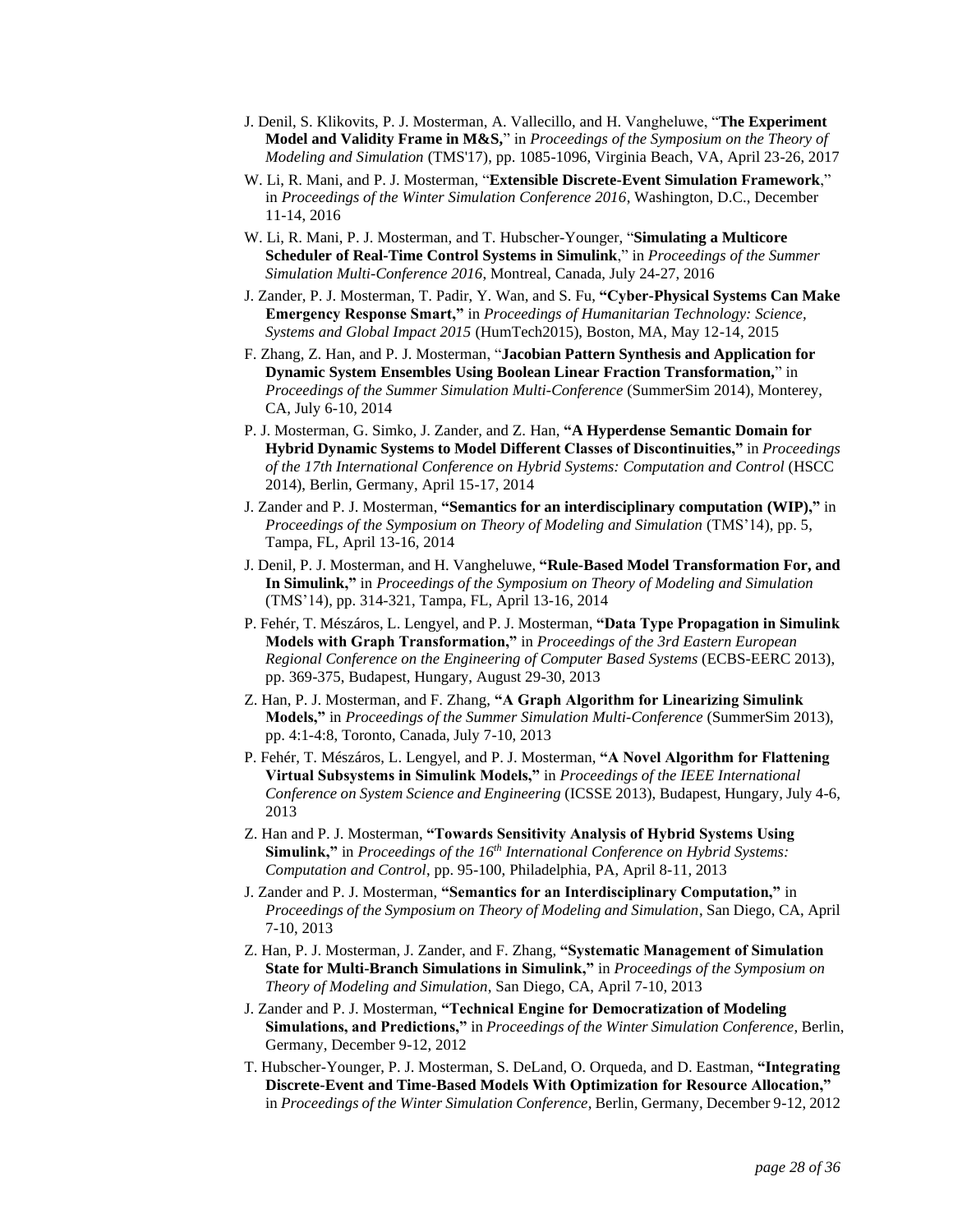J. Denil, S. Klikovits, P. J. Mosterman, A. Vallecillo, and H. Vangheluwe, "**The Experiment Model and Validity Frame in M&S,**" in *Proceedings of the Symposium on the Theory of Modeling and Simulation* (TMS'17), pp. 1085-1096, Virginia Beach, VA, April 23-26, 2017

W. Li, R. Mani, and P. J. Mosterman, "**Extensible Discrete-Event Simulation Framework**," in *Proceedings of the Winter Simulation Conference 2016*, Washington, D.C., December 11-14, 2016

W. Li, R. Mani, P. J. Mosterman, and T. Hubscher-Younger, "**Simulating a Multicore Scheduler of Real-Time Control Systems in Simulink**," in *Proceedings of the Summer Simulation Multi-Conference 2016*, Montreal, Canada, July 24-27, 2016

J. Zander, P. J. Mosterman, T. Padir, Y. Wan, and S. Fu, **"Cyber-Physical Systems Can Make Emergency Response Smart,"** in *Proceedings of Humanitarian Technology: Science, Systems and Global Impact 2015* (HumTech2015), Boston, MA, May 12-14, 2015

F. Zhang, Z. Han, and P. J. Mosterman, "**Jacobian Pattern Synthesis and Application for Dynamic System Ensembles Using Boolean Linear Fraction Transformation,**" in *Proceedings of the Summer Simulation Multi-Conference* (SummerSim 2014), Monterey, CA, July 6-10, 2014

P. J. Mosterman, G. Simko, J. Zander, and Z. Han, **"A Hyperdense Semantic Domain for Hybrid Dynamic Systems to Model Different Classes of Discontinuities,"** in *Proceedings of the 17th International Conference on Hybrid Systems: Computation and Control* (HSCC 2014), Berlin, Germany, April 15-17, 2014

J. Zander and P. J. Mosterman, **"Semantics for an interdisciplinary computation (WIP),"** in *Proceedings of the Symposium on Theory of Modeling and Simulation* (TMS'14), pp. 5, Tampa, FL, April 13-16, 2014

J. Denil, P. J. Mosterman, and H. Vangheluwe, **"Rule-Based Model Transformation For, and In Simulink,"** in *Proceedings of the Symposium on Theory of Modeling and Simulation* (TMS'14), pp. 314-321, Tampa, FL, April 13-16, 2014

P. Fehér, T. Mészáros, L. Lengyel, and P. J. Mosterman, **"Data Type Propagation in Simulink Models with Graph Transformation,"** in *Proceedings of the 3rd Eastern European Regional Conference on the Engineering of Computer Based Systems* (ECBS-EERC 2013), pp. 369-375, Budapest, Hungary, August 29-30, 2013

Z. Han, P. J. Mosterman, and F. Zhang, **"A Graph Algorithm for Linearizing Simulink Models,"** in *Proceedings of the Summer Simulation Multi-Conference* (SummerSim 2013), pp. 4:1-4:8, Toronto, Canada, July 7-10, 2013

P. Fehér, T. Mészáros, L. Lengyel, and P. J. Mosterman, **"A Novel Algorithm for Flattening Virtual Subsystems in Simulink Models,"** in *Proceedings of the IEEE International Conference on System Science and Engineering* (ICSSE 2013), Budapest, Hungary, July 4-6, 2013

Z. Han and P. J. Mosterman, **"Towards Sensitivity Analysis of Hybrid Systems Using Simulink,"** in *Proceedings of the 16th International Conference on Hybrid Systems: Computation and Control*, pp. 95-100, Philadelphia, PA, April 8-11, 2013

J. Zander and P. J. Mosterman, **"Semantics for an Interdisciplinary Computation,"** in *Proceedings of the Symposium on Theory of Modeling and Simulation*, San Diego, CA, April 7-10, 2013

Z. Han, P. J. Mosterman, J. Zander, and F. Zhang, **"Systematic Management of Simulation State for Multi-Branch Simulations in Simulink,"** in *Proceedings of the Symposium on Theory of Modeling and Simulation*, San Diego, CA, April 7-10, 2013

J. Zander and P. J. Mosterman, **"Technical Engine for Democratization of Modeling Simulations, and Predictions,"** in *Proceedings of the Winter Simulation Conference*, Berlin, Germany, December 9-12, 2012

T. Hubscher-Younger, P. J. Mosterman, S. DeLand, O. Orqueda, and D. Eastman, **"Integrating Discrete-Event and Time-Based Models With Optimization for Resource Allocation,"** in *Proceedings of the Winter Simulation Conference*, Berlin, Germany, December 9-12, 2012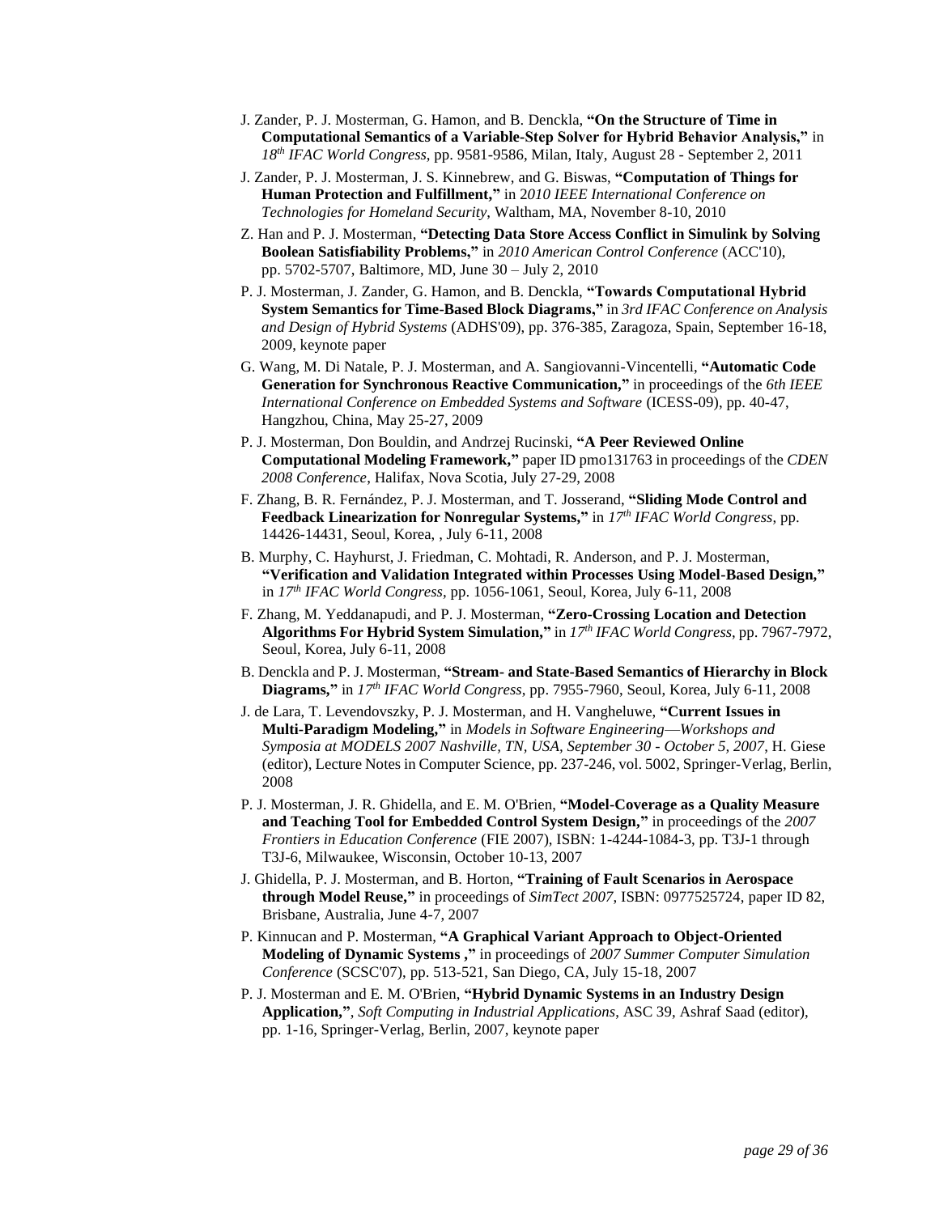J. Zander, P. J. Mosterman, G. Hamon, and B. Denckla, **"On the Structure of Time in Computational Semantics of a Variable-Step Solver for Hybrid Behavior Analysis,"** in *18th IFAC World Congress*, pp. 9581-9586, Milan, Italy, August 28 - September 2, 2011

J. Zander, P. J. Mosterman, J. S. Kinnebrew, and G. Biswas, **"Computation of Things for Human Protection and Fulfillment,"** in *2010 IEEE International Conference on Technologies for Homeland Security*, Waltham, MA, November 8-10, 2010

Z. Han and P. J. Mosterman, **"Detecting Data Store Access Conflict in Simulink by Solving Boolean Satisfiability Problems,"** in *2010 American Control Conference* (ACC'10), pp. 5702-5707, Baltimore, MD, June 30 – July 2, 2010

P. J. Mosterman, J. Zander, G. Hamon, and B. Denckla, **"Towards Computational Hybrid System Semantics for Time-Based Block Diagrams,"** in *3rd IFAC Conference on Analysis and Design of Hybrid Systems* (ADHS'09), pp. 376-385, Zaragoza, Spain, September 16-18, 2009, keynote paper

G. Wang, M. Di Natale, P. J. Mosterman, and A. Sangiovanni-Vincentelli, **"Automatic Code Generation for Synchronous Reactive Communication,"** in proceedings of the *6th IEEE International Conference on Embedded Systems and Software* (ICESS-09), pp. 40-47, Hangzhou, China, May 25-27, 2009

P. J. Mosterman, Don Bouldin, and Andrzej Rucinski, **"A Peer Reviewed Online Computational Modeling Framework,"** paper ID pmo131763 in proceedings of the *CDEN 2008 Conference*, Halifax, Nova Scotia, July 27-29, 2008

F. Zhang, B. R. Fernández, P. J. Mosterman, and T. Josserand, **"Sliding Mode Control and Feedback Linearization for Nonregular Systems,"** in *17th IFAC World Congress*, pp. 14426-14431, Seoul, Korea, , July 6-11, 2008

B. Murphy, C. Hayhurst, J. Friedman, C. Mohtadi, R. Anderson, and P. J. Mosterman, **"Verification and Validation Integrated within Processes Using Model-Based Design,"** in *17th IFAC World Congress*, pp. 1056-1061, Seoul, Korea, July 6-11, 2008

F. Zhang, M. Yeddanapudi, and P. J. Mosterman, **"Zero-Crossing Location and Detection Algorithms For Hybrid System Simulation,"** in *17th IFAC World Congress*, pp. 7967-7972, Seoul, Korea, July 6-11, 2008

B. Denckla and P. J. Mosterman, **"Stream- and State-Based Semantics of Hierarchy in Block Diagrams,"** in *17th IFAC World Congress*, pp. 7955-7960, Seoul, Korea, July 6-11, 2008

J. de Lara, T. Levendovszky, P. J. Mosterman, and H. Vangheluwe, **"Current Issues in Multi-Paradigm Modeling,"** in *Models in Software Engineering—Workshops and Symposia at MODELS 2007 Nashville, TN, USA, September 30 - October 5, 2007*, H. Giese (editor), Lecture Notes in Computer Science, pp. 237-246, vol. 5002, Springer-Verlag, Berlin, 2008

P. J. Mosterman, J. R. Ghidella, and E. M. O'Brien, **"Model-Coverage as a Quality Measure and Teaching Tool for Embedded Control System Design,"** in proceedings of the *2007 Frontiers in Education Conference* (FIE 2007), ISBN: 1-4244-1084-3, pp. T3J-1 through T3J-6, Milwaukee, Wisconsin, October 10-13, 2007

J. Ghidella, P. J. Mosterman, and B. Horton, **"Training of Fault Scenarios in Aerospace through Model Reuse,"** in proceedings of *SimTect 2007*, ISBN: 0977525724, paper ID 82, Brisbane, Australia, June 4-7, 2007

P. Kinnucan and P. Mosterman, **"A Graphical Variant Approach to Object-Oriented Modeling of Dynamic Systems ,"** in proceedings of *2007 Summer Computer Simulation Conference* (SCSC'07), pp. 513-521, San Diego, CA, July 15-18, 2007

P. J. Mosterman and E. M. O'Brien, **"Hybrid Dynamic Systems in an Industry Design Application,"**, *Soft Computing in Industrial Applications*, ASC 39, Ashraf Saad (editor), pp. 1-16, Springer-Verlag, Berlin, 2007, keynote paper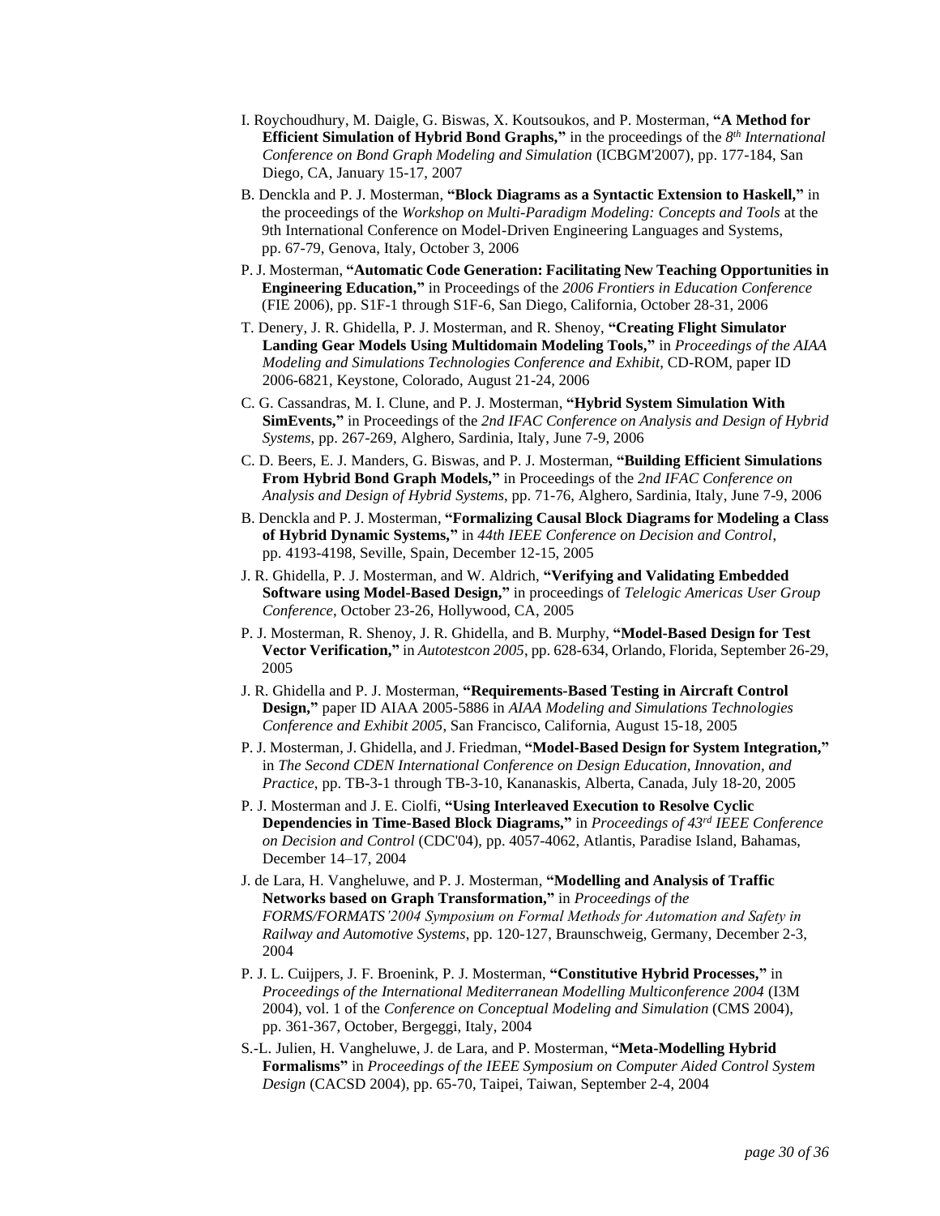I. Roychoudhury, M. Daigle, G. Biswas, X. Koutsoukos, and P. Mosterman, **"A Method for Efficient Simulation of Hybrid Bond Graphs,"** in the proceedings of the *8th International Conference on Bond Graph Modeling and Simulation* (ICBGM'2007), pp. 177-184, San Diego, CA, January 15-17, 2007

B. Denckla and P. J. Mosterman, **"Block Diagrams as a Syntactic Extension to Haskell,"** in the proceedings of the *Workshop on Multi-Paradigm Modeling: Concepts and Tools* at the 9th International Conference on Model-Driven Engineering Languages and Systems, pp. 67-79, Genova, Italy, October 3, 2006

P. J. Mosterman, **"Automatic Code Generation: Facilitating New Teaching Opportunities in Engineering Education,"** in Proceedings of the *2006 Frontiers in Education Conference* (FIE 2006), pp. S1F-1 through S1F-6, San Diego, California, October 28-31, 2006

T. Denery, J. R. Ghidella, P. J. Mosterman, and R. Shenoy, **"Creating Flight Simulator Landing Gear Models Using Multidomain Modeling Tools,"** in *Proceedings of the AIAA Modeling and Simulations Technologies Conference and Exhibit*, CD-ROM, paper ID 2006-6821, Keystone, Colorado, August 21-24, 2006

C. G. Cassandras, M. I. Clune, and P. J. Mosterman, **"Hybrid System Simulation With SimEvents,"** in Proceedings of the *2nd IFAC Conference on Analysis and Design of Hybrid Systems*, pp. 267-269, Alghero, Sardinia, Italy, June 7-9, 2006

C. D. Beers, E. J. Manders, G. Biswas, and P. J. Mosterman, **"Building Efficient Simulations From Hybrid Bond Graph Models,"** in Proceedings of the *2nd IFAC Conference on Analysis and Design of Hybrid Systems*, pp. 71-76, Alghero, Sardinia, Italy, June 7-9, 2006

B. Denckla and P. J. Mosterman, **"Formalizing Causal Block Diagrams for Modeling a Class of Hybrid Dynamic Systems,"** in *44th IEEE Conference on Decision and Control*, pp. 4193-4198, Seville, Spain, December 12-15, 2005

J. R. Ghidella, P. J. Mosterman, and W. Aldrich, **"Verifying and Validating Embedded Software using Model-Based Design,"** in proceedings of *Telelogic Americas User Group Conference*, October 23-26, Hollywood, CA, 2005

P. J. Mosterman, R. Shenoy, J. R. Ghidella, and B. Murphy, **"Model-Based Design for Test Vector Verification,"** in *Autotestcon 2005*, pp. 628-634, Orlando, Florida, September 26-29, 2005

J. R. Ghidella and P. J. Mosterman, **"Requirements-Based Testing in Aircraft Control Design,"** paper ID AIAA 2005-5886 in *AIAA Modeling and Simulations Technologies Conference and Exhibit 2005*, San Francisco, California, August 15-18, 2005

P. J. Mosterman, J. Ghidella, and J. Friedman, **"Model-Based Design for System Integration,"** in *The Second CDEN International Conference on Design Education, Innovation, and Practice*, pp. TB-3-1 through TB-3-10, Kananaskis, Alberta, Canada, July 18-20, 2005

P. J. Mosterman and J. E. Ciolfi, **"Using Interleaved Execution to Resolve Cyclic Dependencies in Time-Based Block Diagrams,"** in *Proceedings of 43rd IEEE Conference on Decision and Control* (CDC'04), pp. 4057-4062, Atlantis, Paradise Island, Bahamas, December 14–17, 2004

J. de Lara, H. Vangheluwe, and P. J. Mosterman, **"Modelling and Analysis of Traffic Networks based on Graph Transformation,"** in *Proceedings of the FORMS/FORMATS'2004 Symposium on Formal Methods for Automation and Safety in Railway and Automotive Systems*, pp. 120-127, Braunschweig, Germany, December 2-3, 2004

P. J. L. Cuijpers, J. F. Broenink, P. J. Mosterman, **"Constitutive Hybrid Processes,"** in *Proceedings of the International Mediterranean Modelling Multiconference 2004* (I3M 2004), vol. 1 of the *Conference on Conceptual Modeling and Simulation* (CMS 2004), pp. 361-367, October, Bergeggi, Italy, 2004

S.-L. Julien, H. Vangheluwe, J. de Lara, and P. Mosterman, **"Meta-Modelling Hybrid Formalisms"** in *Proceedings of the IEEE Symposium on Computer Aided Control System Design* (CACSD 2004), pp. 65-70, Taipei, Taiwan, September 2-4, 2004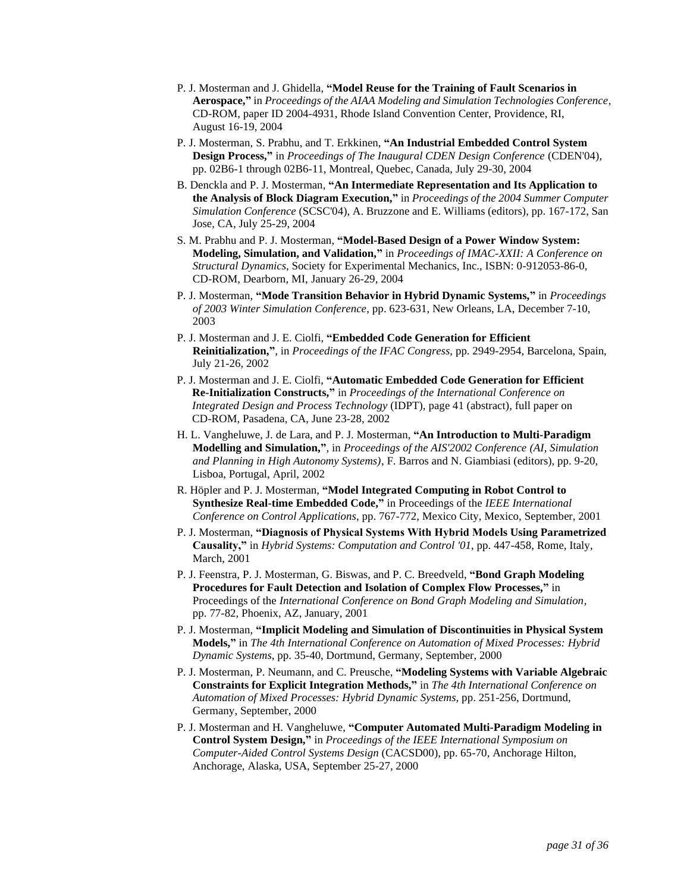P. J. Mosterman and J. Ghidella, **"Model Reuse for the Training of Fault Scenarios in Aerospace,"** in *Proceedings of the AIAA Modeling and Simulation Technologies Conference*, CD-ROM, paper ID 2004-4931, Rhode Island Convention Center, Providence, RI, August 16-19, 2004

P. J. Mosterman, S. Prabhu, and T. Erkkinen, **"An Industrial Embedded Control System Design Process,"** in *Proceedings of The Inaugural CDEN Design Conference* (CDEN'04), pp. 02B6-1 through 02B6-11, Montreal, Quebec, Canada, July 29-30, 2004

B. Denckla and P. J. Mosterman, **"An Intermediate Representation and Its Application to the Analysis of Block Diagram Execution,"** in *Proceedings of the 2004 Summer Computer Simulation Conference* (SCSC'04), A. Bruzzone and E. Williams (editors), pp. 167-172, San Jose, CA, July 25-29, 2004

S. M. Prabhu and P. J. Mosterman, **"Model-Based Design of a Power Window System: Modeling, Simulation, and Validation,"** in *Proceedings of IMAC-XXII: A Conference on Structural Dynamics*, Society for Experimental Mechanics, Inc., ISBN: 0-912053-86-0, CD-ROM, Dearborn, MI, January 26-29, 2004

P. J. Mosterman, **"Mode Transition Behavior in Hybrid Dynamic Systems,"** in *Proceedings of 2003 Winter Simulation Conference*, pp. 623-631, New Orleans, LA, December 7-10, 2003

P. J. Mosterman and J. E. Ciolfi, **"Embedded Code Generation for Efficient Reinitialization,"**, in *Proceedings of the IFAC Congress*, pp. 2949-2954, Barcelona, Spain, July 21-26, 2002

P. J. Mosterman and J. E. Ciolfi, **"Automatic Embedded Code Generation for Efficient Re-Initialization Constructs,"** in *Proceedings of the International Conference on Integrated Design and Process Technology* (IDPT), page 41 (abstract), full paper on CD-ROM, Pasadena, CA, June 23-28, 2002

H. L. Vangheluwe, J. de Lara, and P. J. Mosterman, **"An Introduction to Multi-Paradigm Modelling and Simulation,"**, in *Proceedings of the AIS'2002 Conference (AI, Simulation and Planning in High Autonomy Systems)*, F. Barros and N. Giambiasi (editors), pp. 9-20, Lisboa, Portugal, April, 2002

R. Höpler and P. J. Mosterman, **"Model Integrated Computing in Robot Control to Synthesize Real-time Embedded Code,"** in Proceedings of the *IEEE International Conference on Control Applications*, pp. 767-772, Mexico City, Mexico, September, 2001

P. J. Mosterman, **"Diagnosis of Physical Systems With Hybrid Models Using Parametrized Causality,"** in *Hybrid Systems: Computation and Control '01*, pp. 447-458, Rome, Italy, March, 2001

P. J. Feenstra, P. J. Mosterman, G. Biswas, and P. C. Breedveld, **"Bond Graph Modeling Procedures for Fault Detection and Isolation of Complex Flow Processes,"** in Proceedings of the *International Conference on Bond Graph Modeling and Simulation*, pp. 77-82, Phoenix, AZ, January, 2001

P. J. Mosterman, **"Implicit Modeling and Simulation of Discontinuities in Physical System Models,"** in *The 4th International Conference on Automation of Mixed Processes: Hybrid Dynamic Systems*, pp. 35-40, Dortmund, Germany, September, 2000

P. J. Mosterman, P. Neumann, and C. Preusche, **"Modeling Systems with Variable Algebraic Constraints for Explicit Integration Methods,"** in *The 4th International Conference on Automation of Mixed Processes: Hybrid Dynamic Systems*, pp. 251-256, Dortmund, Germany, September, 2000

P. J. Mosterman and H. Vangheluwe, **"Computer Automated Multi-Paradigm Modeling in Control System Design,"** in *Proceedings of the IEEE International Symposium on Computer-Aided Control Systems Design* (CACSD00), pp. 65-70, Anchorage Hilton, Anchorage, Alaska, USA, September 25-27, 2000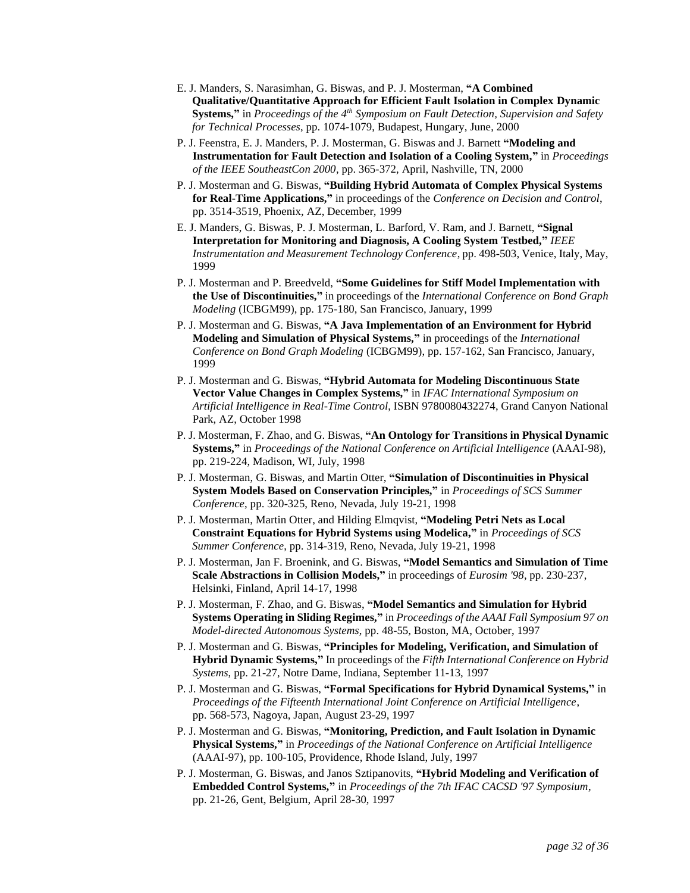E. J. Manders, S. Narasimhan, G. Biswas, and P. J. Mosterman, **"A Combined Qualitative/Quantitative Approach for Efficient Fault Isolation in Complex Dynamic Systems,"** in *Proceedings of the 4th Symposium on Fault Detection, Supervision and Safety for Technical Processes*, pp. 1074-1079, Budapest, Hungary, June, 2000

P. J. Feenstra, E. J. Manders, P. J. Mosterman, G. Biswas and J. Barnett **"Modeling and Instrumentation for Fault Detection and Isolation of a Cooling System,"** in *Proceedings of the IEEE SoutheastCon 2000*, pp. 365-372, April, Nashville, TN, 2000

P. J. Mosterman and G. Biswas, **"Building Hybrid Automata of Complex Physical Systems for Real-Time Applications,"** in proceedings of the *Conference on Decision and Control*, pp. 3514-3519, Phoenix, AZ, December, 1999

E. J. Manders, G. Biswas, P. J. Mosterman, L. Barford, V. Ram, and J. Barnett, **"Signal Interpretation for Monitoring and Diagnosis, A Cooling System Testbed,"** *IEEE Instrumentation and Measurement Technology Conference*, pp. 498-503, Venice, Italy, May, 1999

P. J. Mosterman and P. Breedveld, **"Some Guidelines for Stiff Model Implementation with the Use of Discontinuities,"** in proceedings of the *International Conference on Bond Graph Modeling* (ICBGM99), pp. 175-180, San Francisco, January, 1999

P. J. Mosterman and G. Biswas, **"A Java Implementation of an Environment for Hybrid Modeling and Simulation of Physical Systems,"** in proceedings of the *International Conference on Bond Graph Modeling* (ICBGM99), pp. 157-162, San Francisco, January, 1999

P. J. Mosterman and G. Biswas, **"Hybrid Automata for Modeling Discontinuous State Vector Value Changes in Complex Systems,"** in *IFAC International Symposium on Artificial Intelligence in Real-Time Control*, ISBN 9780080432274, Grand Canyon National Park, AZ, October 1998

P. J. Mosterman, F. Zhao, and G. Biswas, **"An Ontology for Transitions in Physical Dynamic Systems,"** in *Proceedings of the National Conference on Artificial Intelligence* (AAAI-98), pp. 219-224, Madison, WI, July, 1998

P. J. Mosterman, G. Biswas, and Martin Otter, **"Simulation of Discontinuities in Physical System Models Based on Conservation Principles,"** in *Proceedings of SCS Summer Conference*, pp. 320-325, Reno, Nevada, July 19-21, 1998

P. J. Mosterman, Martin Otter, and Hilding Elmqvist, **"Modeling Petri Nets as Local Constraint Equations for Hybrid Systems using Modelica,"** in *Proceedings of SCS Summer Conference*, pp. 314-319, Reno, Nevada, July 19-21, 1998

P. J. Mosterman, Jan F. Broenink, and G. Biswas, **"Model Semantics and Simulation of Time Scale Abstractions in Collision Models,"** in proceedings of *Eurosim '98*, pp. 230-237, Helsinki, Finland, April 14-17, 1998

P. J. Mosterman, F. Zhao, and G. Biswas, **"Model Semantics and Simulation for Hybrid Systems Operating in Sliding Regimes,"** in *Proceedings of the AAAI Fall Symposium 97 on Model-directed Autonomous Systems*, pp. 48-55, Boston, MA, October, 1997

P. J. Mosterman and G. Biswas, **"Principles for Modeling, Verification, and Simulation of Hybrid Dynamic Systems,"** In proceedings of the *Fifth International Conference on Hybrid Systems*, pp. 21-27, Notre Dame, Indiana, September 11-13, 1997

P. J. Mosterman and G. Biswas, **"Formal Specifications for Hybrid Dynamical Systems,"** in *Proceedings of the Fifteenth International Joint Conference on Artificial Intelligence*, pp. 568-573, Nagoya, Japan, August 23-29, 1997

P. J. Mosterman and G. Biswas, **"Monitoring, Prediction, and Fault Isolation in Dynamic Physical Systems,"** in *Proceedings of the National Conference on Artificial Intelligence* (AAAI-97), pp. 100-105, Providence, Rhode Island, July, 1997

P. J. Mosterman, G. Biswas, and Janos Sztipanovits, **"Hybrid Modeling and Verification of Embedded Control Systems,"** in *Proceedings of the 7th IFAC CACSD '97 Symposium*, pp. 21-26, Gent, Belgium, April 28-30, 1997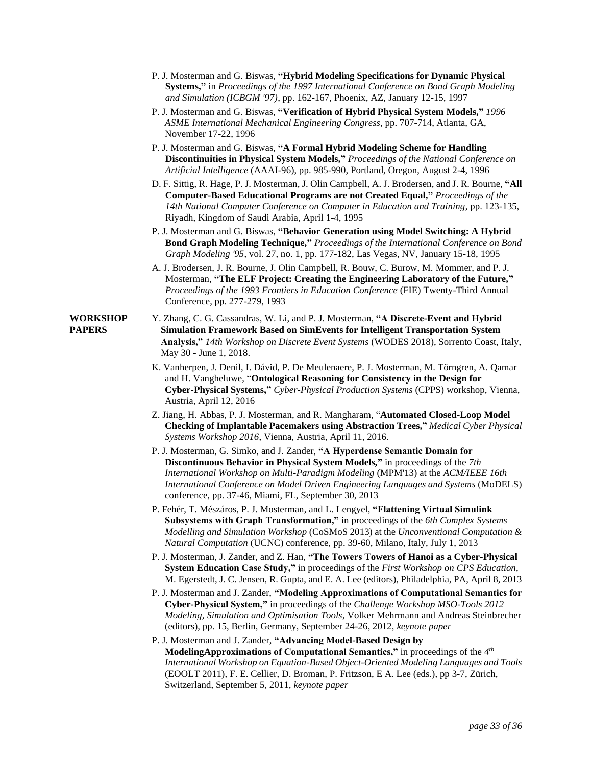P. J. Mosterman and G. Biswas, **"Hybrid Modeling Specifications for Dynamic Physical Systems,"** in *Proceedings of the 1997 International Conference on Bond Graph Modeling and Simulation (ICBGM '97)*, pp. 162-167, Phoenix, AZ, January 12-15, 1997

P. J. Mosterman and G. Biswas, **"Verification of Hybrid Physical System Models,"** *1996 ASME International Mechanical Engineering Congress*, pp. 707-714, Atlanta, GA, November 17-22, 1996

P. J. Mosterman and G. Biswas, **"A Formal Hybrid Modeling Scheme for Handling Discontinuities in Physical System Models,"** *Proceedings of the National Conference on Artificial Intelligence* (AAAI-96), pp. 985-990, Portland, Oregon, August 2-4, 1996

D. F. Sittig, R. Hage, P. J. Mosterman, J. Olin Campbell, A. J. Brodersen, and J. R. Bourne, **"All Computer-Based Educational Programs are not Created Equal,"** *Proceedings of the 14th National Computer Conference on Computer in Education and Training*, pp. 123-135, Riyadh, Kingdom of Saudi Arabia, April 1-4, 1995

P. J. Mosterman and G. Biswas, **"Behavior Generation using Model Switching: A Hybrid Bond Graph Modeling Technique,"** *Proceedings of the International Conference on Bond Graph Modeling '95*, vol. 27, no. 1, pp. 177-182, Las Vegas, NV, January 15-18, 1995

A. J. Brodersen, J. R. Bourne, J. Olin Campbell, R. Bouw, C. Burow, M. Mommer, and P. J. Mosterman, **"The ELF Project: Creating the Engineering Laboratory of the Future,"** *Proceedings of the 1993 Frontiers in Education Conference* (FIE) Twenty-Third Annual Conference, pp. 277-279, 1993

**WORKSHOP PAPERS**

Y. Zhang, C. G. Cassandras, W. Li, and P. J. Mosterman, **"A Discrete-Event and Hybrid Simulation Framework Based on SimEvents for Intelligent Transportation System Analysis,"** *14th Workshop on Discrete Event Systems* (WODES 2018), Sorrento Coast, Italy, May 30 - June 1, 2018.

K. Vanherpen, J. Denil, I. Dávid, P. De Meulenaere, P. J. Mosterman, M. Törngren, A. Qamar and H. Vangheluwe, "**Ontological Reasoning for Consistency in the Design for Cyber-Physical Systems,"** *Cyber-Physical Production Systems* (CPPS) workshop, Vienna, Austria, April 12, 2016

Z. Jiang, H. Abbas, P. J. Mosterman, and R. Mangharam, "**Automated Closed-Loop Model Checking of Implantable Pacemakers using Abstraction Trees,"** *Medical Cyber Physical Systems Workshop 2016*, Vienna, Austria, April 11, 2016.

P. J. Mosterman, G. Simko, and J. Zander, **"A Hyperdense Semantic Domain for Discontinuous Behavior in Physical System Models,"** in proceedings of the *7th International Workshop on Multi-Paradigm Modeling* (MPM'13) at the *ACM/IEEE 16th International Conference on Model Driven Engineering Languages and Systems* (MoDELS) conference, pp. 37-46, Miami, FL, September 30, 2013

P. Fehér, T. Mészáros, P. J. Mosterman, and L. Lengyel, **"Flattening Virtual Simulink Subsystems with Graph Transformation,"** in proceedings of the *6th Complex Systems Modelling and Simulation Workshop* (CoSMoS 2013) at the *Unconventional Computation & Natural Computation* (UCNC) conference, pp. 39-60, Milano, Italy, July 1, 2013

P. J. Mosterman, J. Zander, and Z. Han, **"The Towers Towers of Hanoi as a Cyber-Physical System Education Case Study,"** in proceedings of the *First Workshop on CPS Education*, M. Egerstedt, J. C. Jensen, R. Gupta, and E. A. Lee (editors), Philadelphia, PA, April 8, 2013

P. J. Mosterman and J. Zander, **"Modeling Approximations of Computational Semantics for Cyber-Physical System,"** in proceedings of the *Challenge Workshop MSO-Tools 2012 Modeling, Simulation and Optimisation Tools*, Volker Mehrmann and Andreas Steinbrecher (editors), pp. 15, Berlin, Germany, September 24-26, 2012, *keynote paper*

P. J. Mosterman and J. Zander, **"Advancing Model-Based Design by ModelingApproximations of Computational Semantics,"** in proceedings of the *4th International Workshop on Equation-Based Object-Oriented Modeling Languages and Tools* (EOOLT 2011), F. E. Cellier, D. Broman, P. Fritzson, E A. Lee (eds.), pp 3-7, Zürich, Switzerland, September 5, 2011, *keynote paper*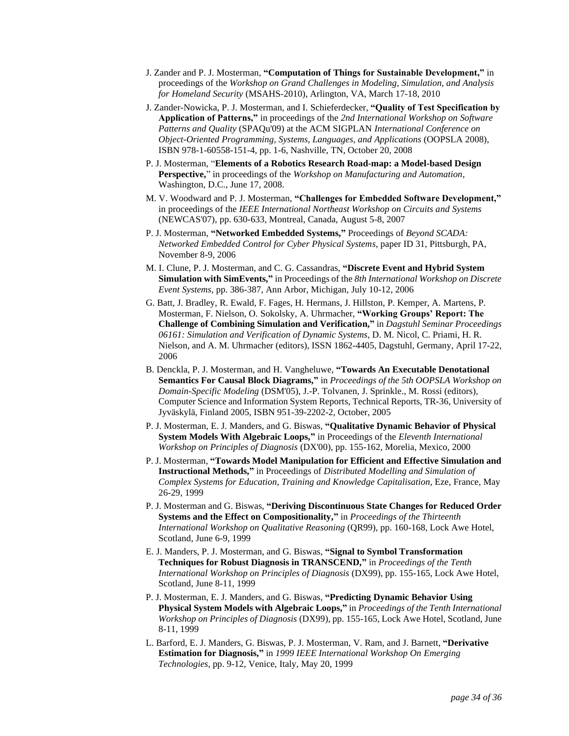J. Zander and P. J. Mosterman, **"Computation of Things for Sustainable Development,"** in proceedings of the *Workshop on Grand Challenges in Modeling, Simulation, and Analysis for Homeland Security* (MSAHS-2010), Arlington, VA, March 17-18, 2010

J. Zander-Nowicka, P. J. Mosterman, and I. Schieferdecker, **"Quality of Test Specification by Application of Patterns,"** in proceedings of the *2nd International Workshop on Software Patterns and Quality* (SPAQu'09) at the ACM SIGPLAN *International Conference on Object-Oriented Programming, Systems, Languages, and Applications* (OOPSLA 2008), ISBN 978-1-60558-151-4, pp. 1-6, Nashville, TN, October 20, 2008

P. J. Mosterman, "**Elements of a Robotics Research Road-map: a Model-based Design Perspective,**" in proceedings of the *Workshop on Manufacturing and Automation*, Washington, D.C., June 17, 2008.

M. V. Woodward and P. J. Mosterman, **"Challenges for Embedded Software Development,"** in proceedings of the *IEEE International Northeast Workshop on Circuits and Systems* (NEWCAS'07), pp. 630-633, Montreal, Canada, August 5-8, 2007

P. J. Mosterman, **"Networked Embedded Systems,"** Proceedings of *Beyond SCADA: Networked Embedded Control for Cyber Physical Systems*, paper ID 31, Pittsburgh, PA, November 8-9, 2006

M. I. Clune, P. J. Mosterman, and C. G. Cassandras, **"Discrete Event and Hybrid System Simulation with SimEvents,"** in Proceedings of the *8th International Workshop on Discrete Event Systems*, pp. 386-387, Ann Arbor, Michigan, July 10-12, 2006

G. Batt, J. Bradley, R. Ewald, F. Fages, H. Hermans, J. Hillston, P. Kemper, A. Martens, P. Mosterman, F. Nielson, O. Sokolsky, A. Uhrmacher, **"Working Groups' Report: The Challenge of Combining Simulation and Verification,"** in *Dagstuhl Seminar Proceedings 06161: Simulation and Verification of Dynamic Systems*, D. M. Nicol, C. Priami, H. R. Nielson, and A. M. Uhrmacher (editors), ISSN 1862-4405, Dagstuhl, Germany, April 17-22, 2006

B. Denckla, P. J. Mosterman, and H. Vangheluwe, **"Towards An Executable Denotational Semantics For Causal Block Diagrams,"** in *Proceedings of the 5th OOPSLA Workshop on Domain-Specific Modeling* (DSM'05), J.-P. Tolvanen, J. Sprinkle., M. Rossi (editors), Computer Science and Information System Reports, Technical Reports, TR-36, University of Jyväskylä, Finland 2005, ISBN 951-39-2202-2, October, 2005

P. J. Mosterman, E. J. Manders, and G. Biswas, **"Qualitative Dynamic Behavior of Physical System Models With Algebraic Loops,"** in Proceedings of the *Eleventh International Workshop on Principles of Diagnosis* (DX'00), pp. 155-162, Morelia, Mexico, 2000

P. J. Mosterman, **"Towards Model Manipulation for Efficient and Effective Simulation and Instructional Methods,"** in Proceedings of *Distributed Modelling and Simulation of Complex Systems for Education, Training and Knowledge Capitalisation*, Eze, France, May 26-29, 1999

P. J. Mosterman and G. Biswas, **"Deriving Discontinuous State Changes for Reduced Order Systems and the Effect on Compositionality,"** in *Proceedings of the Thirteenth International Workshop on Qualitative Reasoning* (QR99), pp. 160-168, Lock Awe Hotel, Scotland, June 6-9, 1999

E. J. Manders, P. J. Mosterman, and G. Biswas, **"Signal to Symbol Transformation Techniques for Robust Diagnosis in TRANSCEND,"** in *Proceedings of the Tenth International Workshop on Principles of Diagnosis* (DX99), pp. 155-165, Lock Awe Hotel, Scotland, June 8-11, 1999

P. J. Mosterman, E. J. Manders, and G. Biswas, **"Predicting Dynamic Behavior Using Physical System Models with Algebraic Loops,"** in *Proceedings of the Tenth International Workshop on Principles of Diagnosis* (DX99), pp. 155-165, Lock Awe Hotel, Scotland, June 8-11, 1999

L. Barford, E. J. Manders, G. Biswas, P. J. Mosterman, V. Ram, and J. Barnett, **"Derivative Estimation for Diagnosis,"** in *1999 IEEE International Workshop On Emerging Technologies*, pp. 9-12, Venice, Italy, May 20, 1999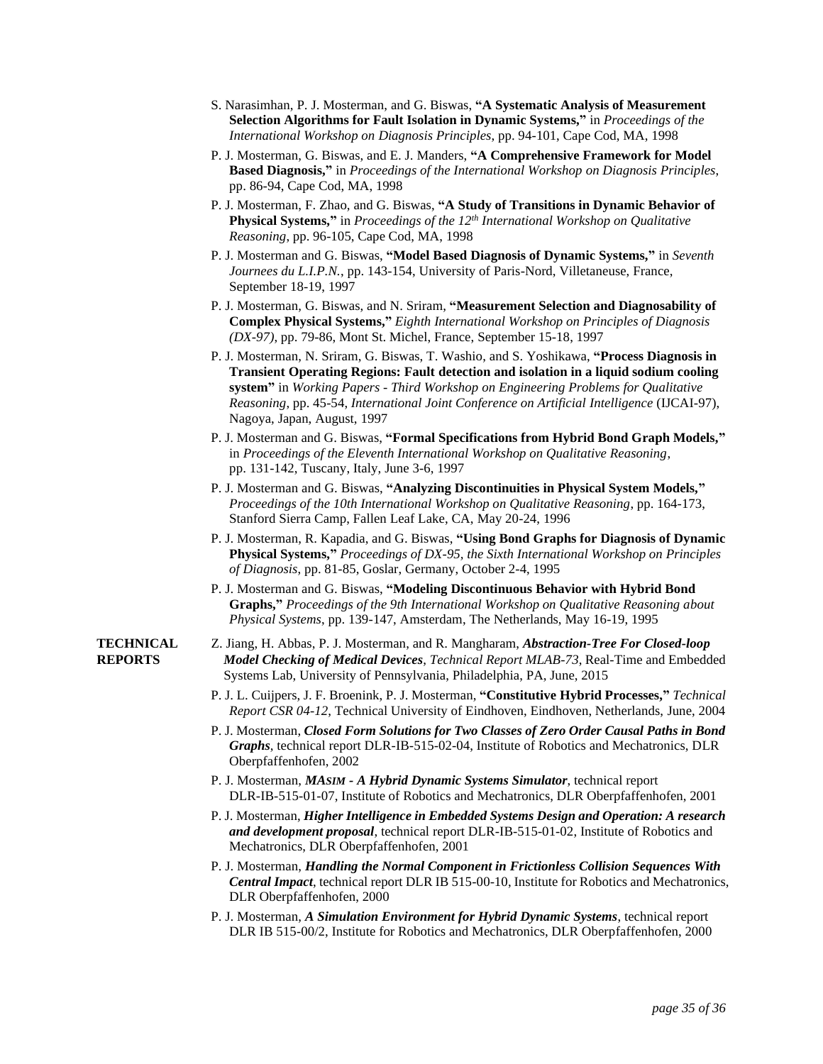S. Narasimhan, P. J. Mosterman, and G. Biswas, **"A Systematic Analysis of Measurement Selection Algorithms for Fault Isolation in Dynamic Systems,"** in *Proceedings of the International Workshop on Diagnosis Principles*, pp. 94-101, Cape Cod, MA, 1998

P. J. Mosterman, G. Biswas, and E. J. Manders, **"A Comprehensive Framework for Model Based Diagnosis,"** in *Proceedings of the International Workshop on Diagnosis Principles*, pp. 86-94, Cape Cod, MA, 1998

P. J. Mosterman, F. Zhao, and G. Biswas, **"A Study of Transitions in Dynamic Behavior of Physical Systems,"** in *Proceedings of the 12th International Workshop on Qualitative Reasoning*, pp. 96-105, Cape Cod, MA, 1998

P. J. Mosterman and G. Biswas, **"Model Based Diagnosis of Dynamic Systems,"** in *Seventh Journees du L.I.P.N.*, pp. 143-154, University of Paris-Nord, Villetaneuse, France, September 18-19, 1997

P. J. Mosterman, G. Biswas, and N. Sriram, **"Measurement Selection and Diagnosability of Complex Physical Systems,"** *Eighth International Workshop on Principles of Diagnosis (DX-97)*, pp. 79-86, Mont St. Michel, France, September 15-18, 1997

P. J. Mosterman, N. Sriram, G. Biswas, T. Washio, and S. Yoshikawa, **"Process Diagnosis in Transient Operating Regions: Fault detection and isolation in a liquid sodium cooling system"** in *Working Papers - Third Workshop on Engineering Problems for Qualitative Reasoning*, pp. 45-54, *International Joint Conference on Artificial Intelligence* (IJCAI-97), Nagoya, Japan, August, 1997

P. J. Mosterman and G. Biswas, **"Formal Specifications from Hybrid Bond Graph Models,"** in *Proceedings of the Eleventh International Workshop on Qualitative Reasoning*, pp. 131-142, Tuscany, Italy, June 3-6, 1997

P. J. Mosterman and G. Biswas, **"Analyzing Discontinuities in Physical System Models,"** *Proceedings of the 10th International Workshop on Qualitative Reasoning*, pp. 164-173, Stanford Sierra Camp, Fallen Leaf Lake, CA, May 20-24, 1996

P. J. Mosterman, R. Kapadia, and G. Biswas, **"Using Bond Graphs for Diagnosis of Dynamic Physical Systems,"** *Proceedings of DX-95, the Sixth International Workshop on Principles of Diagnosis*, pp. 81-85, Goslar, Germany, October 2-4, 1995

P. J. Mosterman and G. Biswas, **"Modeling Discontinuous Behavior with Hybrid Bond Graphs,"** *Proceedings of the 9th International Workshop on Qualitative Reasoning about Physical Systems*, pp. 139-147, Amsterdam, The Netherlands, May 16-19, 1995

**TECHNICAL REPORTS**

Z. Jiang, H. Abbas, P. J. Mosterman, and R. Mangharam, ***Abstraction-Tree For Closed-loop Model Checking of Medical Devices***, *Technical Report MLAB-73*, Real-Time and Embedded Systems Lab, University of Pennsylvania, Philadelphia, PA, June, 2015

P. J. L. Cuijpers, J. F. Broenink, P. J. Mosterman, **"Constitutive Hybrid Processes,"** *Technical Report CSR 04-12*, Technical University of Eindhoven, Eindhoven, Netherlands, June, 2004

P. J. Mosterman, ***Closed Form Solutions for Two Classes of Zero Order Causal Paths in Bond Graphs***, technical report DLR-IB-515-02-04, Institute of Robotics and Mechatronics, DLR Oberpfaffenhofen, 2002

P. J. Mosterman, ***MASIM - A Hybrid Dynamic Systems Simulator***, technical report DLR-IB-515-01-07, Institute of Robotics and Mechatronics, DLR Oberpfaffenhofen, 2001

P. J. Mosterman, ***Higher Intelligence in Embedded Systems Design and Operation: A research and development proposal***, technical report DLR-IB-515-01-02, Institute of Robotics and Mechatronics, DLR Oberpfaffenhofen, 2001

P. J. Mosterman, ***Handling the Normal Component in Frictionless Collision Sequences With Central Impact***, technical report DLR IB 515-00-10, Institute for Robotics and Mechatronics, DLR Oberpfaffenhofen, 2000

P. J. Mosterman, ***A Simulation Environment for Hybrid Dynamic Systems***, technical report DLR IB 515-00/2, Institute for Robotics and Mechatronics, DLR Oberpfaffenhofen, 2000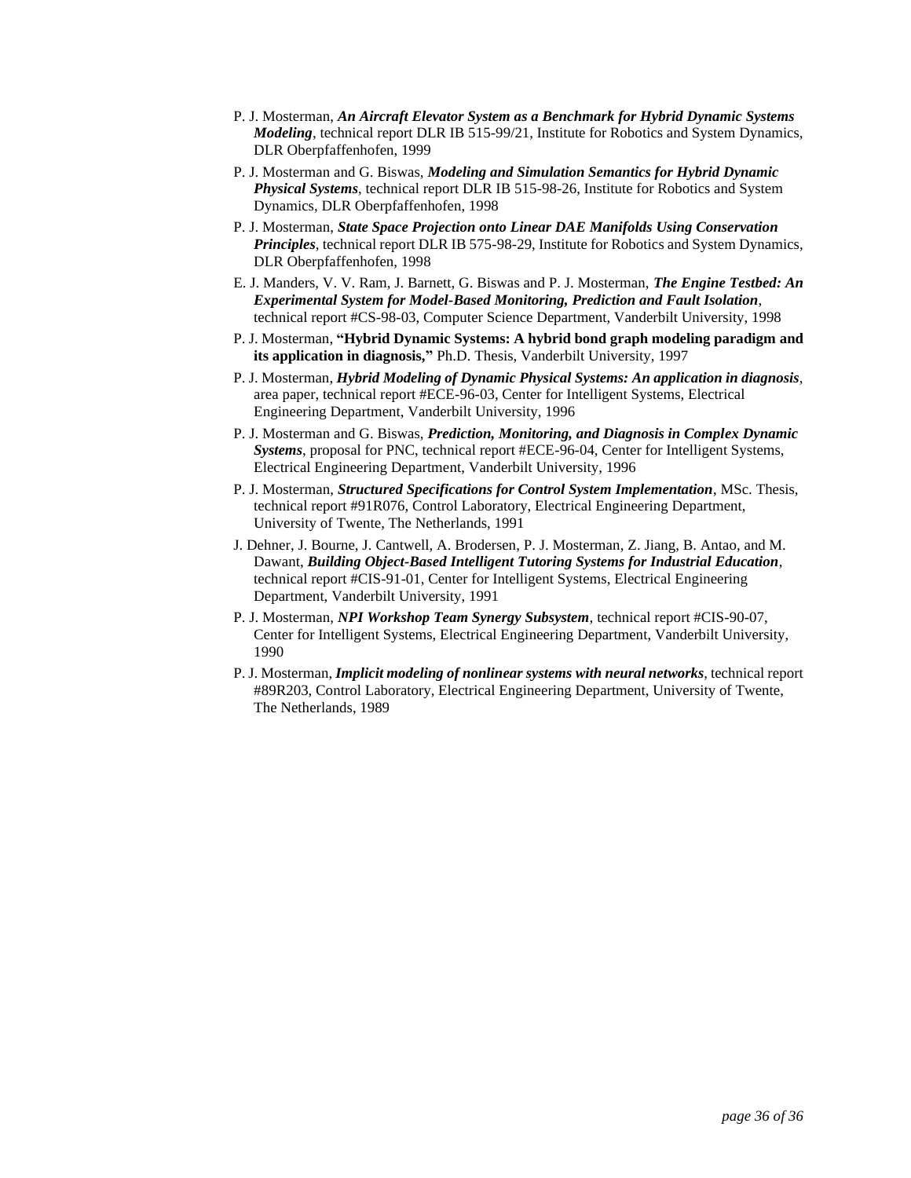P. J. Mosterman, ***An Aircraft Elevator System as a Benchmark for Hybrid Dynamic Systems Modeling***, technical report DLR IB 515-99/21, Institute for Robotics and System Dynamics, DLR Oberpfaffenhofen, 1999

P. J. Mosterman and G. Biswas, ***Modeling and Simulation Semantics for Hybrid Dynamic Physical Systems***, technical report DLR IB 515-98-26, Institute for Robotics and System Dynamics, DLR Oberpfaffenhofen, 1998

P. J. Mosterman, ***State Space Projection onto Linear DAE Manifolds Using Conservation Principles***, technical report DLR IB 575-98-29, Institute for Robotics and System Dynamics, DLR Oberpfaffenhofen, 1998

E. J. Manders, V. V. Ram, J. Barnett, G. Biswas and P. J. Mosterman, ***The Engine Testbed: An Experimental System for Model-Based Monitoring, Prediction and Fault Isolation***, technical report #CS-98-03, Computer Science Department, Vanderbilt University, 1998

P. J. Mosterman, **"Hybrid Dynamic Systems: A hybrid bond graph modeling paradigm and its application in diagnosis,"** Ph.D. Thesis, Vanderbilt University, 1997

P. J. Mosterman, ***Hybrid Modeling of Dynamic Physical Systems: An application in diagnosis***, area paper, technical report #ECE-96-03, Center for Intelligent Systems, Electrical Engineering Department, Vanderbilt University, 1996

P. J. Mosterman and G. Biswas, ***Prediction, Monitoring, and Diagnosis in Complex Dynamic Systems***, proposal for PNC, technical report #ECE-96-04, Center for Intelligent Systems, Electrical Engineering Department, Vanderbilt University, 1996

P. J. Mosterman, ***Structured Specifications for Control System Implementation***, MSc. Thesis, technical report #91R076, Control Laboratory, Electrical Engineering Department, University of Twente, The Netherlands, 1991

J. Dehner, J. Bourne, J. Cantwell, A. Brodersen, P. J. Mosterman, Z. Jiang, B. Antao, and M. Dawant, ***Building Object-Based Intelligent Tutoring Systems for Industrial Education***, technical report #CIS-91-01, Center for Intelligent Systems, Electrical Engineering Department, Vanderbilt University, 1991

P. J. Mosterman, ***NPI Workshop Team Synergy Subsystem***, technical report #CIS-90-07, Center for Intelligent Systems, Electrical Engineering Department, Vanderbilt University, 1990

P. J. Mosterman, ***Implicit modeling of nonlinear systems with neural networks***, technical report #89R203, Control Laboratory, Electrical Engineering Department, University of Twente, The Netherlands, 1989